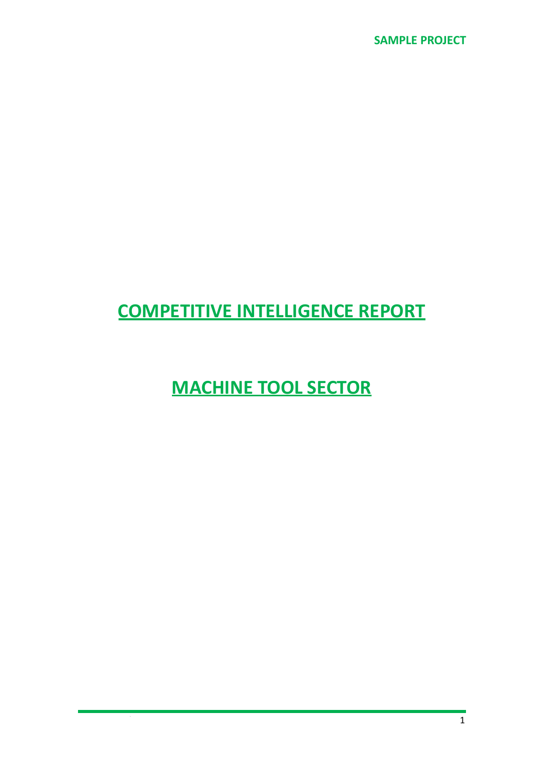**SAMPLE PROJECT**

# COMPETITIVE INTELLIGENCE REPORT

# MACHINE TOOL SECTOR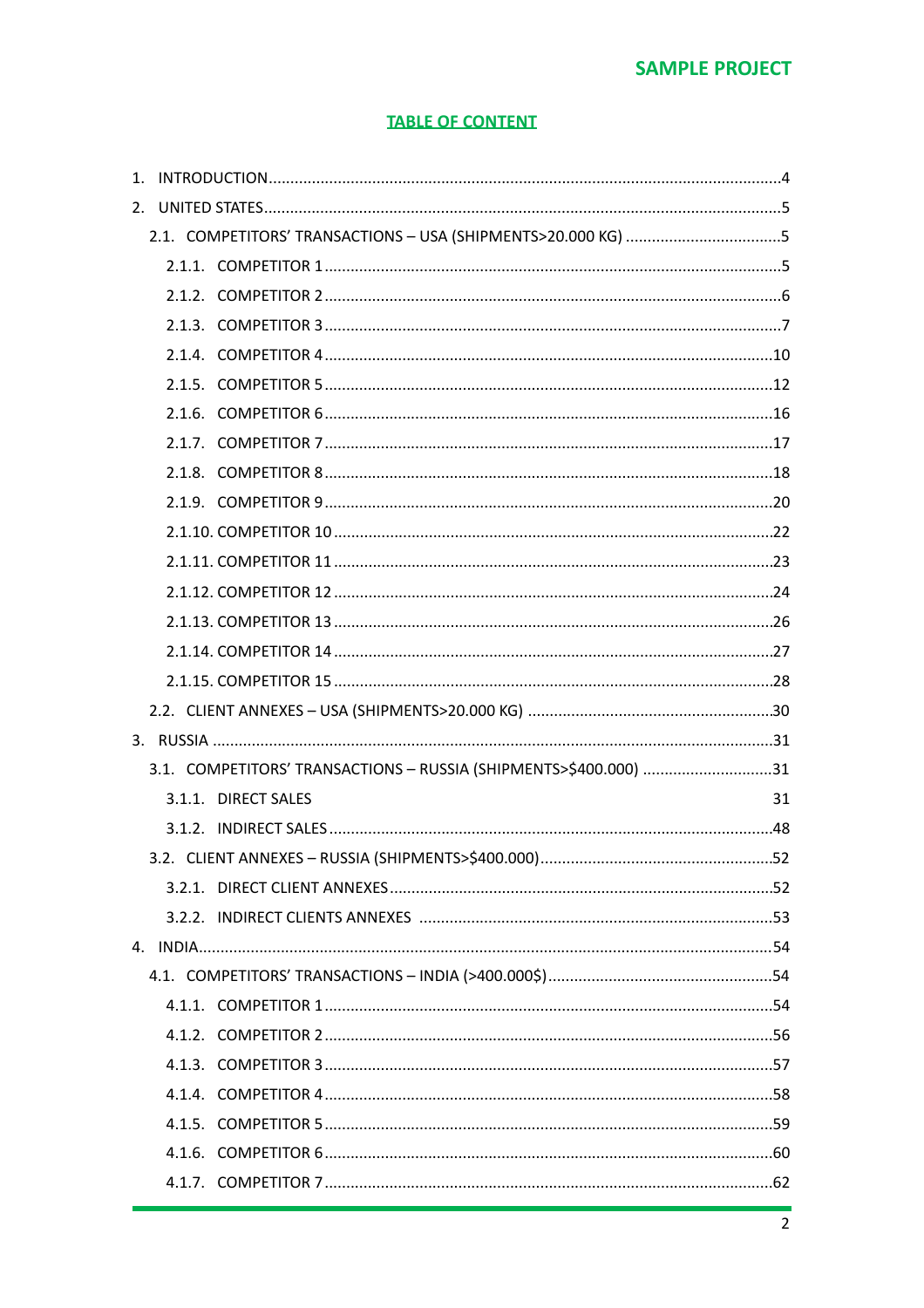**TABLE OF CONTENT**

1. INTRODUCTION ..... 4
2. UNITED STATES ..... 5
   - 2.1. COMPETITORS' TRANSACTIONS – USA (SHIPMENTS>20.000 KG) ..... 5
     - 2.1.1. COMPETITOR 1 ..... 5
     - 2.1.2. COMPETITOR 2 ..... 6
     - 2.1.3. COMPETITOR 3 ..... 7
     - 2.1.4. COMPETITOR 4 ..... 10
     - 2.1.5. COMPETITOR 5 ..... 12
     - 2.1.6. COMPETITOR 6 ..... 16
     - 2.1.7. COMPETITOR 7 ..... 17
     - 2.1.8. COMPETITOR 8 ..... 18
     - 2.1.9. COMPETITOR 9 ..... 20
     - 2.1.10. COMPETITOR 10 ..... 22
     - 2.1.11. COMPETITOR 11 ..... 23
     - 2.1.12. COMPETITOR 12 ..... 24
     - 2.1.13. COMPETITOR 13 ..... 26
     - 2.1.14. COMPETITOR 14 ..... 27
     - 2.1.15. COMPETITOR 15 ..... 28
   - 2.2. CLIENT ANNEXES – USA (SHIPMENTS>20.000 KG) ..... 30
3. RUSSIA ..... 31
   - 3.1. COMPETITORS' TRANSACTIONS – RUSSIA (SHIPMENTS>$400.000) ..... 31
     - 3.1.1. DIRECT SALES ..... 31
     - 3.1.2. INDIRECT SALES ..... 48
   - 3.2. CLIENT ANNEXES – RUSSIA (SHIPMENTS>$400.000) ..... 52
     - 3.2.1. DIRECT CLIENT ANNEXES ..... 52
     - 3.2.2. INDIRECT CLIENTS ANNEXES ..... 53
4. INDIA ..... 54
   - 4.1. COMPETITORS' TRANSACTIONS – INDIA (>400.000$) ..... 54
     - 4.1.1. COMPETITOR 1 ..... 54
     - 4.1.2. COMPETITOR 2 ..... 56
     - 4.1.3. COMPETITOR 3 ..... 57
     - 4.1.4. COMPETITOR 4 ..... 58
     - 4.1.5. COMPETITOR 5 ..... 59
     - 4.1.6. COMPETITOR 6 ..... 60
     - 4.1.7. COMPETITOR 7 ..... 62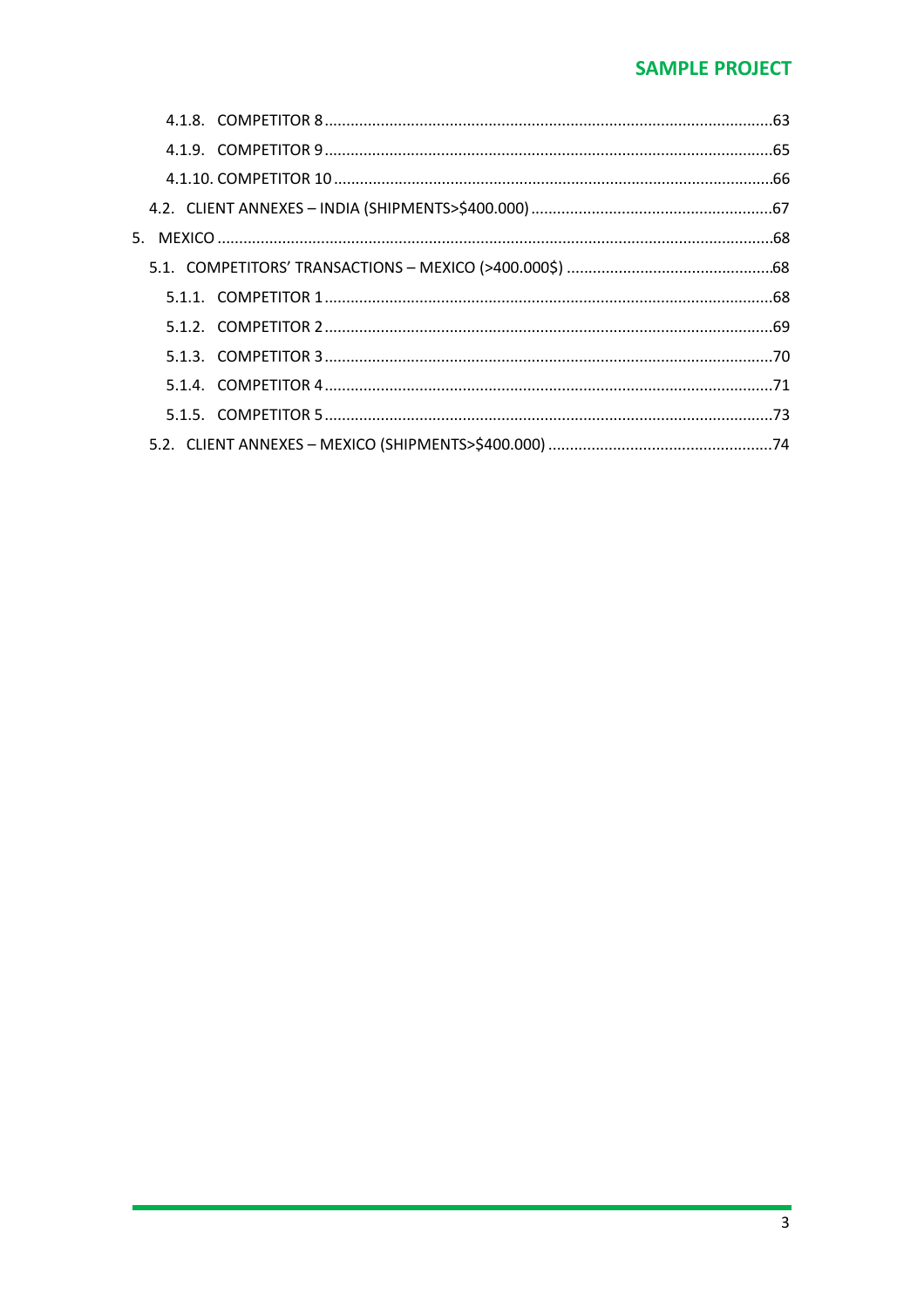- 4.1.8. COMPETITOR 8 ....................................................................................................63
- 4.1.9. COMPETITOR 9 ....................................................................................................65
- 4.1.10. COMPETITOR 10 ..................................................................................................66
- 4.2. CLIENT ANNEXES – INDIA (SHIPMENTS>$400.000) ........................................................67

5. MEXICO ................................................................................................................................68

- 5.1. COMPETITORS' TRANSACTIONS – MEXICO (>400.000$) ...............................................68
  - 5.1.1. COMPETITOR 1 ....................................................................................................68
  - 5.1.2. COMPETITOR 2 ....................................................................................................69
  - 5.1.3. COMPETITOR 3 ....................................................................................................70
  - 5.1.4. COMPETITOR 4 ....................................................................................................71
  - 5.1.5. COMPETITOR 5 ....................................................................................................73
- 5.2. CLIENT ANNEXES – MEXICO (SHIPMENTS>$400.000) ....................................................74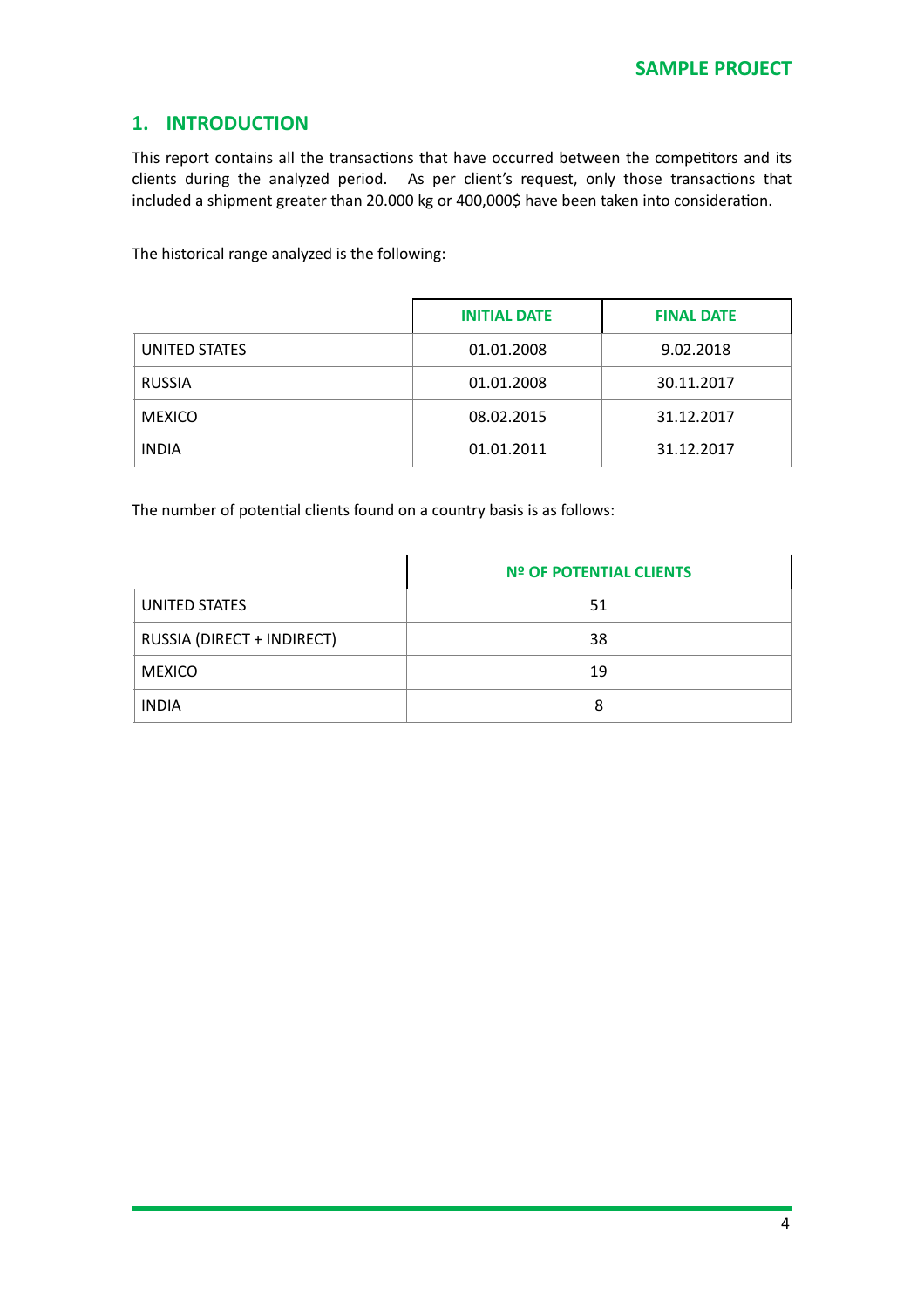## 1. INTRODUCTION

This report contains all the transactions that have occurred between the competitors and its clients during the analyzed period. As per client's request, only those transactions that included a shipment greater than 20.000 kg or 400,000$ have been taken into consideration.

The historical range analyzed is the following:

| | INITIAL DATE | FINAL DATE |
|---|---|---|
| UNITED STATES | 01.01.2008 | 9.02.2018 |
| RUSSIA | 01.01.2008 | 30.11.2017 |
| MEXICO | 08.02.2015 | 31.12.2017 |
| INDIA | 01.01.2011 | 31.12.2017 |

The number of potential clients found on a country basis is as follows:

| | Nº OF POTENTIAL CLIENTS |
|---|---|
| UNITED STATES | 51 |
| RUSSIA (DIRECT + INDIRECT) | 38 |
| MEXICO | 19 |
| INDIA | 8 |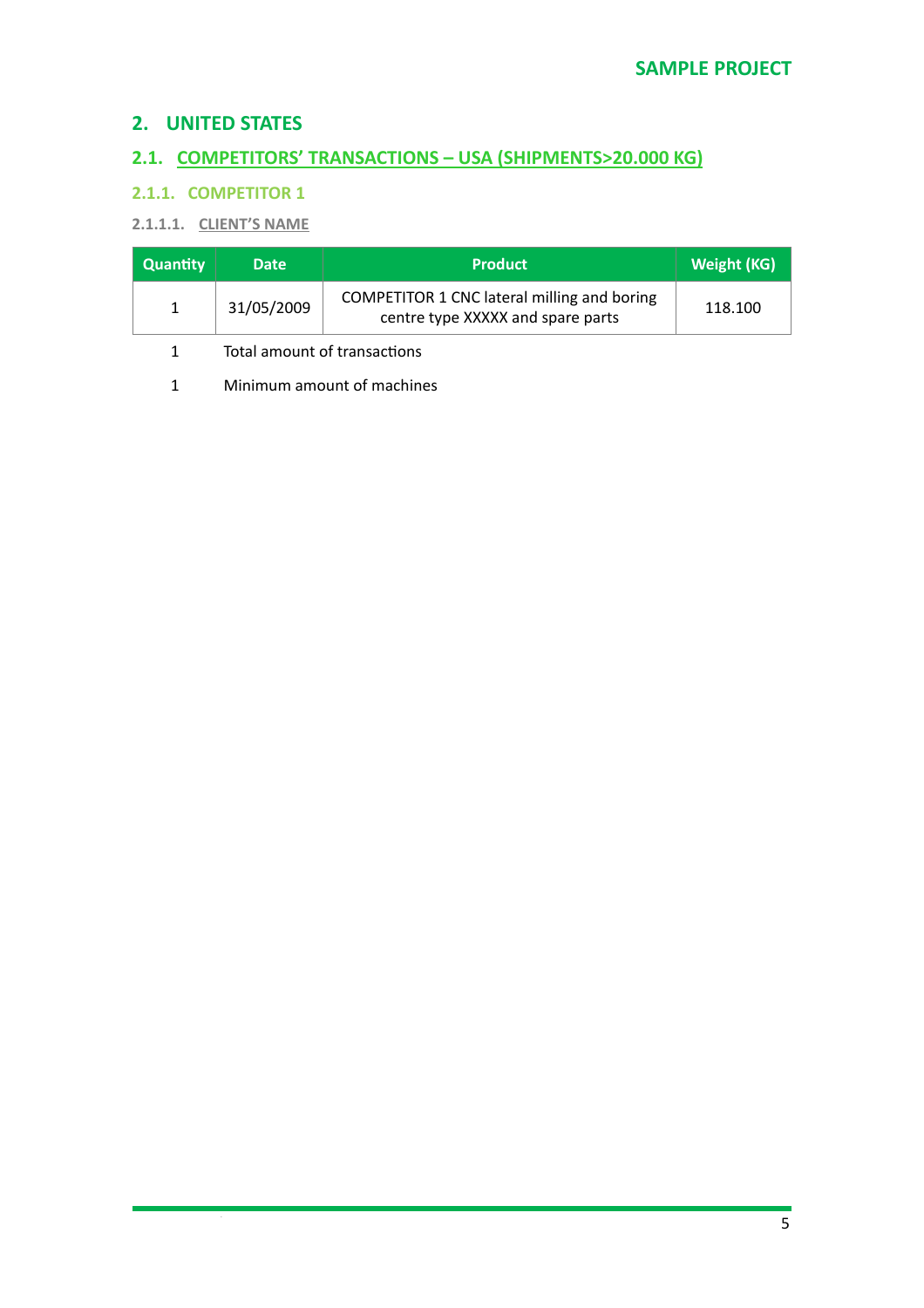# 2. UNITED STATES

## 2.1. COMPETITORS' TRANSACTIONS – USA (SHIPMENTS>20.000 KG)

### 2.1.1. COMPETITOR 1

#### 2.1.1.1. CLIENT'S NAME

| Quantity | Date | Product | Weight (KG) |
|---|---|---|---|
| 1 | 31/05/2009 | COMPETITOR 1 CNC lateral milling and boring centre type XXXXX and spare parts | 118.100 |

1 Total amount of transactions

1 Minimum amount of machines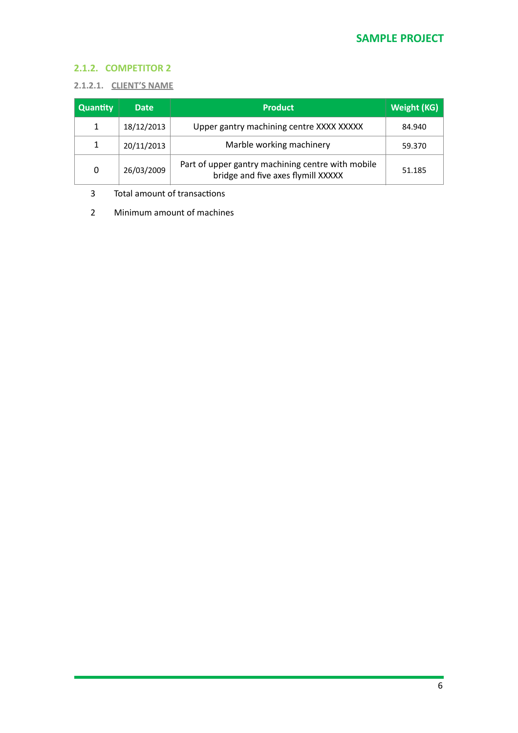### 2.1.2. COMPETITOR 2

#### 2.1.2.1. CLIENT'S NAME

| Quantity | Date | Product | Weight (KG) |
|---|---|---|---|
| 1 | 18/12/2013 | Upper gantry machining centre XXXX XXXXX | 84.940 |
| 1 | 20/11/2013 | Marble working machinery | 59.370 |
| 0 | 26/03/2009 | Part of upper gantry machining centre with mobile bridge and five axes flymill XXXXX | 51.185 |

3 Total amount of transactions

2 Minimum amount of machines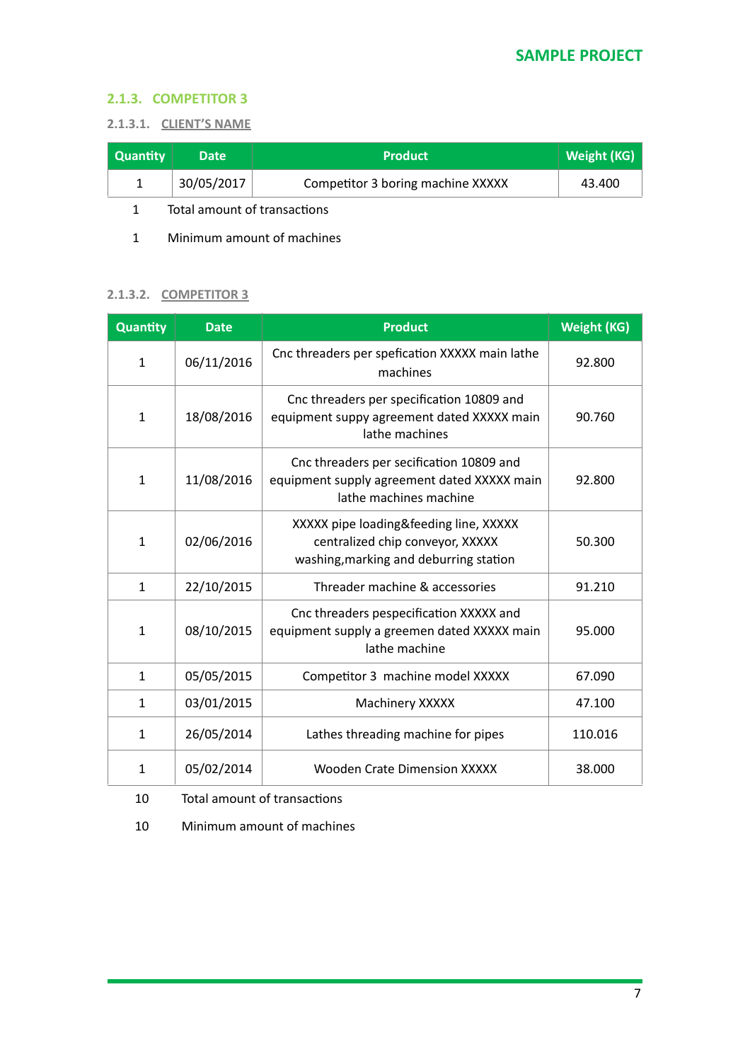### 2.1.3. COMPETITOR 3

#### 2.1.3.1. CLIENT'S NAME

| Quantity | Date | Product | Weight (KG) |
|---|---|---|---|
| 1 | 30/05/2017 | Competitor 3 boring machine XXXXX | 43.400 |

1 Total amount of transactions

1 Minimum amount of machines

#### 2.1.3.2. COMPETITOR 3

| Quantity | Date | Product | Weight (KG) |
|---|---|---|---|
| 1 | 06/11/2016 | Cnc threaders per spefication XXXXX main lathe machines | 92.800 |
| 1 | 18/08/2016 | Cnc threaders per specification 10809 and equipment suppy agreement dated XXXXX main lathe machines | 90.760 |
| 1 | 11/08/2016 | Cnc threaders per secification 10809 and equipment supply agreement dated XXXXX main lathe machines machine | 92.800 |
| 1 | 02/06/2016 | XXXXX pipe loading&feeding line, XXXXX centralized chip conveyor, XXXXX washing,marking and deburring station | 50.300 |
| 1 | 22/10/2015 | Threader machine & accessories | 91.210 |
| 1 | 08/10/2015 | Cnc threaders pespecification XXXXX and equipment supply a greemen dated XXXXX main lathe machine | 95.000 |
| 1 | 05/05/2015 | Competitor 3 machine model XXXXX | 67.090 |
| 1 | 03/01/2015 | Machinery XXXXX | 47.100 |
| 1 | 26/05/2014 | Lathes threading machine for pipes | 110.016 |
| 1 | 05/02/2014 | Wooden Crate Dimension XXXXX | 38.000 |

10 Total amount of transactions

10 Minimum amount of machines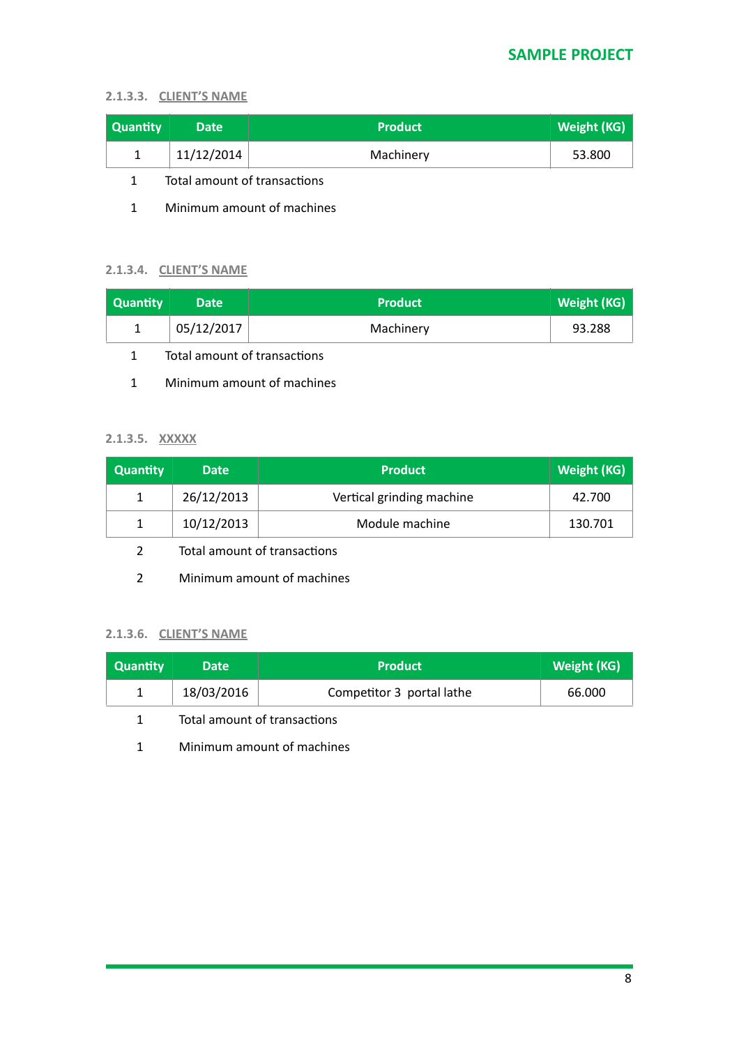#### 2.1.3.3. CLIENT'S NAME

| Quantity | Date | Product | Weight (KG) |
|---|---|---|---|
| 1 | 11/12/2014 | Machinery | 53.800 |

1 Total amount of transactions

1 Minimum amount of machines

#### 2.1.3.4. CLIENT'S NAME

| Quantity | Date | Product | Weight (KG) |
|---|---|---|---|
| 1 | 05/12/2017 | Machinery | 93.288 |

1 Total amount of transactions

1 Minimum amount of machines

#### 2.1.3.5. XXXXX

| Quantity | Date | Product | Weight (KG) |
|---|---|---|---|
| 1 | 26/12/2013 | Vertical grinding machine | 42.700 |
| 1 | 10/12/2013 | Module machine | 130.701 |

2 Total amount of transactions

2 Minimum amount of machines

#### 2.1.3.6. CLIENT'S NAME

| Quantity | Date | Product | Weight (KG) |
|---|---|---|---|
| 1 | 18/03/2016 | Competitor 3 portal lathe | 66.000 |

1 Total amount of transactions

1 Minimum amount of machines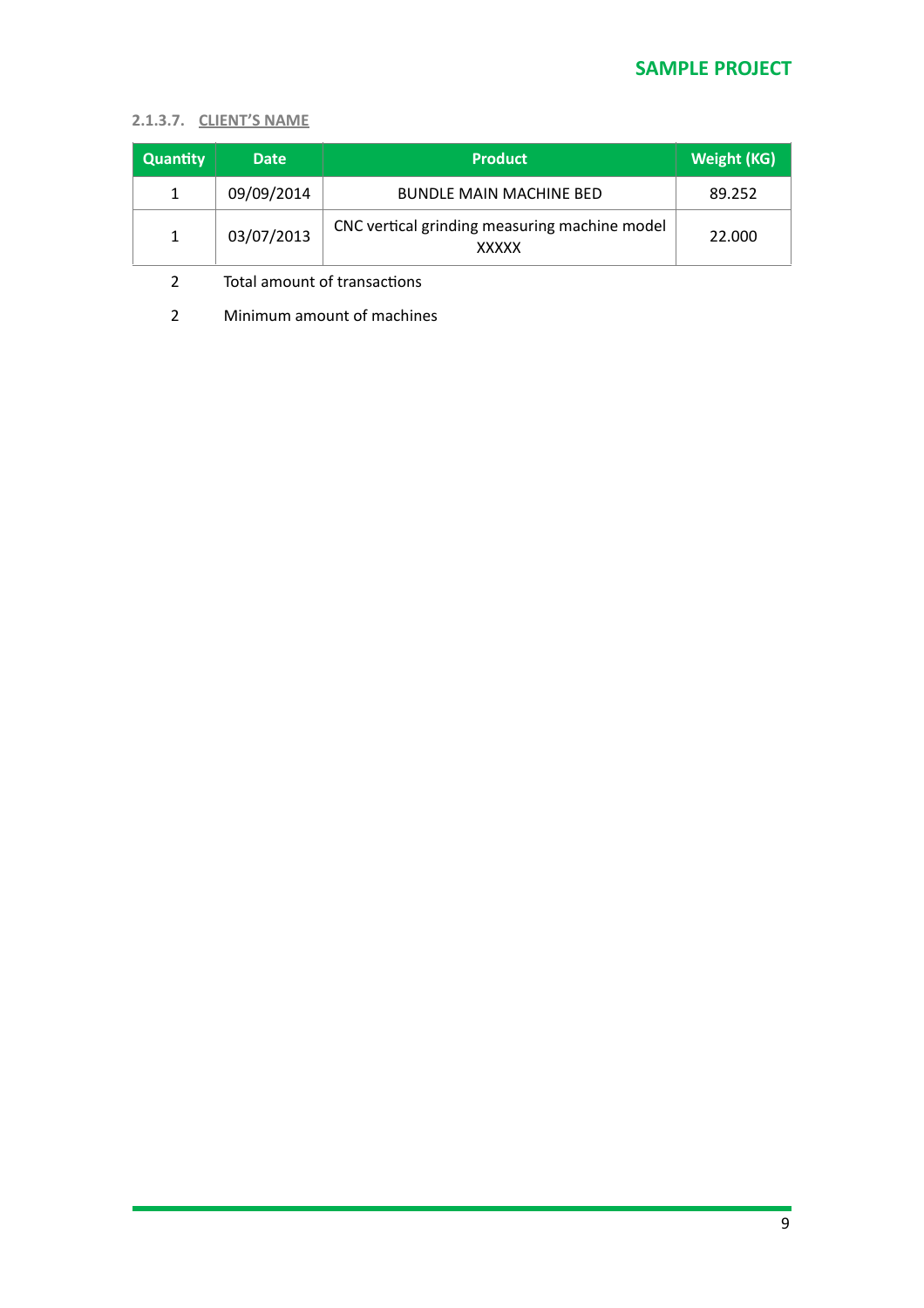#### 2.1.3.7. CLIENT'S NAME

| Quantity | Date | Product | Weight (KG) |
|---|---|---|---|
| 1 | 09/09/2014 | BUNDLE MAIN MACHINE BED | 89.252 |
| 1 | 03/07/2013 | CNC vertical grinding measuring machine model XXXXX | 22.000 |

2 Total amount of transactions

2 Minimum amount of machines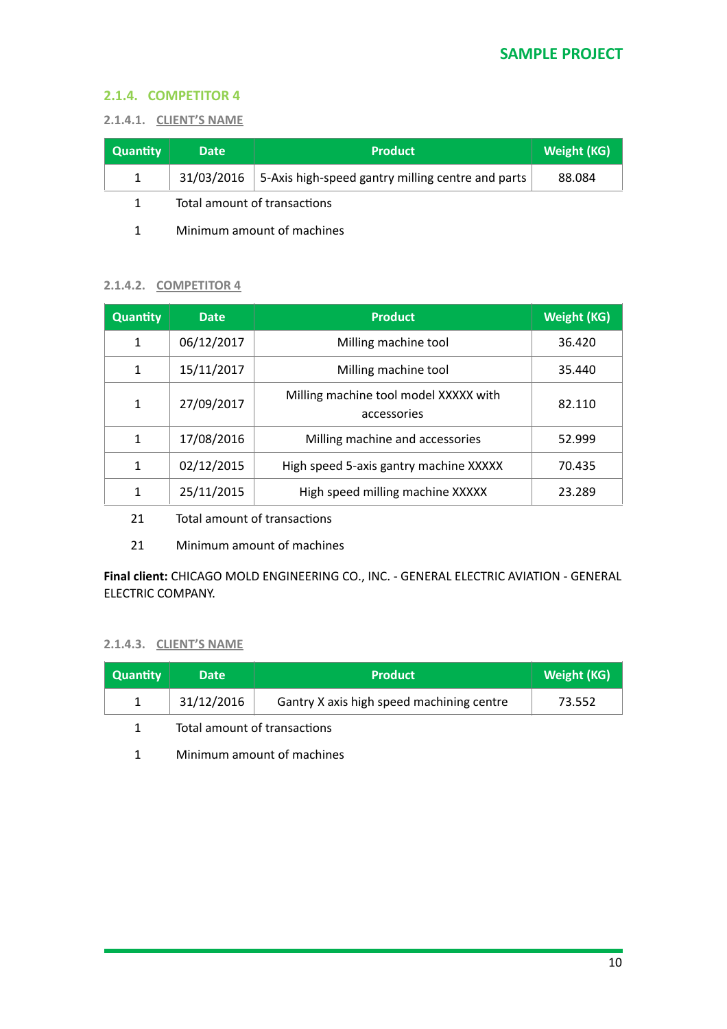### 2.1.4. COMPETITOR 4

#### 2.1.4.1. CLIENT'S NAME

| Quantity | Date | Product | Weight (KG) |
|---|---|---|---|
| 1 | 31/03/2016 | 5-Axis high-speed gantry milling centre and parts | 88.084 |

1 Total amount of transactions

1 Minimum amount of machines

#### 2.1.4.2. COMPETITOR 4

| Quantity | Date | Product | Weight (KG) |
|---|---|---|---|
| 1 | 06/12/2017 | Milling machine tool | 36.420 |
| 1 | 15/11/2017 | Milling machine tool | 35.440 |
| 1 | 27/09/2017 | Milling machine tool model XXXXX with accessories | 82.110 |
| 1 | 17/08/2016 | Milling machine and accessories | 52.999 |
| 1 | 02/12/2015 | High speed 5-axis gantry machine XXXXX | 70.435 |
| 1 | 25/11/2015 | High speed milling machine XXXXX | 23.289 |

21 Total amount of transactions

21 Minimum amount of machines

**Final client:** CHICAGO MOLD ENGINEERING CO., INC. - GENERAL ELECTRIC AVIATION - GENERAL ELECTRIC COMPANY.

#### 2.1.4.3. CLIENT'S NAME

| Quantity | Date | Product | Weight (KG) |
|---|---|---|---|
| 1 | 31/12/2016 | Gantry X axis high speed machining centre | 73.552 |

1 Total amount of transactions

1 Minimum amount of machines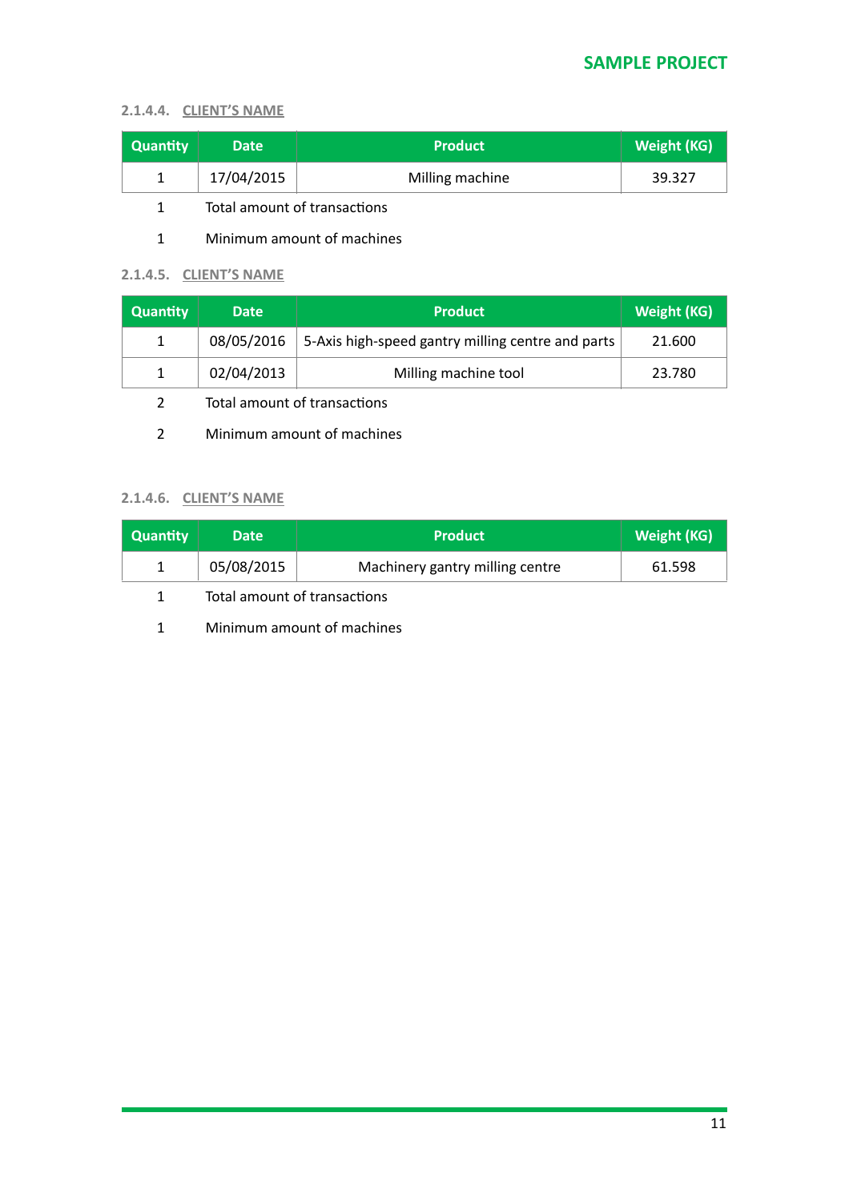#### 2.1.4.4. CLIENT'S NAME

| Quantity | Date | Product | Weight (KG) |
|---|---|---|---|
| 1 | 17/04/2015 | Milling machine | 39.327 |

1 Total amount of transactions

1 Minimum amount of machines

#### 2.1.4.5. CLIENT'S NAME

| Quantity | Date | Product | Weight (KG) |
|---|---|---|---|
| 1 | 08/05/2016 | 5-Axis high-speed gantry milling centre and parts | 21.600 |
| 1 | 02/04/2013 | Milling machine tool | 23.780 |

2 Total amount of transactions

2 Minimum amount of machines

#### 2.1.4.6. CLIENT'S NAME

| Quantity | Date | Product | Weight (KG) |
|---|---|---|---|
| 1 | 05/08/2015 | Machinery gantry milling centre | 61.598 |

1 Total amount of transactions

1 Minimum amount of machines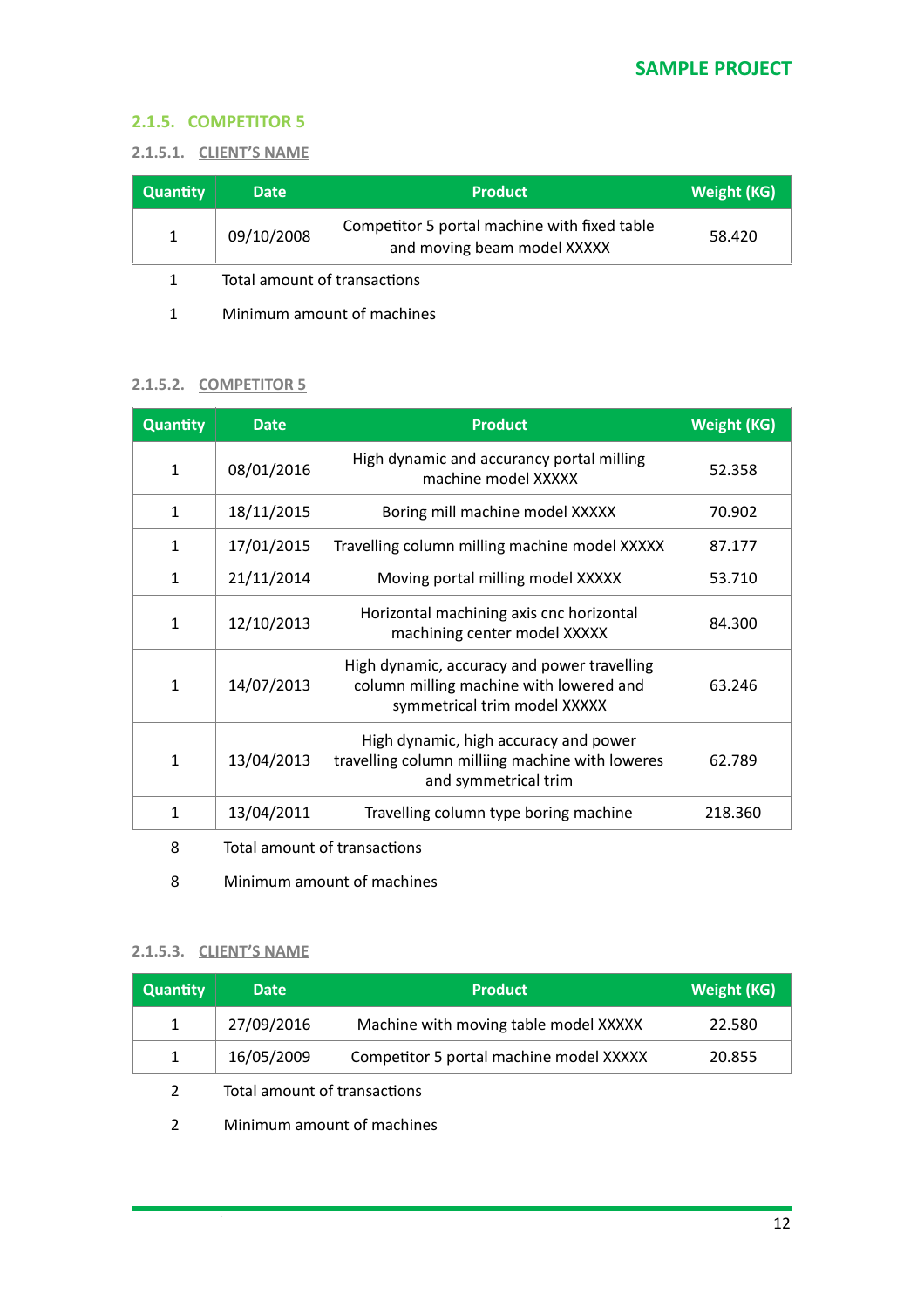### 2.1.5. COMPETITOR 5

#### 2.1.5.1. CLIENT'S NAME

| Quantity | Date | Product | Weight (KG) |
|---|---|---|---|
| 1 | 09/10/2008 | Competitor 5 portal machine with fixed table and moving beam model XXXXX | 58.420 |

1 Total amount of transactions

1 Minimum amount of machines

#### 2.1.5.2. COMPETITOR 5

| Quantity | Date | Product | Weight (KG) |
|---|---|---|---|
| 1 | 08/01/2016 | High dynamic and accurancy portal milling machine model XXXXX | 52.358 |
| 1 | 18/11/2015 | Boring mill machine model XXXXX | 70.902 |
| 1 | 17/01/2015 | Travelling column milling machine model XXXXX | 87.177 |
| 1 | 21/11/2014 | Moving portal milling model XXXXX | 53.710 |
| 1 | 12/10/2013 | Horizontal machining axis cnc horizontal machining center model XXXXX | 84.300 |
| 1 | 14/07/2013 | High dynamic, accuracy and power travelling column milling machine with lowered and symmetrical trim model XXXXX | 63.246 |
| 1 | 13/04/2013 | High dynamic, high accuracy and power travelling column milliing machine with loweres and symmetrical trim | 62.789 |
| 1 | 13/04/2011 | Travelling column type boring machine | 218.360 |

8 Total amount of transactions

8 Minimum amount of machines

#### 2.1.5.3. CLIENT'S NAME

| Quantity | Date | Product | Weight (KG) |
|---|---|---|---|
| 1 | 27/09/2016 | Machine with moving table model XXXXX | 22.580 |
| 1 | 16/05/2009 | Competitor 5 portal machine model XXXXX | 20.855 |

2 Total amount of transactions

2 Minimum amount of machines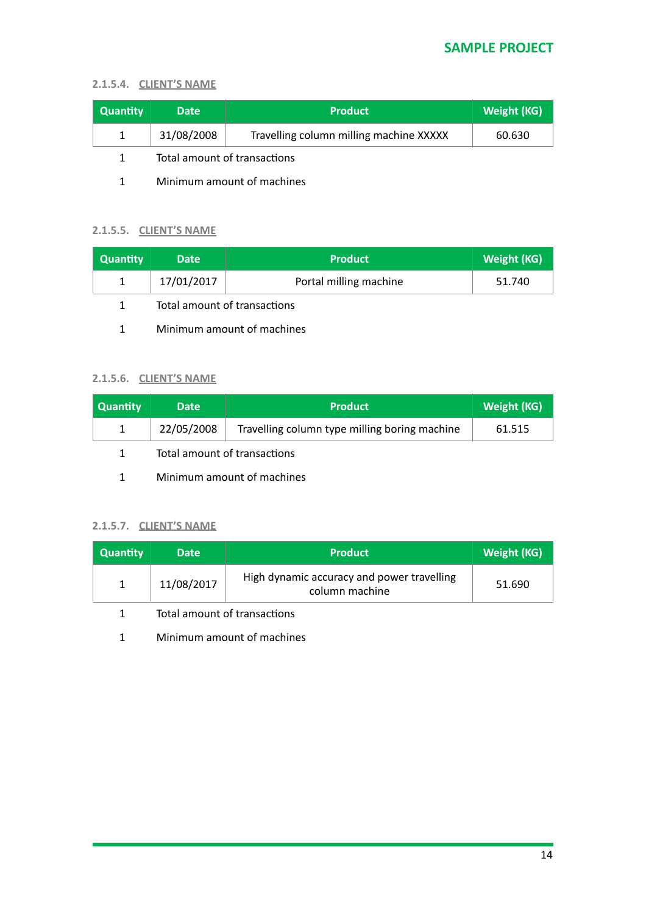#### 2.1.5.4. CLIENT'S NAME

| Quantity | Date | Product | Weight (KG) |
|---|---|---|---|
| 1 | 31/08/2008 | Travelling column milling machine XXXXX | 60.630 |

1 Total amount of transactions

1 Minimum amount of machines

#### 2.1.5.5. CLIENT'S NAME

| Quantity | Date | Product | Weight (KG) |
|---|---|---|---|
| 1 | 17/01/2017 | Portal milling machine | 51.740 |

1 Total amount of transactions

1 Minimum amount of machines

#### 2.1.5.6. CLIENT'S NAME

| Quantity | Date | Product | Weight (KG) |
|---|---|---|---|
| 1 | 22/05/2008 | Travelling column type milling boring machine | 61.515 |

1 Total amount of transactions

1 Minimum amount of machines

#### 2.1.5.7. CLIENT'S NAME

| Quantity | Date | Product | Weight (KG) |
|---|---|---|---|
| 1 | 11/08/2017 | High dynamic accuracy and power travelling column machine | 51.690 |

1 Total amount of transactions

1 Minimum amount of machines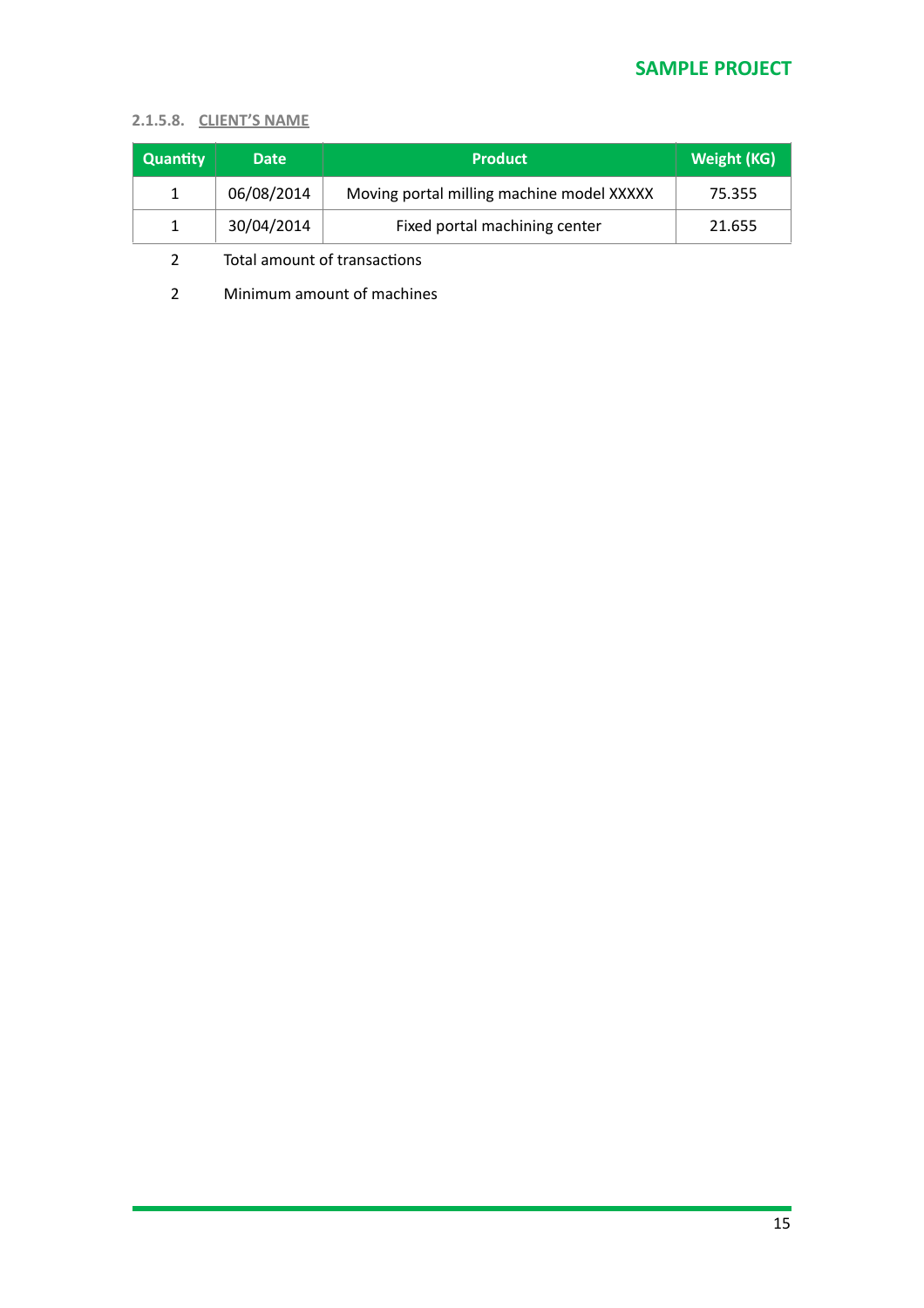#### 2.1.5.8. CLIENT'S NAME

| Quantity | Date | Product | Weight (KG) |
|---|---|---|---|
| 1 | 06/08/2014 | Moving portal milling machine model XXXXX | 75.355 |
| 1 | 30/04/2014 | Fixed portal machining center | 21.655 |

2 Total amount of transactions

2 Minimum amount of machines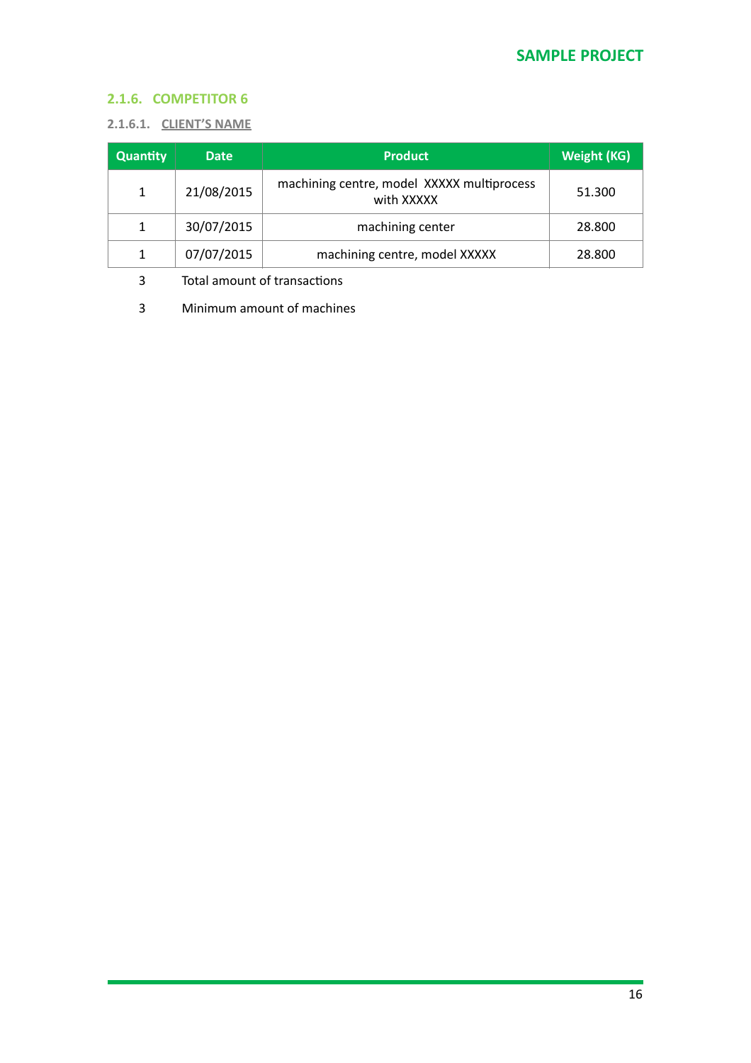### 2.1.6. COMPETITOR 6

#### 2.1.6.1. CLIENT'S NAME

| Quantity | Date | Product | Weight (KG) |
|---|---|---|---|
| 1 | 21/08/2015 | machining centre, model XXXXX multiprocess with XXXXX | 51.300 |
| 1 | 30/07/2015 | machining center | 28.800 |
| 1 | 07/07/2015 | machining centre, model XXXXX | 28.800 |
| 3 | Total amount of transactions | | |
| 3 | Minimum amount of machines | | |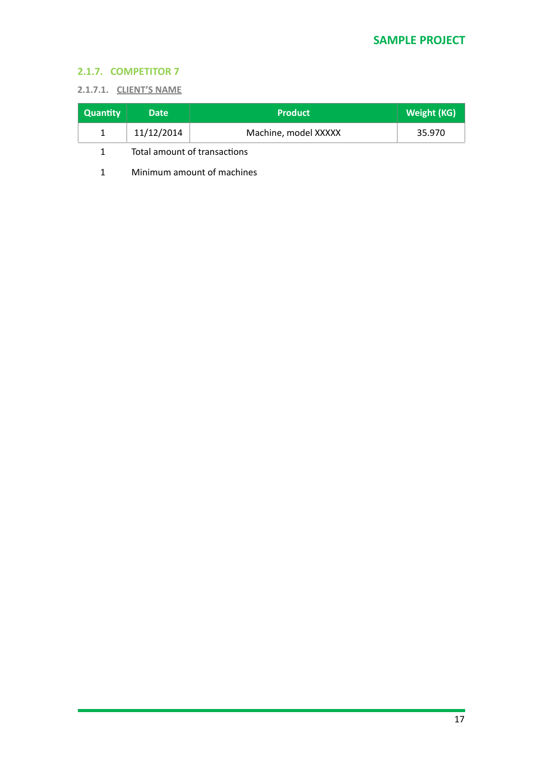### 2.1.7. COMPETITOR 7

#### 2.1.7.1. CLIENT'S NAME

| Quantity | Date | Product | Weight (KG) |
|---|---|---|---|
| 1 | 11/12/2014 | Machine, model XXXXX | 35.970 |

1 Total amount of transactions

1 Minimum amount of machines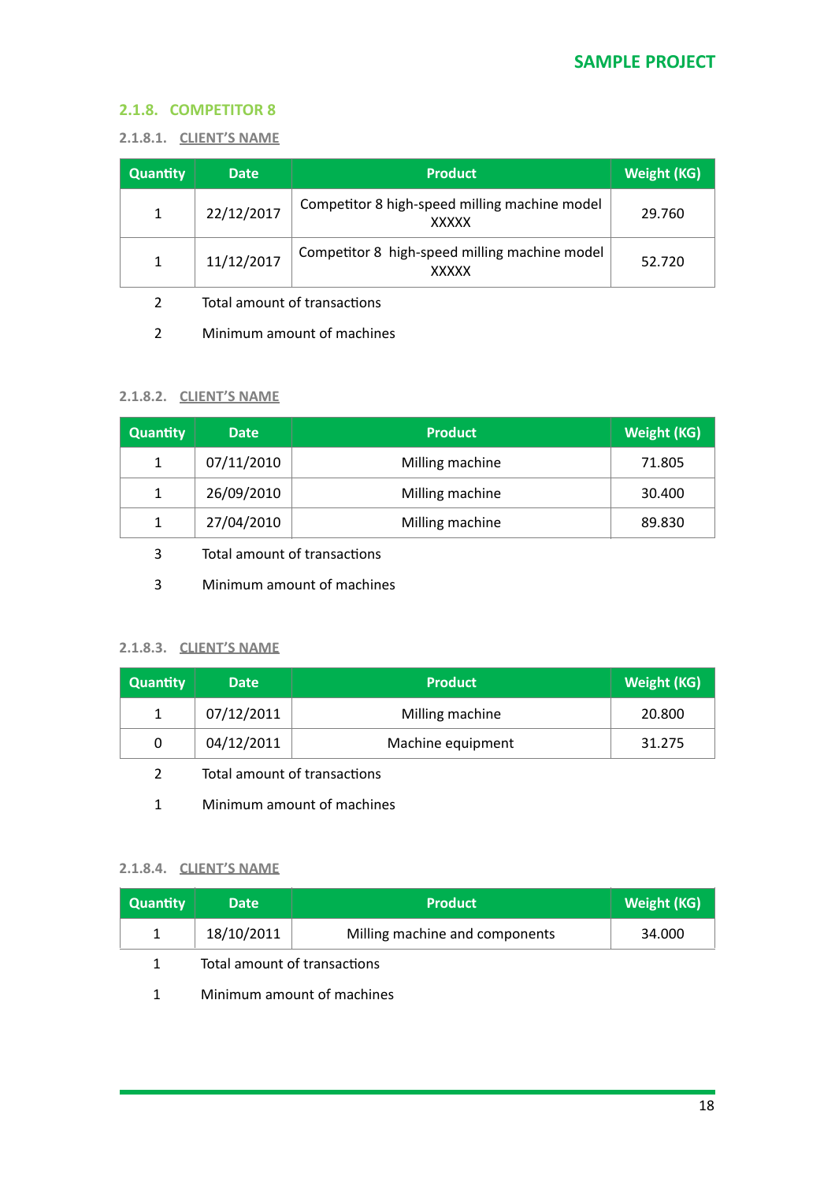### 2.1.8. COMPETITOR 8

#### 2.1.8.1. CLIENT'S NAME

| Quantity | Date | Product | Weight (KG) |
|---|---|---|---|
| 1 | 22/12/2017 | Competitor 8 high-speed milling machine model XXXXX | 29.760 |
| 1 | 11/12/2017 | Competitor 8 high-speed milling machine model XXXXX | 52.720 |

2 Total amount of transactions

2 Minimum amount of machines

#### 2.1.8.2. CLIENT'S NAME

| Quantity | Date | Product | Weight (KG) |
|---|---|---|---|
| 1 | 07/11/2010 | Milling machine | 71.805 |
| 1 | 26/09/2010 | Milling machine | 30.400 |
| 1 | 27/04/2010 | Milling machine | 89.830 |

3 Total amount of transactions

3 Minimum amount of machines

#### 2.1.8.3. CLIENT'S NAME

| Quantity | Date | Product | Weight (KG) |
|---|---|---|---|
| 1 | 07/12/2011 | Milling machine | 20.800 |
| 0 | 04/12/2011 | Machine equipment | 31.275 |

2 Total amount of transactions

1 Minimum amount of machines

#### 2.1.8.4. CLIENT'S NAME

| Quantity | Date | Product | Weight (KG) |
|---|---|---|---|
| 1 | 18/10/2011 | Milling machine and components | 34.000 |

1 Total amount of transactions

1 Minimum amount of machines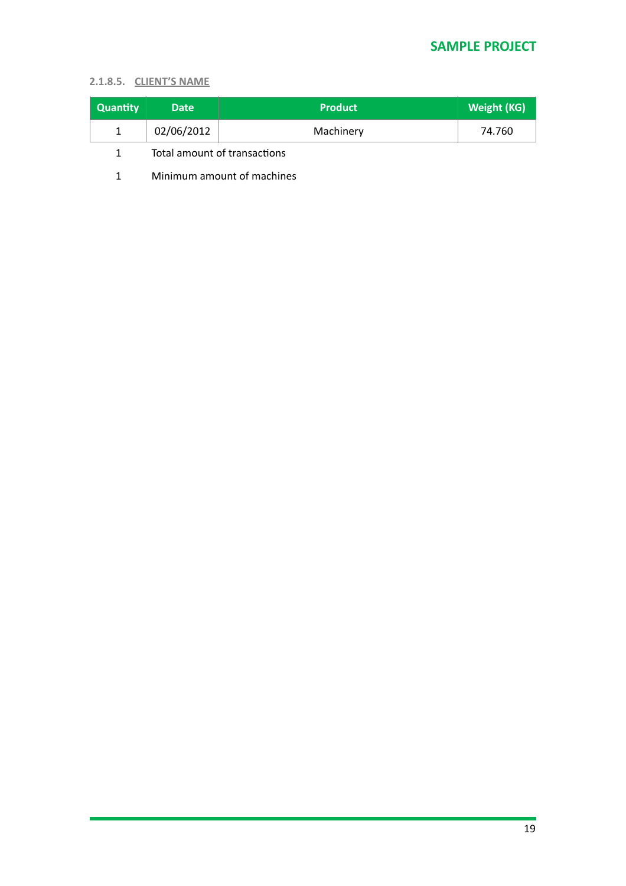#### 2.1.8.5. CLIENT'S NAME

| Quantity | Date | Product | Weight (KG) |
|---|---|---|---|
| 1 | 02/06/2012 | Machinery | 74.760 |
| 1 | Total amount of transactions | | |
| 1 | Minimum amount of machines | | |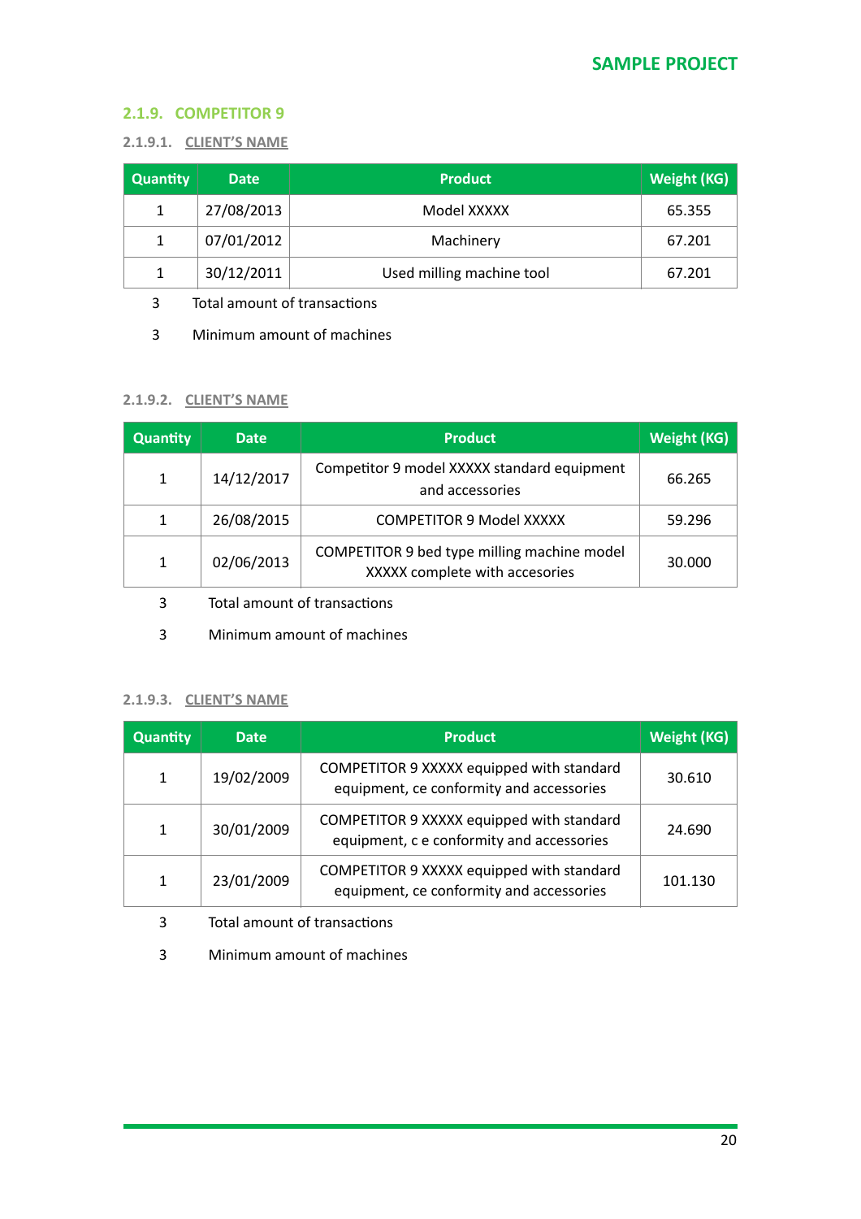### 2.1.9. COMPETITOR 9

#### 2.1.9.1. CLIENT'S NAME

| Quantity | Date | Product | Weight (KG) |
|---|---|---|---|
| 1 | 27/08/2013 | Model XXXXX | 65.355 |
| 1 | 07/01/2012 | Machinery | 67.201 |
| 1 | 30/12/2011 | Used milling machine tool | 67.201 |

3 Total amount of transactions

3 Minimum amount of machines

#### 2.1.9.2. CLIENT'S NAME

| Quantity | Date | Product | Weight (KG) |
|---|---|---|---|
| 1 | 14/12/2017 | Competitor 9 model XXXXX standard equipment and accessories | 66.265 |
| 1 | 26/08/2015 | COMPETITOR 9 Model XXXXX | 59.296 |
| 1 | 02/06/2013 | COMPETITOR 9 bed type milling machine model XXXXX complete with accesories | 30.000 |

3 Total amount of transactions

3 Minimum amount of machines

#### 2.1.9.3. CLIENT'S NAME

| Quantity | Date | Product | Weight (KG) |
|---|---|---|---|
| 1 | 19/02/2009 | COMPETITOR 9 XXXXX equipped with standard equipment, ce conformity and accessories | 30.610 |
| 1 | 30/01/2009 | COMPETITOR 9 XXXXX equipped with standard equipment, c e conformity and accessories | 24.690 |
| 1 | 23/01/2009 | COMPETITOR 9 XXXXX equipped with standard equipment, ce conformity and accessories | 101.130 |

3 Total amount of transactions

3 Minimum amount of machines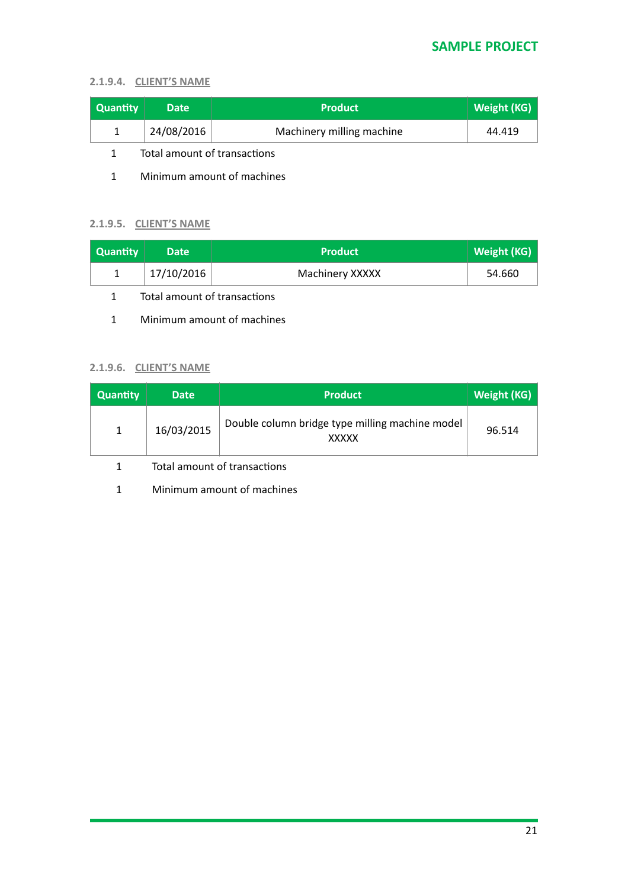#### 2.1.9.4. CLIENT'S NAME

| Quantity | Date | Product | Weight (KG) |
|---|---|---|---|
| 1 | 24/08/2016 | Machinery milling machine | 44.419 |

1 Total amount of transactions

1 Minimum amount of machines

#### 2.1.9.5. CLIENT'S NAME

| Quantity | Date | Product | Weight (KG) |
|---|---|---|---|
| 1 | 17/10/2016 | Machinery XXXXX | 54.660 |

1 Total amount of transactions

1 Minimum amount of machines

#### 2.1.9.6. CLIENT'S NAME

| Quantity | Date | Product | Weight (KG) |
|---|---|---|---|
| 1 | 16/03/2015 | Double column bridge type milling machine model XXXXX | 96.514 |

1 Total amount of transactions

1 Minimum amount of machines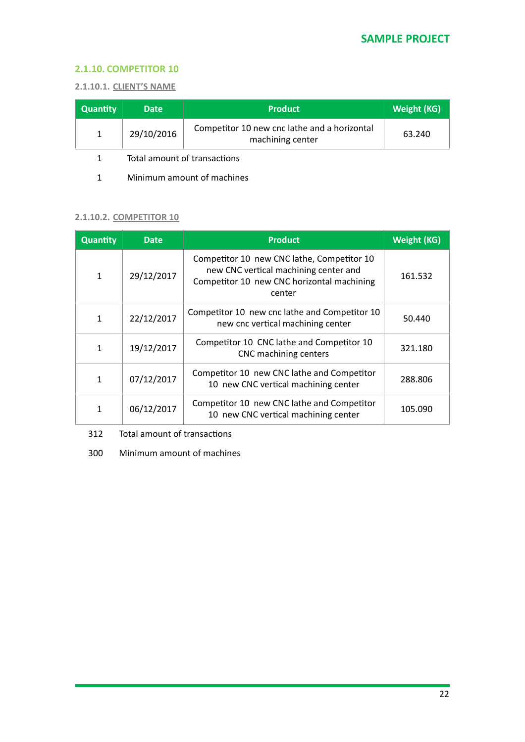### 2.1.10. COMPETITOR 10

#### 2.1.10.1. CLIENT'S NAME

| Quantity | Date | Product | Weight (KG) |
|---|---|---|---|
| 1 | 29/10/2016 | Competitor 10 new cnc lathe and a horizontal machining center | 63.240 |

1 Total amount of transactions

1 Minimum amount of machines

#### 2.1.10.2. COMPETITOR 10

| Quantity | Date | Product | Weight (KG) |
|---|---|---|---|
| 1 | 29/12/2017 | Competitor 10 new CNC lathe, Competitor 10 new CNC vertical machining center and Competitor 10 new CNC horizontal machining center | 161.532 |
| 1 | 22/12/2017 | Competitor 10 new cnc lathe and Competitor 10 new cnc vertical machining center | 50.440 |
| 1 | 19/12/2017 | Competitor 10 CNC lathe and Competitor 10 CNC machining centers | 321.180 |
| 1 | 07/12/2017 | Competitor 10 new CNC lathe and Competitor 10 new CNC vertical machining center | 288.806 |
| 1 | 06/12/2017 | Competitor 10 new CNC lathe and Competitor 10 new CNC vertical machining center | 105.090 |

312 Total amount of transactions

300 Minimum amount of machines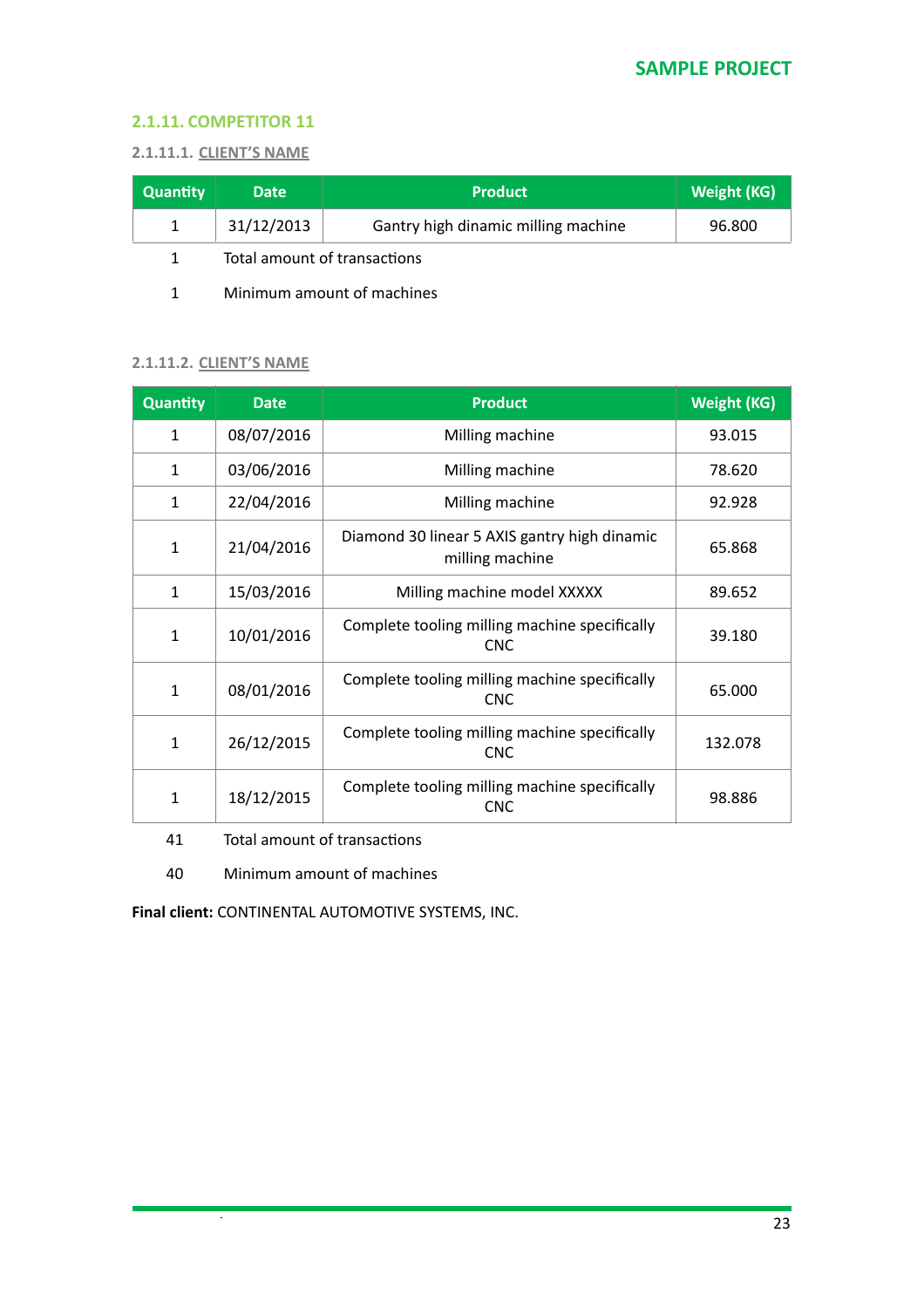### 2.1.11. COMPETITOR 11

#### 2.1.11.1. CLIENT'S NAME

| Quantity | Date | Product | Weight (KG) |
|---|---|---|---|
| 1 | 31/12/2013 | Gantry high dinamic milling machine | 96.800 |

1 Total amount of transactions

1 Minimum amount of machines

#### 2.1.11.2. CLIENT'S NAME

| Quantity | Date | Product | Weight (KG) |
|---|---|---|---|
| 1 | 08/07/2016 | Milling machine | 93.015 |
| 1 | 03/06/2016 | Milling machine | 78.620 |
| 1 | 22/04/2016 | Milling machine | 92.928 |
| 1 | 21/04/2016 | Diamond 30 linear 5 AXIS gantry high dinamic milling machine | 65.868 |
| 1 | 15/03/2016 | Milling machine model XXXXX | 89.652 |
| 1 | 10/01/2016 | Complete tooling milling machine specifically CNC | 39.180 |
| 1 | 08/01/2016 | Complete tooling milling machine specifically CNC | 65.000 |
| 1 | 26/12/2015 | Complete tooling milling machine specifically CNC | 132.078 |
| 1 | 18/12/2015 | Complete tooling milling machine specifically CNC | 98.886 |

41 Total amount of transactions

40 Minimum amount of machines

**Final client:** CONTINENTAL AUTOMOTIVE SYSTEMS, INC.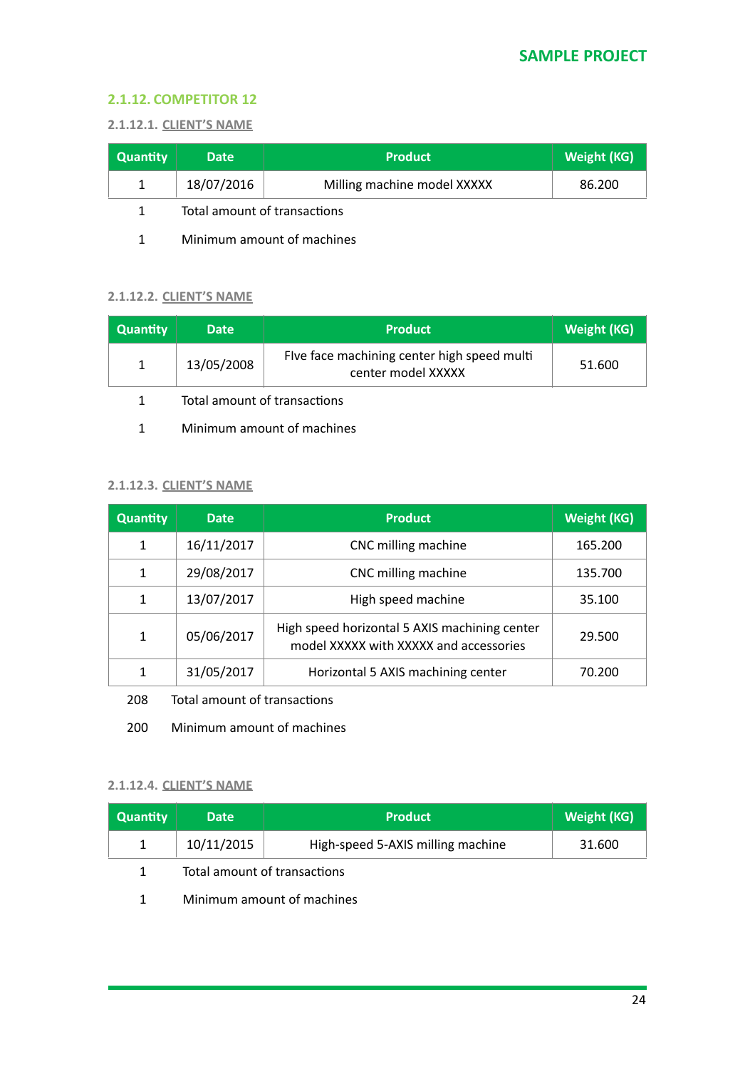### 2.1.12. COMPETITOR 12

#### 2.1.12.1. CLIENT'S NAME

| Quantity | Date | Product | Weight (KG) |
|---|---|---|---|
| 1 | 18/07/2016 | Milling machine model XXXXX | 86.200 |

1 Total amount of transactions

1 Minimum amount of machines

#### 2.1.12.2. CLIENT'S NAME

| Quantity | Date | Product | Weight (KG) |
|---|---|---|---|
| 1 | 13/05/2008 | FIve face machining center high speed multi center model XXXXX | 51.600 |

1 Total amount of transactions

1 Minimum amount of machines

#### 2.1.12.3. CLIENT'S NAME

| Quantity | Date | Product | Weight (KG) |
|---|---|---|---|
| 1 | 16/11/2017 | CNC milling machine | 165.200 |
| 1 | 29/08/2017 | CNC milling machine | 135.700 |
| 1 | 13/07/2017 | High speed machine | 35.100 |
| 1 | 05/06/2017 | High speed horizontal 5 AXIS machining center model XXXXX with XXXXX and accessories | 29.500 |
| 1 | 31/05/2017 | Horizontal 5 AXIS machining center | 70.200 |

208 Total amount of transactions

200 Minimum amount of machines

#### 2.1.12.4. CLIENT'S NAME

| Quantity | Date | Product | Weight (KG) |
|---|---|---|---|
| 1 | 10/11/2015 | High-speed 5-AXIS milling machine | 31.600 |

1 Total amount of transactions

1 Minimum amount of machines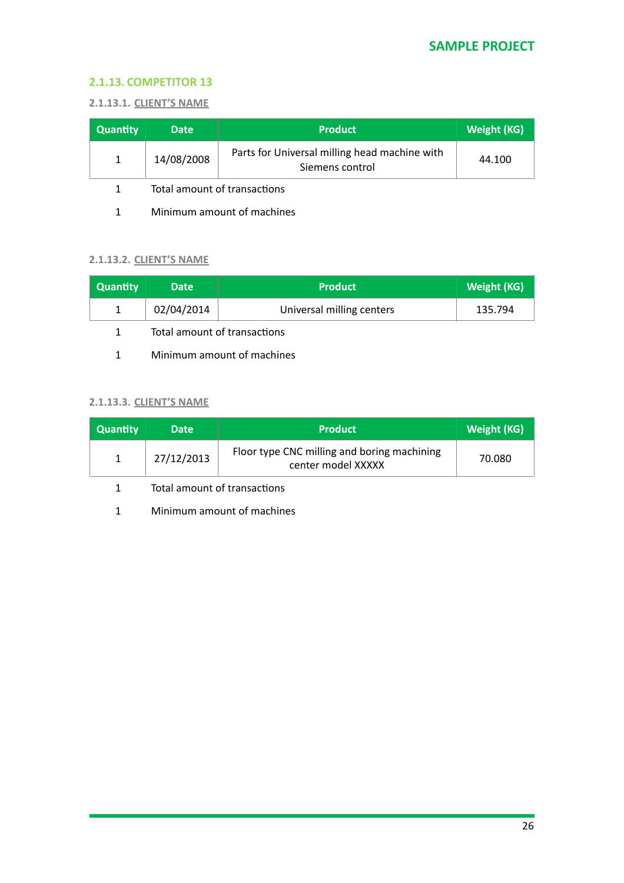### 2.1.13. COMPETITOR 13

#### 2.1.13.1. CLIENT'S NAME

| Quantity | Date | Product | Weight (KG) |
|---|---|---|---|
| 1 | 14/08/2008 | Parts for Universal milling head machine with Siemens control | 44.100 |

1 Total amount of transactions

1 Minimum amount of machines

#### 2.1.13.2. CLIENT'S NAME

| Quantity | Date | Product | Weight (KG) |
|---|---|---|---|
| 1 | 02/04/2014 | Universal milling centers | 135.794 |

1 Total amount of transactions

1 Minimum amount of machines

#### 2.1.13.3. CLIENT'S NAME

| Quantity | Date | Product | Weight (KG) |
|---|---|---|---|
| 1 | 27/12/2013 | Floor type CNC milling and boring machining center model XXXXX | 70.080 |

1 Total amount of transactions

1 Minimum amount of machines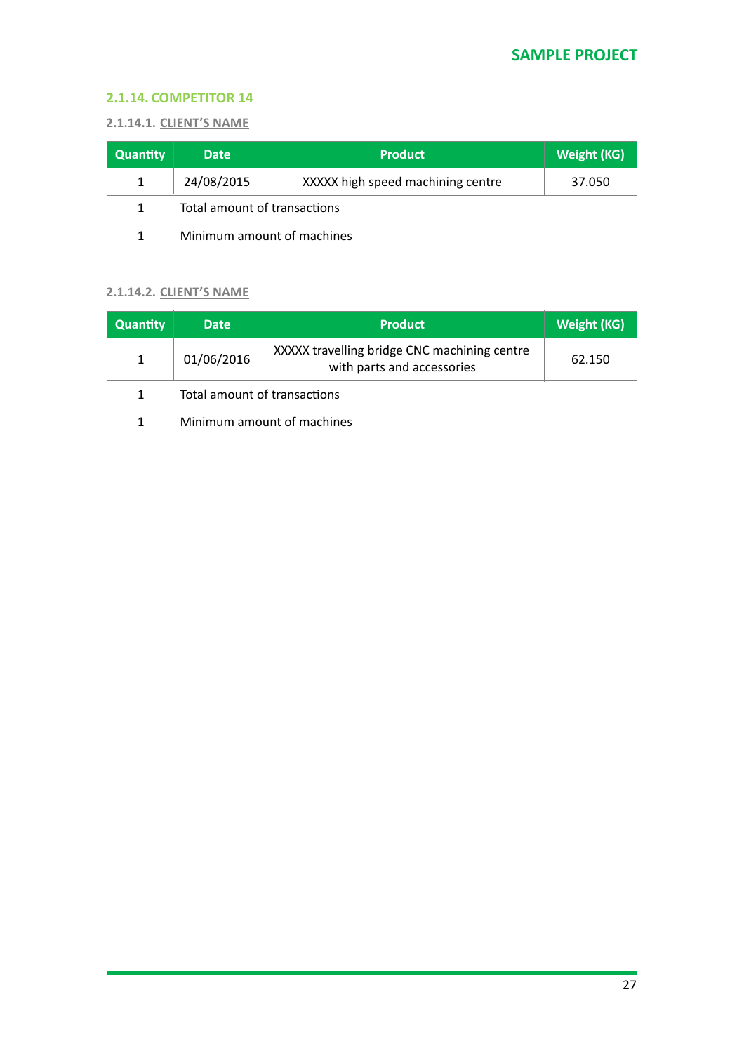## 2.1.14. COMPETITOR 14

### 2.1.14.1. CLIENT'S NAME

| Quantity | Date | Product | Weight (KG) |
|---|---|---|---|
| 1 | 24/08/2015 | XXXXX high speed machining centre | 37.050 |

1 Total amount of transactions

1 Minimum amount of machines

### 2.1.14.2. CLIENT'S NAME

| Quantity | Date | Product | Weight (KG) |
|---|---|---|---|
| 1 | 01/06/2016 | XXXXX travelling bridge CNC machining centre with parts and accessories | 62.150 |

1 Total amount of transactions

1 Minimum amount of machines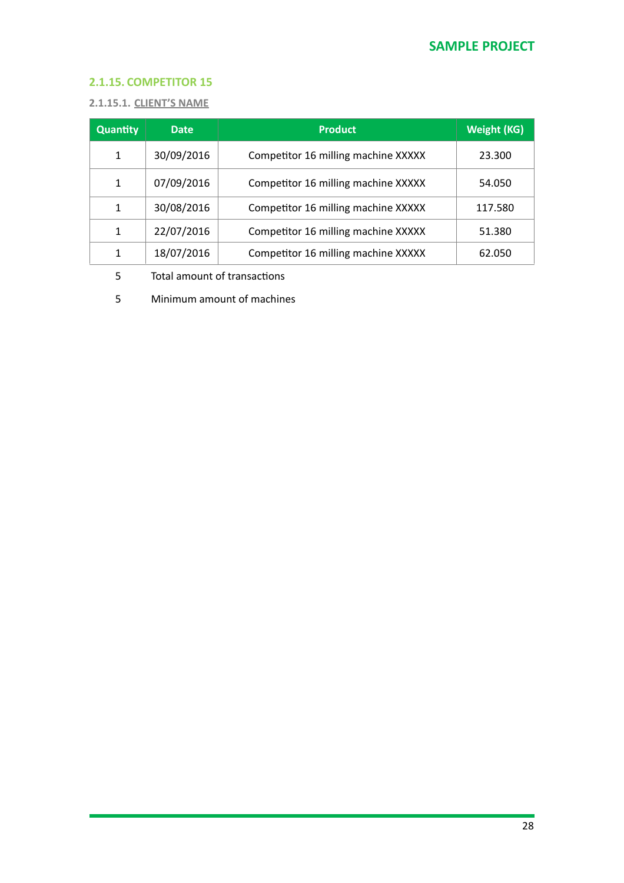### 2.1.15. COMPETITOR 15

#### 2.1.15.1. CLIENT'S NAME

| Quantity | Date | Product | Weight (KG) |
|---|---|---|---|
| 1 | 30/09/2016 | Competitor 16 milling machine XXXXX | 23.300 |
| 1 | 07/09/2016 | Competitor 16 milling machine XXXXX | 54.050 |
| 1 | 30/08/2016 | Competitor 16 milling machine XXXXX | 117.580 |
| 1 | 22/07/2016 | Competitor 16 milling machine XXXXX | 51.380 |
| 1 | 18/07/2016 | Competitor 16 milling machine XXXXX | 62.050 |
| 5 | Total amount of transactions | | |
| 5 | Minimum amount of machines | | |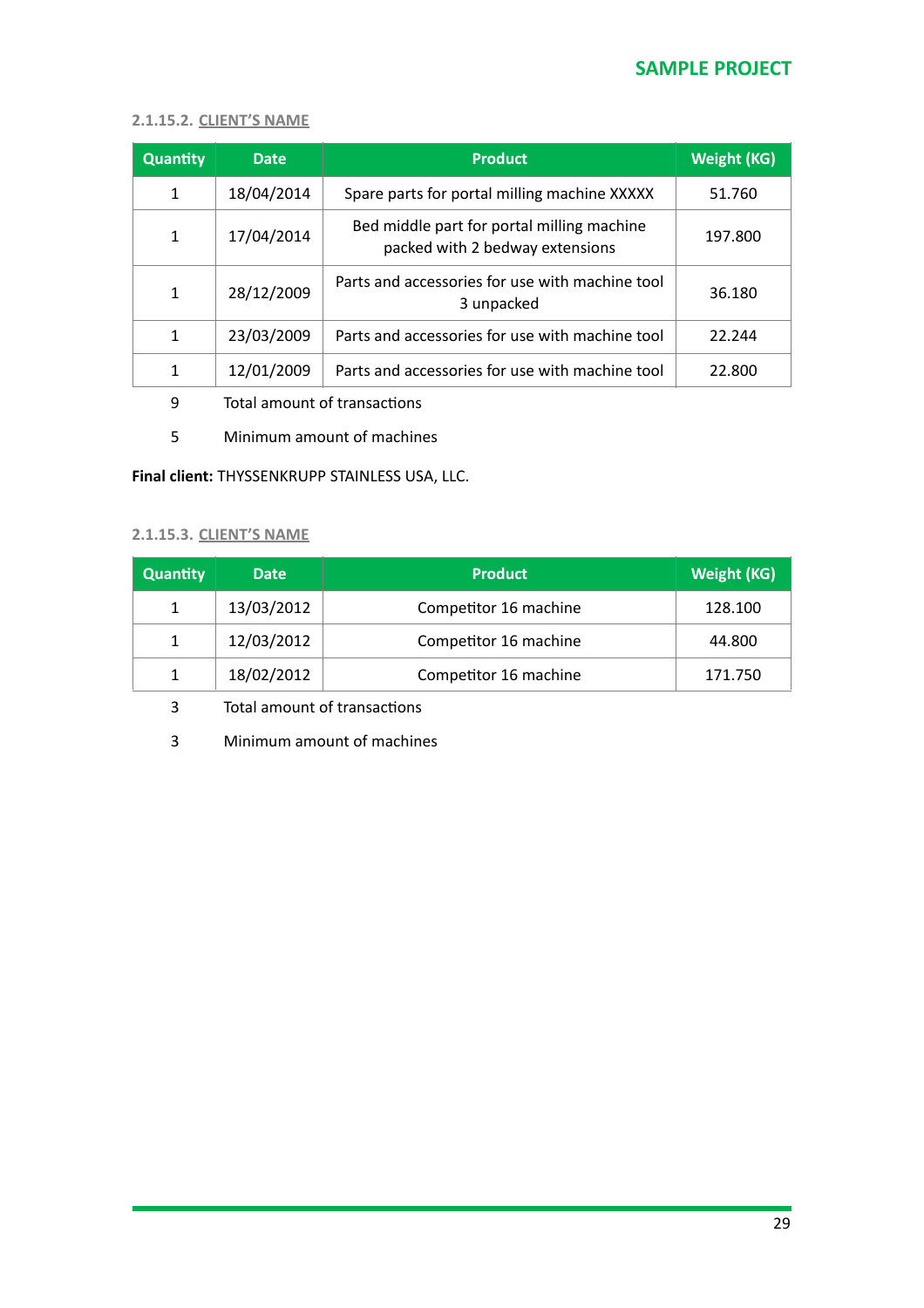#### 2.1.15.2. CLIENT'S NAME

| Quantity | Date | Product | Weight (KG) |
|---|---|---|---|
| 1 | 18/04/2014 | Spare parts for portal milling machine XXXXX | 51.760 |
| 1 | 17/04/2014 | Bed middle part for portal milling machine packed with 2 bedway extensions | 197.800 |
| 1 | 28/12/2009 | Parts and accessories for use with machine tool 3 unpacked | 36.180 |
| 1 | 23/03/2009 | Parts and accessories for use with machine tool | 22.244 |
| 1 | 12/01/2009 | Parts and accessories for use with machine tool | 22.800 |

9 Total amount of transactions

5 Minimum amount of machines

**Final client:** THYSSENKRUPP STAINLESS USA, LLC.

#### 2.1.15.3. CLIENT'S NAME

| Quantity | Date | Product | Weight (KG) |
|---|---|---|---|
| 1 | 13/03/2012 | Competitor 16 machine | 128.100 |
| 1 | 12/03/2012 | Competitor 16 machine | 44.800 |
| 1 | 18/02/2012 | Competitor 16 machine | 171.750 |

3 Total amount of transactions

3 Minimum amount of machines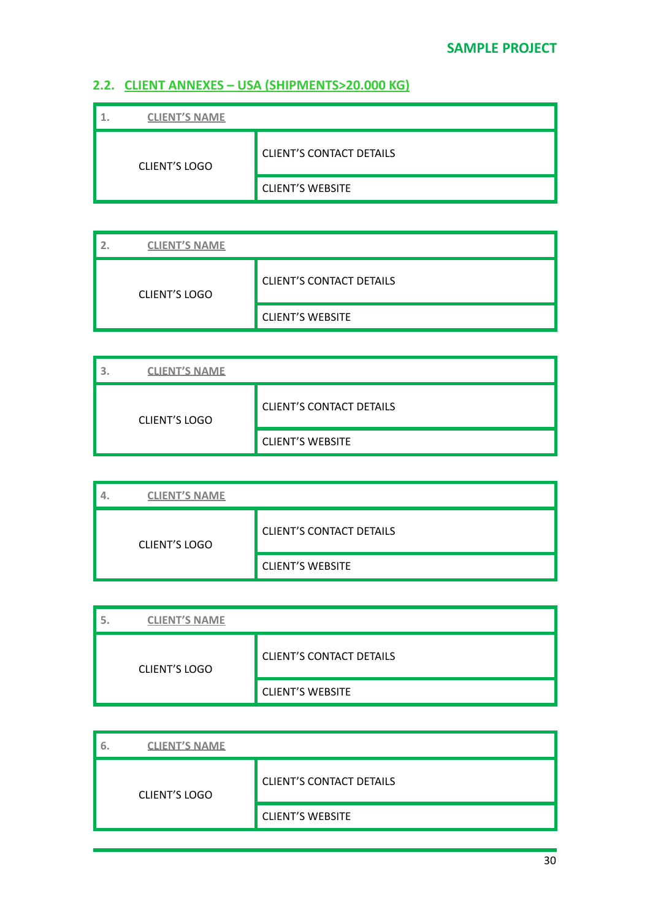## 2.2. CLIENT ANNEXES – USA (SHIPMENTS>20.000 KG)

| 1. CLIENT'S NAME | |
|---|---|
| CLIENT'S LOGO | CLIENT'S CONTACT DETAILS |
| | CLIENT'S WEBSITE |

| 2. CLIENT'S NAME | |
|---|---|
| CLIENT'S LOGO | CLIENT'S CONTACT DETAILS |
| | CLIENT'S WEBSITE |

| 3. CLIENT'S NAME | |
|---|---|
| CLIENT'S LOGO | CLIENT'S CONTACT DETAILS |
| | CLIENT'S WEBSITE |

| 4. CLIENT'S NAME | |
|---|---|
| CLIENT'S LOGO | CLIENT'S CONTACT DETAILS |
| | CLIENT'S WEBSITE |

| 5. CLIENT'S NAME | |
|---|---|
| CLIENT'S LOGO | CLIENT'S CONTACT DETAILS |
| | CLIENT'S WEBSITE |

| 6. CLIENT'S NAME | |
|---|---|
| CLIENT'S LOGO | CLIENT'S CONTACT DETAILS |
| | CLIENT'S WEBSITE |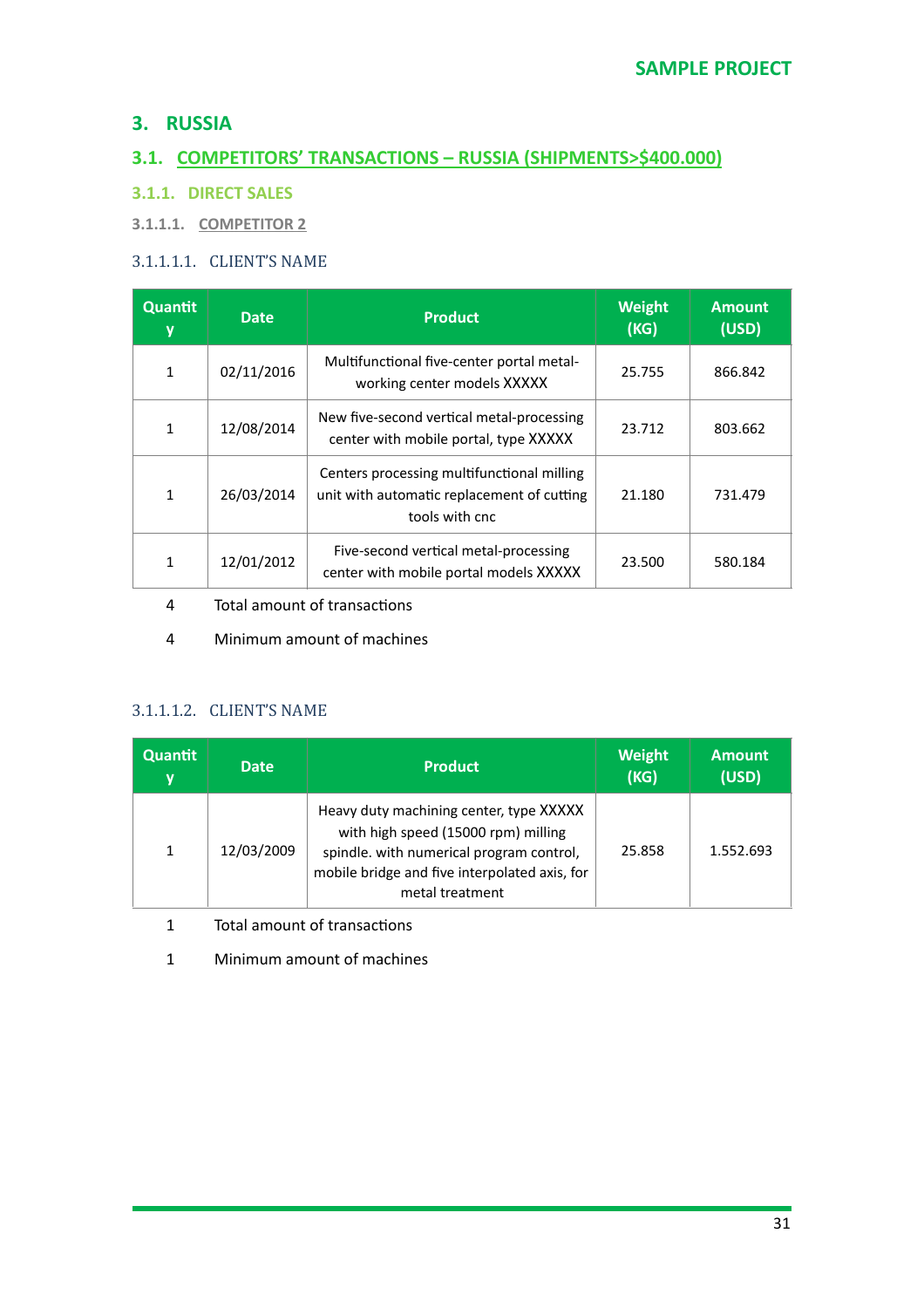# 3. RUSSIA

## 3.1. COMPETITORS' TRANSACTIONS – RUSSIA (SHIPMENTS>$400.000)

### 3.1.1. DIRECT SALES

#### 3.1.1.1. COMPETITOR 2

##### 3.1.1.1.1. CLIENT'S NAME

| Quantity | Date | Product | Weight (KG) | Amount (USD) |
|---|---|---|---|---|
| 1 | 02/11/2016 | Multifunctional five-center portal metal-working center models XXXXX | 25.755 | 866.842 |
| 1 | 12/08/2014 | New five-second vertical metal-processing center with mobile portal, type XXXXX | 23.712 | 803.662 |
| 1 | 26/03/2014 | Centers processing multifunctional milling unit with automatic replacement of cutting tools with cnc | 21.180 | 731.479 |
| 1 | 12/01/2012 | Five-second vertical metal-processing center with mobile portal models XXXXX | 23.500 | 580.184 |

4 Total amount of transactions

4 Minimum amount of machines

##### 3.1.1.1.2. CLIENT'S NAME

| Quantity | Date | Product | Weight (KG) | Amount (USD) |
|---|---|---|---|---|
| 1 | 12/03/2009 | Heavy duty machining center, type XXXXX with high speed (15000 rpm) milling spindle. with numerical program control, mobile bridge and five interpolated axis, for metal treatment | 25.858 | 1.552.693 |

1 Total amount of transactions

1 Minimum amount of machines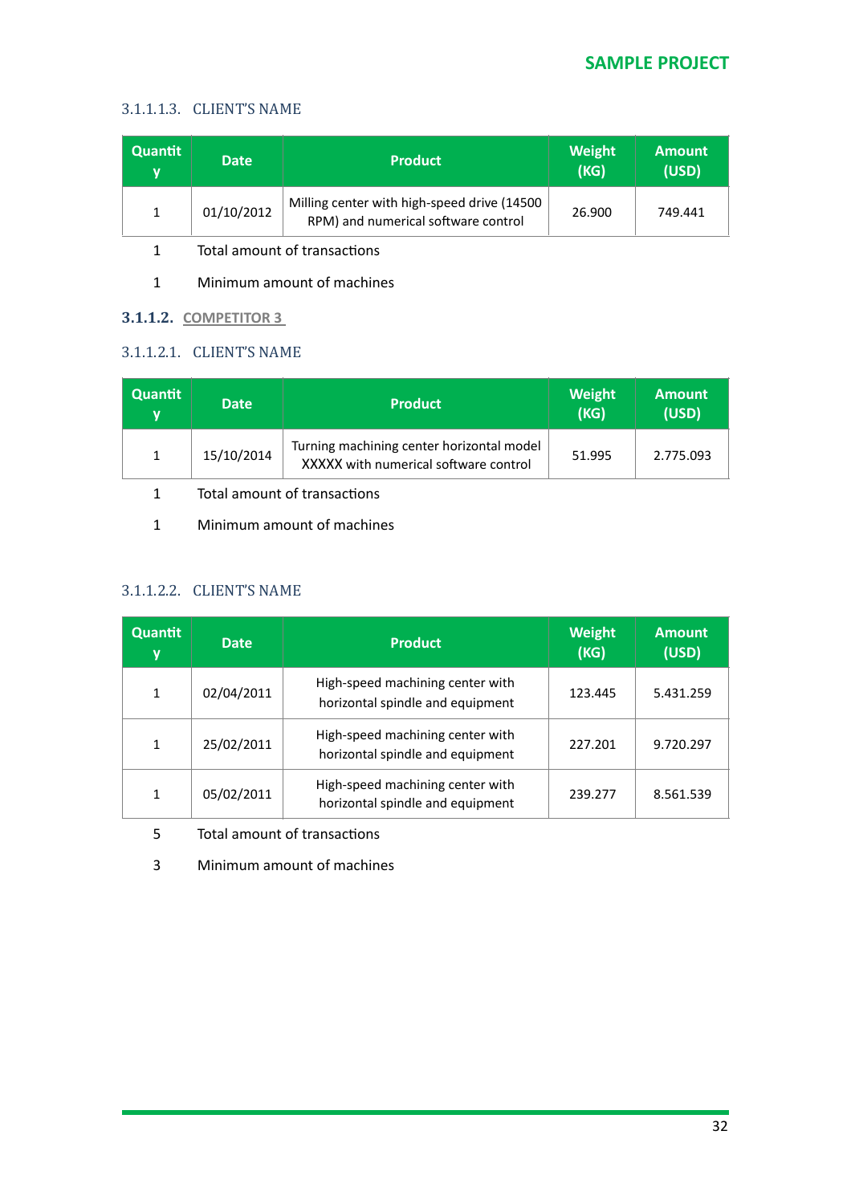#### 3.1.1.1.3. CLIENT'S NAME

| Quantity | Date | Product | Weight (KG) | Amount (USD) |
|---|---|---|---|---|
| 1 | 01/10/2012 | Milling center with high-speed drive (14500 RPM) and numerical software control | 26.900 | 749.441 |

1 Total amount of transactions

1 Minimum amount of machines

### 3.1.1.2. COMPETITOR 3

#### 3.1.1.2.1. CLIENT'S NAME

| Quantity | Date | Product | Weight (KG) | Amount (USD) |
|---|---|---|---|---|
| 1 | 15/10/2014 | Turning machining center horizontal model XXXXX with numerical software control | 51.995 | 2.775.093 |

1 Total amount of transactions

1 Minimum amount of machines

#### 3.1.1.2.2. CLIENT'S NAME

| Quantity | Date | Product | Weight (KG) | Amount (USD) |
|---|---|---|---|---|
| 1 | 02/04/2011 | High-speed machining center with horizontal spindle and equipment | 123.445 | 5.431.259 |
| 1 | 25/02/2011 | High-speed machining center with horizontal spindle and equipment | 227.201 | 9.720.297 |
| 1 | 05/02/2011 | High-speed machining center with horizontal spindle and equipment | 239.277 | 8.561.539 |

5 Total amount of transactions

3 Minimum amount of machines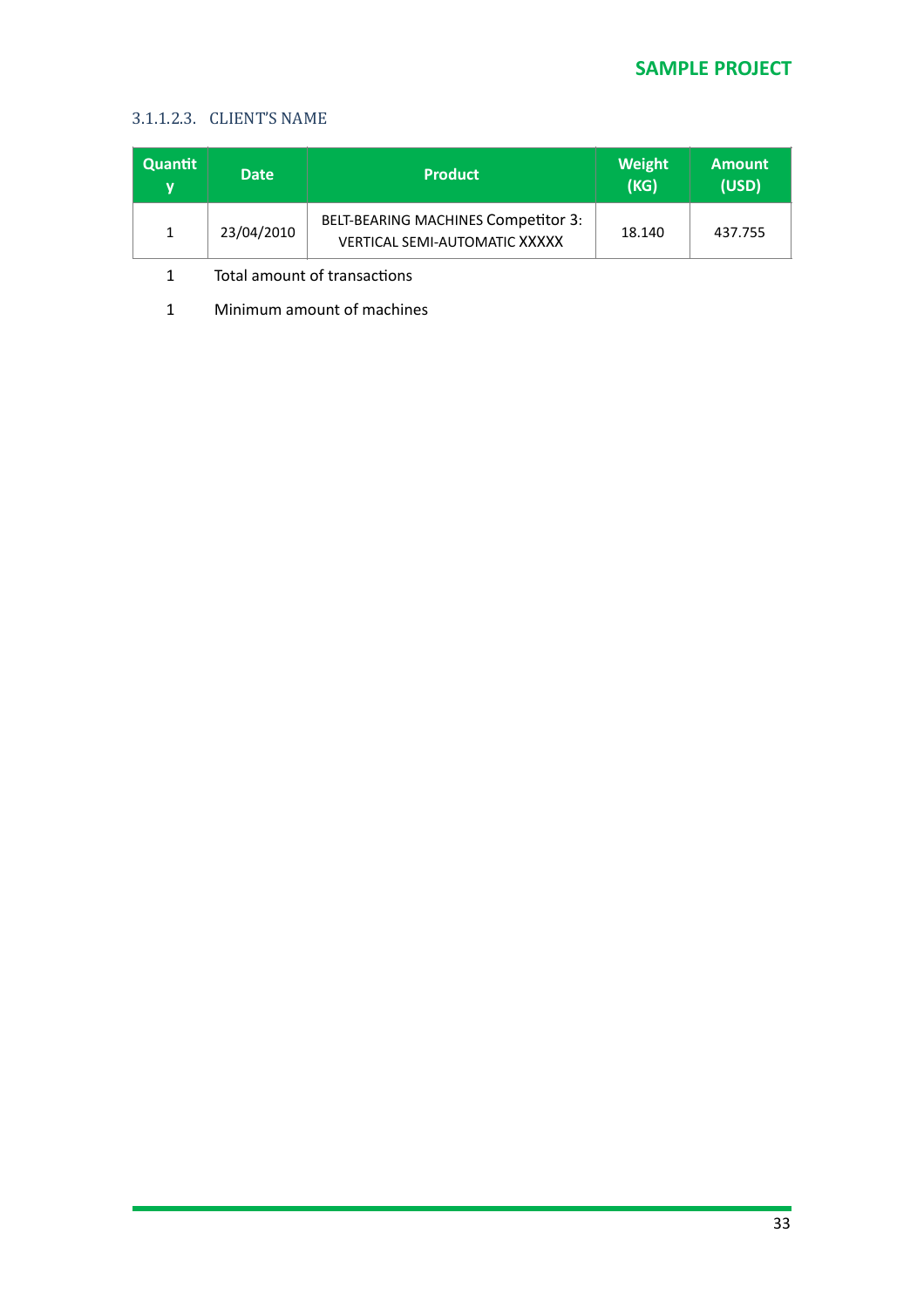#### 3.1.1.2.3. CLIENT'S NAME

| Quantity | Date | Product | Weight (KG) | Amount (USD) |
|---|---|---|---|---|
| 1 | 23/04/2010 | BELT-BEARING MACHINES Competitor 3: VERTICAL SEMI-AUTOMATIC XXXXX | 18.140 | 437.755 |

1 Total amount of transactions

1 Minimum amount of machines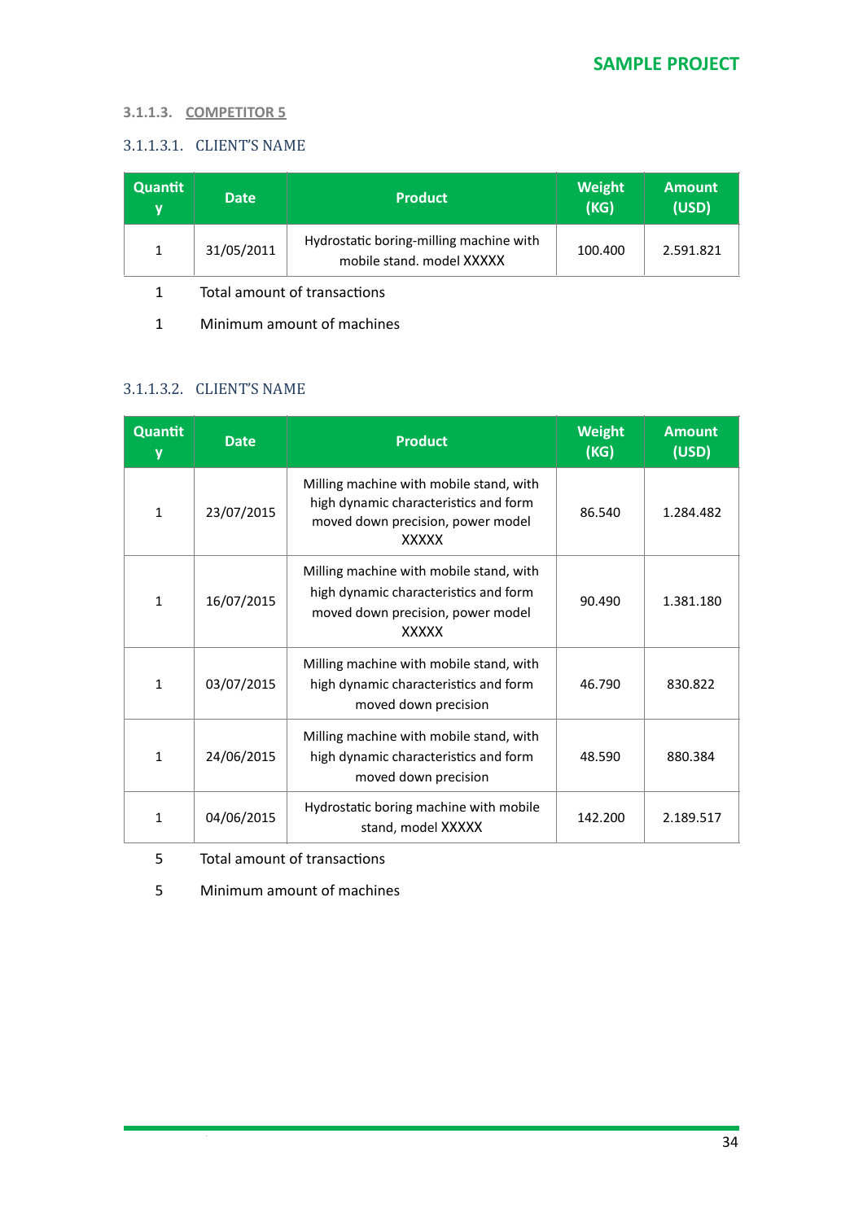#### 3.1.1.3. COMPETITOR 5

##### 3.1.1.3.1. CLIENT'S NAME

| Quantity | Date | Product | Weight (KG) | Amount (USD) |
|---|---|---|---|---|
| 1 | 31/05/2011 | Hydrostatic boring-milling machine with mobile stand. model XXXXX | 100.400 | 2.591.821 |

1 Total amount of transactions

1 Minimum amount of machines

##### 3.1.1.3.2. CLIENT'S NAME

| Quantity | Date | Product | Weight (KG) | Amount (USD) |
|---|---|---|---|---|
| 1 | 23/07/2015 | Milling machine with mobile stand, with high dynamic characteristics and form moved down precision, power model XXXXX | 86.540 | 1.284.482 |
| 1 | 16/07/2015 | Milling machine with mobile stand, with high dynamic characteristics and form moved down precision, power model XXXXX | 90.490 | 1.381.180 |
| 1 | 03/07/2015 | Milling machine with mobile stand, with high dynamic characteristics and form moved down precision | 46.790 | 830.822 |
| 1 | 24/06/2015 | Milling machine with mobile stand, with high dynamic characteristics and form moved down precision | 48.590 | 880.384 |
| 1 | 04/06/2015 | Hydrostatic boring machine with mobile stand, model XXXXX | 142.200 | 2.189.517 |

5 Total amount of transactions

5 Minimum amount of machines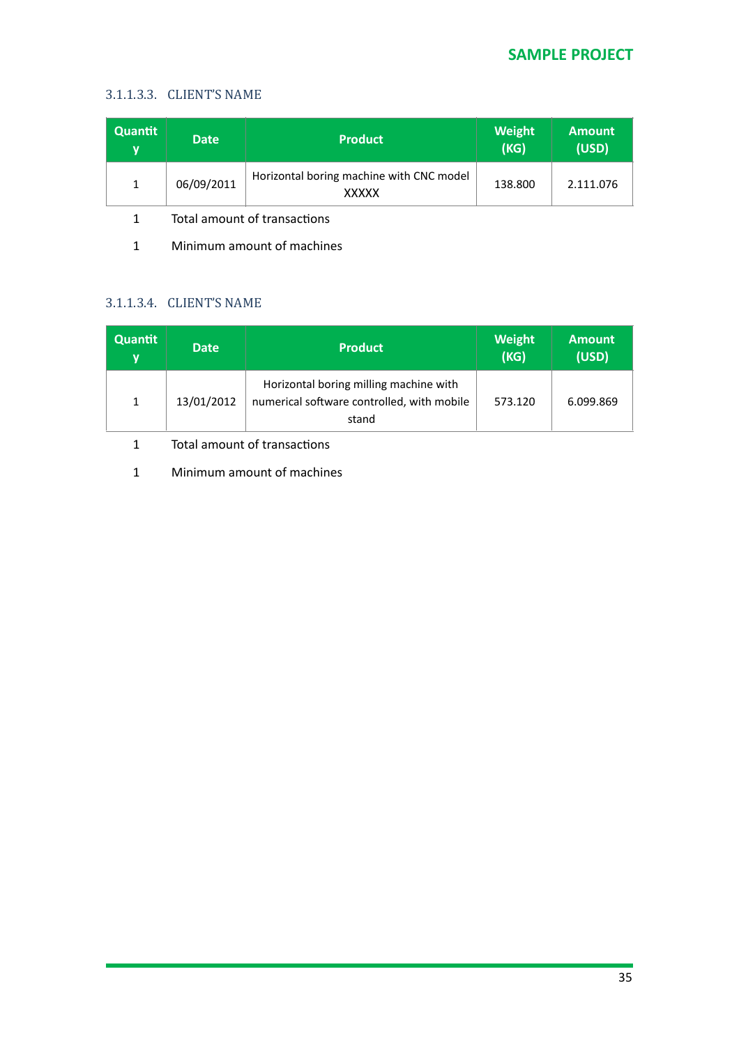#### 3.1.1.3.3. CLIENT'S NAME

| Quantity | Date | Product | Weight (KG) | Amount (USD) |
|---|---|---|---|---|
| 1 | 06/09/2011 | Horizontal boring machine with CNC model XXXXX | 138.800 | 2.111.076 |

1 Total amount of transactions

1 Minimum amount of machines

#### 3.1.1.3.4. CLIENT'S NAME

| Quantity | Date | Product | Weight (KG) | Amount (USD) |
|---|---|---|---|---|
| 1 | 13/01/2012 | Horizontal boring milling machine with numerical software controlled, with mobile stand | 573.120 | 6.099.869 |

1 Total amount of transactions

1 Minimum amount of machines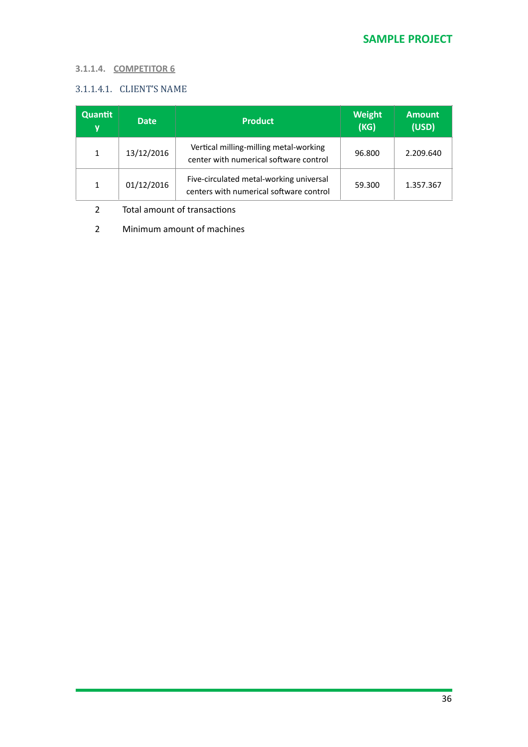#### 3.1.1.4. COMPETITOR 6

##### 3.1.1.4.1. CLIENT'S NAME

| Quantity | Date | Product | Weight (KG) | Amount (USD) |
| --- | --- | --- | --- | --- |
| 1 | 13/12/2016 | Vertical milling-milling metal-working center with numerical software control | 96.800 | 2.209.640 |
| 1 | 01/12/2016 | Five-circulated metal-working universal centers with numerical software control | 59.300 | 1.357.367 |

2 Total amount of transactions

2 Minimum amount of machines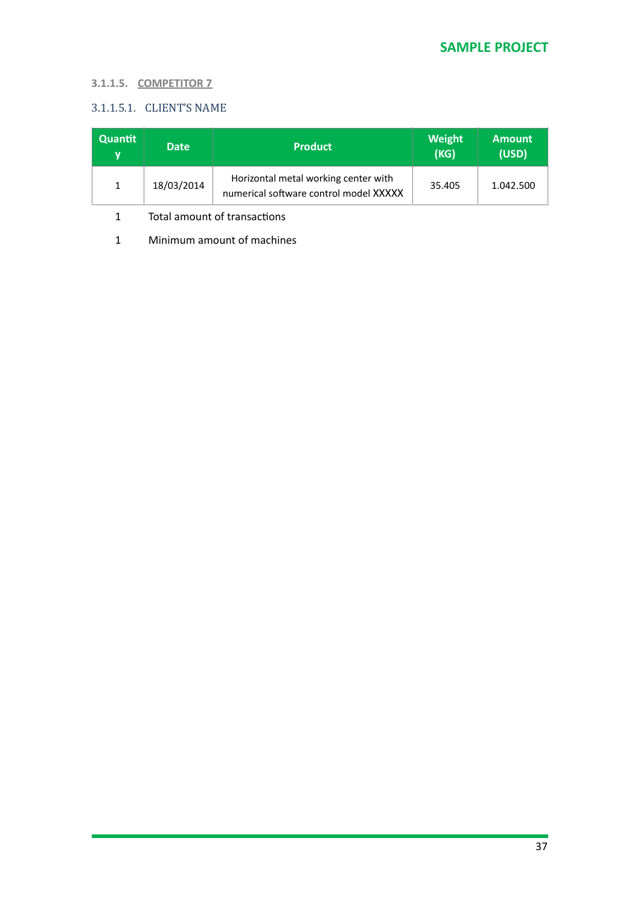#### 3.1.1.5. COMPETITOR 7

##### 3.1.1.5.1. CLIENT'S NAME

| Quantity | Date | Product | Weight (KG) | Amount (USD) |
|---|---|---|---|---|
| 1 | 18/03/2014 | Horizontal metal working center with numerical software control model XXXXX | 35.405 | 1.042.500 |

1 Total amount of transactions

1 Minimum amount of machines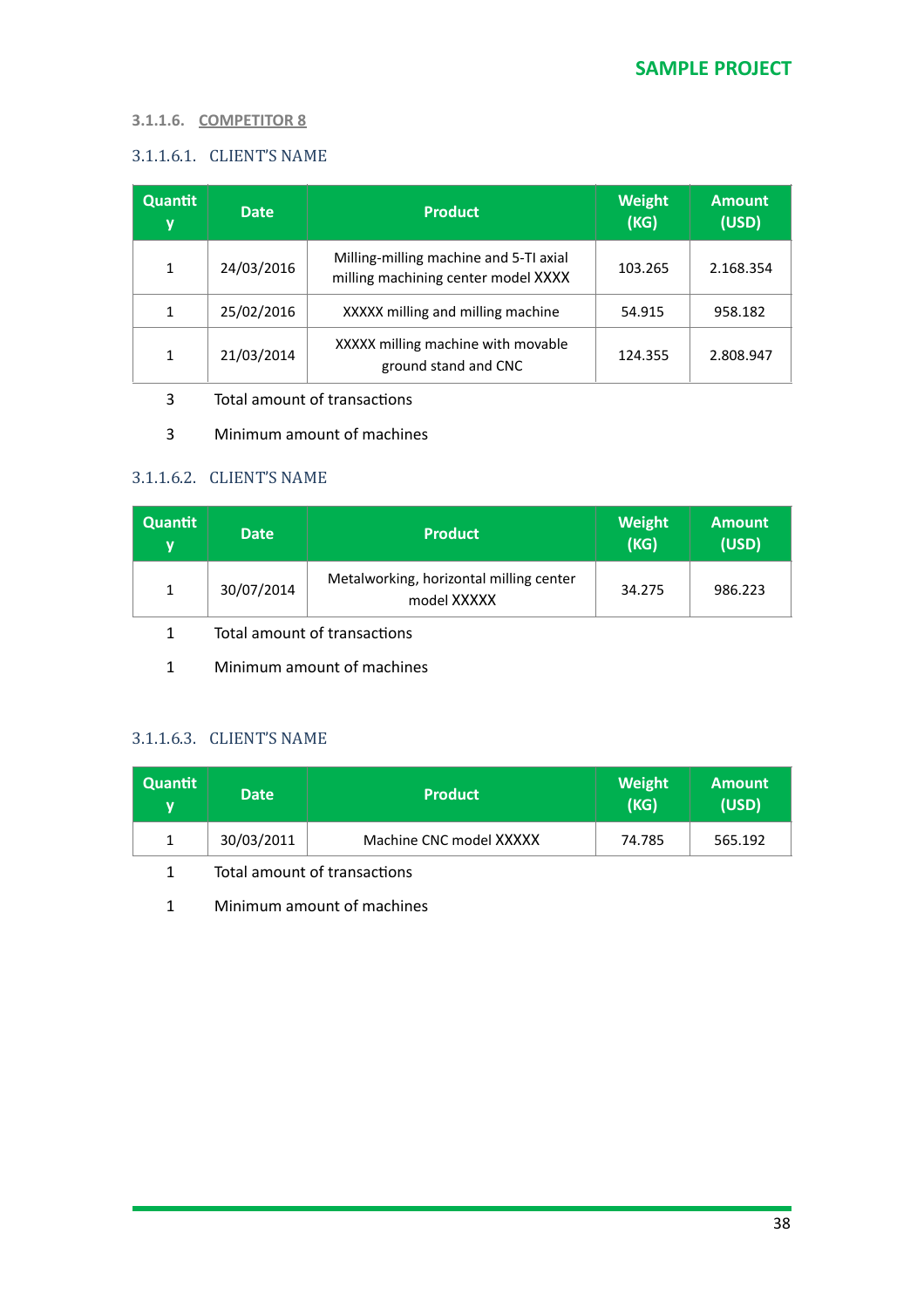#### 3.1.1.6. COMPETITOR 8

##### 3.1.1.6.1. CLIENT'S NAME

| Quantity | Date | Product | Weight (KG) | Amount (USD) |
|---|---|---|---|---|
| 1 | 24/03/2016 | Milling-milling machine and 5-TI axial milling machining center model XXXX | 103.265 | 2.168.354 |
| 1 | 25/02/2016 | XXXXX milling and milling machine | 54.915 | 958.182 |
| 1 | 21/03/2014 | XXXXX milling machine with movable ground stand and CNC | 124.355 | 2.808.947 |

3 Total amount of transactions

3 Minimum amount of machines

##### 3.1.1.6.2. CLIENT'S NAME

| Quantity | Date | Product | Weight (KG) | Amount (USD) |
|---|---|---|---|---|
| 1 | 30/07/2014 | Metalworking, horizontal milling center model XXXXX | 34.275 | 986.223 |

1 Total amount of transactions

1 Minimum amount of machines

##### 3.1.1.6.3. CLIENT'S NAME

| Quantity | Date | Product | Weight (KG) | Amount (USD) |
|---|---|---|---|---|
| 1 | 30/03/2011 | Machine CNC model XXXXX | 74.785 | 565.192 |

1 Total amount of transactions

1 Minimum amount of machines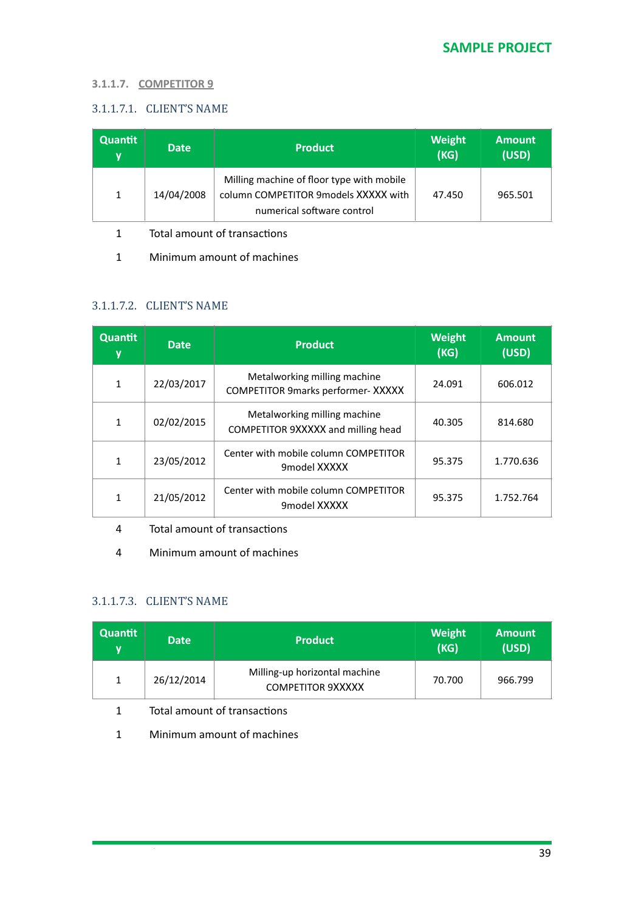#### 3.1.1.7. COMPETITOR 9

##### 3.1.1.7.1. CLIENT'S NAME

| Quantity | Date | Product | Weight (KG) | Amount (USD) |
|---|---|---|---|---|
| 1 | 14/04/2008 | Milling machine of floor type with mobile column COMPETITOR 9models XXXXX with numerical software control | 47.450 | 965.501 |

1 Total amount of transactions

1 Minimum amount of machines

##### 3.1.1.7.2. CLIENT'S NAME

| Quantity | Date | Product | Weight (KG) | Amount (USD) |
|---|---|---|---|---|
| 1 | 22/03/2017 | Metalworking milling machine COMPETITOR 9marks performer- XXXXX | 24.091 | 606.012 |
| 1 | 02/02/2015 | Metalworking milling machine COMPETITOR 9XXXXX and milling head | 40.305 | 814.680 |
| 1 | 23/05/2012 | Center with mobile column COMPETITOR 9model XXXXX | 95.375 | 1.770.636 |
| 1 | 21/05/2012 | Center with mobile column COMPETITOR 9model XXXXX | 95.375 | 1.752.764 |

4 Total amount of transactions

4 Minimum amount of machines

##### 3.1.1.7.3. CLIENT'S NAME

| Quantity | Date | Product | Weight (KG) | Amount (USD) |
|---|---|---|---|---|
| 1 | 26/12/2014 | Milling-up horizontal machine COMPETITOR 9XXXXX | 70.700 | 966.799 |

1 Total amount of transactions

1 Minimum amount of machines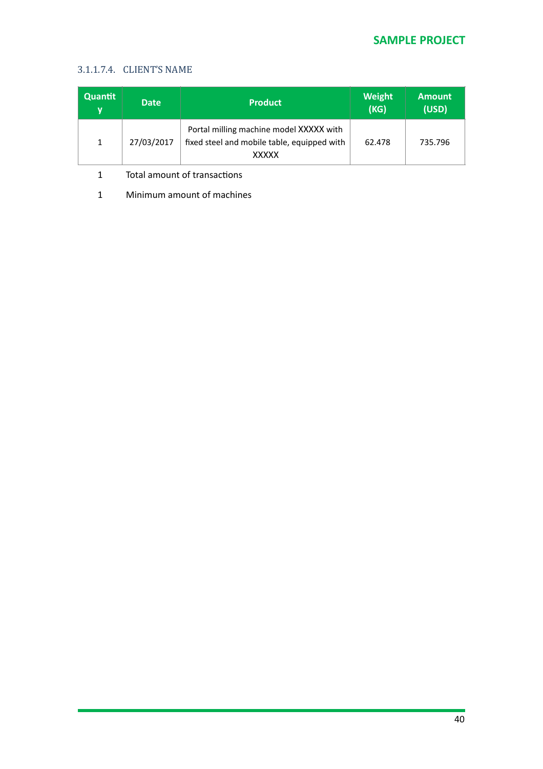#### 3.1.1.7.4. CLIENT'S NAME

| Quantity | Date | Product | Weight (KG) | Amount (USD) |
|---|---|---|---|---|
| 1 | 27/03/2017 | Portal milling machine model XXXXX with fixed steel and mobile table, equipped with XXXXX | 62.478 | 735.796 |

1 Total amount of transactions

1 Minimum amount of machines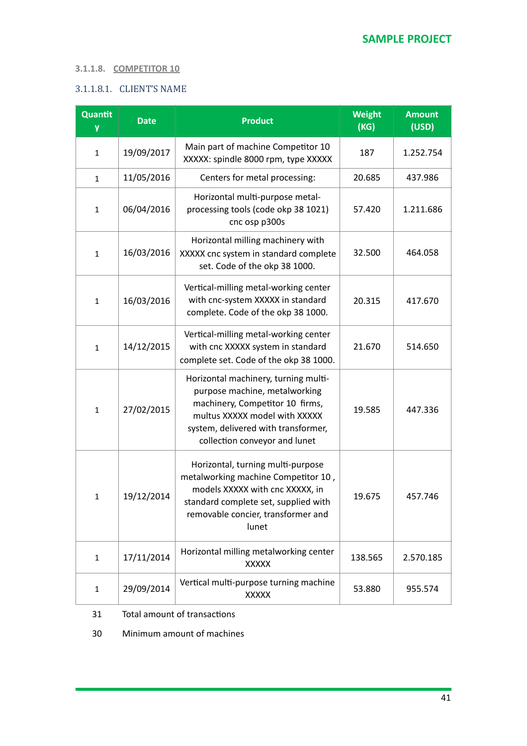#### 3.1.1.8. COMPETITOR 10

##### 3.1.1.8.1. CLIENT'S NAME

| Quantity | Date | Product | Weight (KG) | Amount (USD) |
|---|---|---|---|---|
| 1 | 19/09/2017 | Main part of machine Competitor 10 XXXXX: spindle 8000 rpm, type XXXXX | 187 | 1.252.754 |
| 1 | 11/05/2016 | Centers for metal processing: | 20.685 | 437.986 |
| 1 | 06/04/2016 | Horizontal multi-purpose metal-processing tools (code okp 38 1021) cnc osp p300s | 57.420 | 1.211.686 |
| 1 | 16/03/2016 | Horizontal milling machinery with XXXXX cnc system in standard complete set. Code of the okp 38 1000. | 32.500 | 464.058 |
| 1 | 16/03/2016 | Vertical-milling metal-working center with cnc-system XXXXX in standard complete. Code of the okp 38 1000. | 20.315 | 417.670 |
| 1 | 14/12/2015 | Vertical-milling metal-working center with cnc XXXXX system in standard complete set. Code of the okp 38 1000. | 21.670 | 514.650 |
| 1 | 27/02/2015 | Horizontal machinery, turning multi-purpose machine, metalworking machinery, Competitor 10 firms, multus XXXXX model with XXXXX system, delivered with transformer, collection conveyor and lunet | 19.585 | 447.336 |
| 1 | 19/12/2014 | Horizontal, turning multi-purpose metalworking machine Competitor 10 , models XXXXX with cnc XXXXX, in standard complete set, supplied with removable concier, transformer and lunet | 19.675 | 457.746 |
| 1 | 17/11/2014 | Horizontal milling metalworking center XXXXX | 138.565 | 2.570.185 |
| 1 | 29/09/2014 | Vertical multi-purpose turning machine XXXXX | 53.880 | 955.574 |

31 Total amount of transactions

30 Minimum amount of machines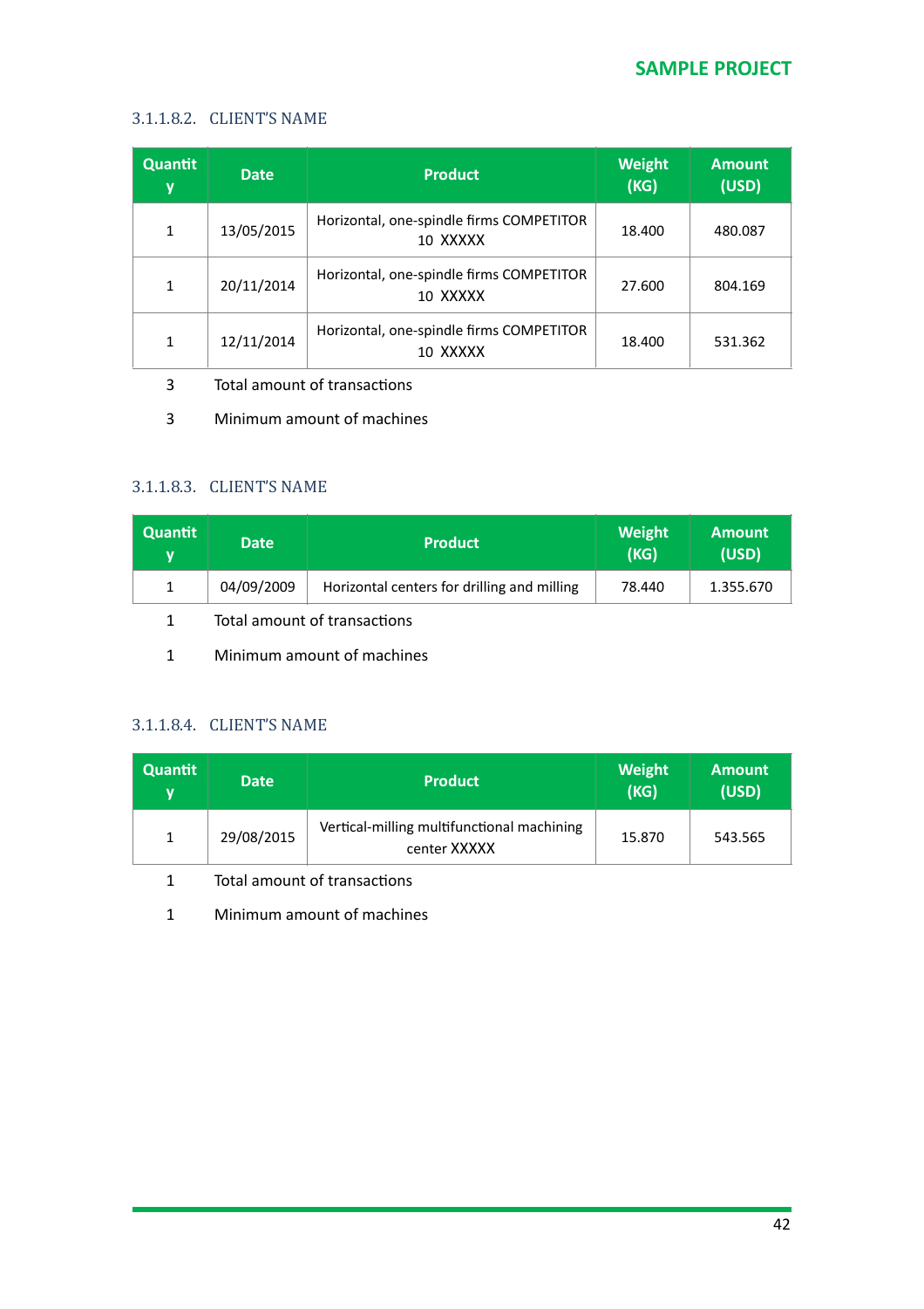#### 3.1.1.8.2. CLIENT'S NAME

| Quantity | Date | Product | Weight (KG) | Amount (USD) |
|---|---|---|---|---|
| 1 | 13/05/2015 | Horizontal, one-spindle firms COMPETITOR 10 XXXXX | 18.400 | 480.087 |
| 1 | 20/11/2014 | Horizontal, one-spindle firms COMPETITOR 10 XXXXX | 27.600 | 804.169 |
| 1 | 12/11/2014 | Horizontal, one-spindle firms COMPETITOR 10 XXXXX | 18.400 | 531.362 |

3 Total amount of transactions

3 Minimum amount of machines

#### 3.1.1.8.3. CLIENT'S NAME

| Quantity | Date | Product | Weight (KG) | Amount (USD) |
|---|---|---|---|---|
| 1 | 04/09/2009 | Horizontal centers for drilling and milling | 78.440 | 1.355.670 |

1 Total amount of transactions

1 Minimum amount of machines

#### 3.1.1.8.4. CLIENT'S NAME

| Quantity | Date | Product | Weight (KG) | Amount (USD) |
|---|---|---|---|---|
| 1 | 29/08/2015 | Vertical-milling multifunctional machining center XXXXX | 15.870 | 543.565 |

1 Total amount of transactions

1 Minimum amount of machines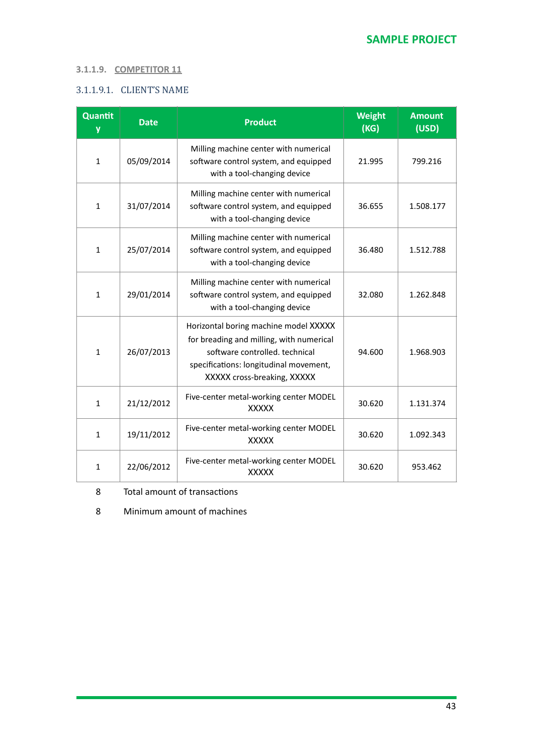#### 3.1.1.9. COMPETITOR 11

##### 3.1.1.9.1. CLIENT'S NAME

| Quantity | Date | Product | Weight (KG) | Amount (USD) |
|---|---|---|---|---|
| 1 | 05/09/2014 | Milling machine center with numerical software control system, and equipped with a tool-changing device | 21.995 | 799.216 |
| 1 | 31/07/2014 | Milling machine center with numerical software control system, and equipped with a tool-changing device | 36.655 | 1.508.177 |
| 1 | 25/07/2014 | Milling machine center with numerical software control system, and equipped with a tool-changing device | 36.480 | 1.512.788 |
| 1 | 29/01/2014 | Milling machine center with numerical software control system, and equipped with a tool-changing device | 32.080 | 1.262.848 |
| 1 | 26/07/2013 | Horizontal boring machine model XXXXX for breading and milling, with numerical software controlled. technical specifications: longitudinal movement, XXXXX cross-breaking, XXXXX | 94.600 | 1.968.903 |
| 1 | 21/12/2012 | Five-center metal-working center MODEL XXXXX | 30.620 | 1.131.374 |
| 1 | 19/11/2012 | Five-center metal-working center MODEL XXXXX | 30.620 | 1.092.343 |
| 1 | 22/06/2012 | Five-center metal-working center MODEL XXXXX | 30.620 | 953.462 |

8 Total amount of transactions

8 Minimum amount of machines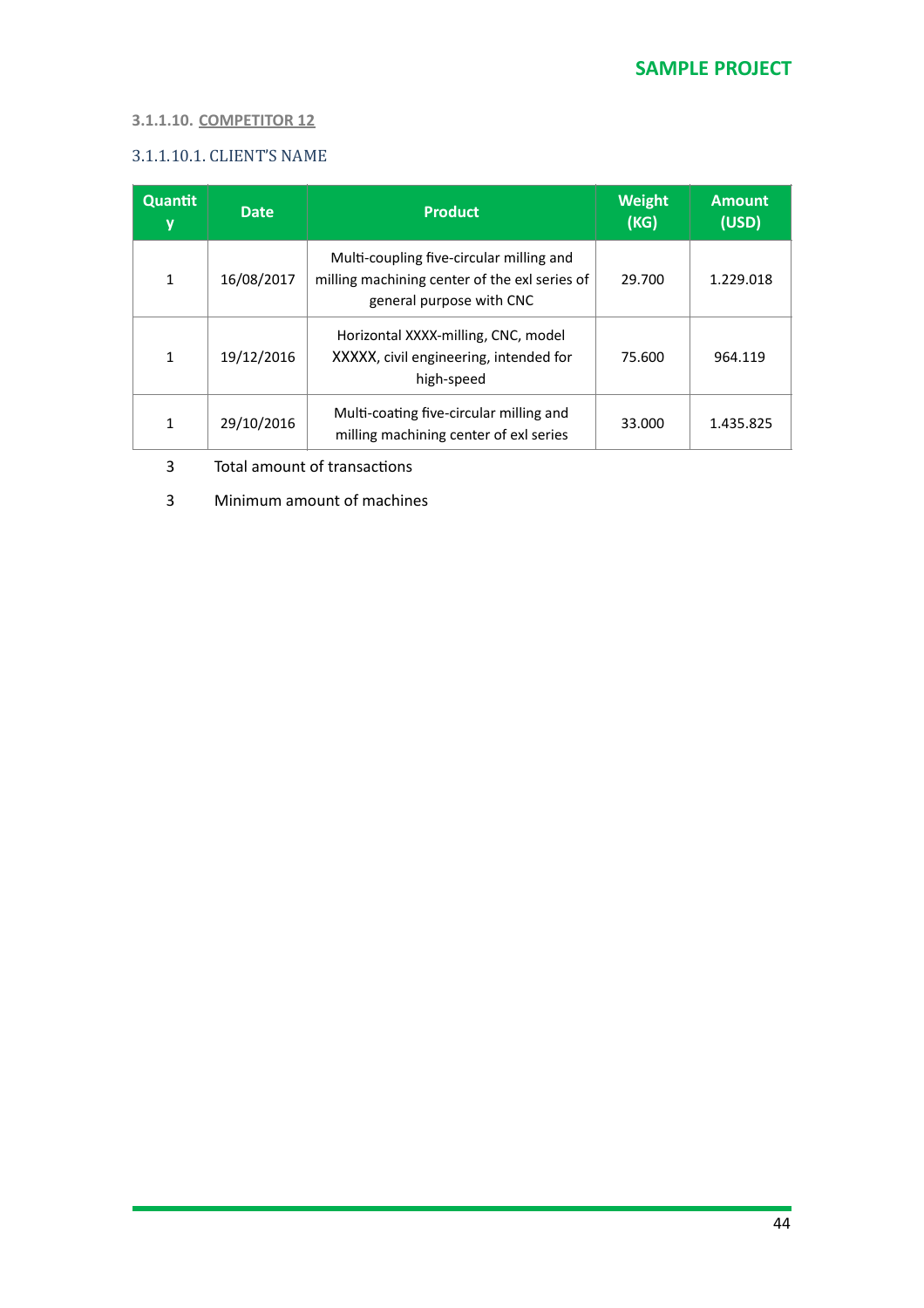### 3.1.1.10. COMPETITOR 12

#### 3.1.1.10.1. CLIENT'S NAME

| Quantity | Date | Product | Weight (KG) | Amount (USD) |
|---|---|---|---|---|
| 1 | 16/08/2017 | Multi-coupling five-circular milling and milling machining center of the exl series of general purpose with CNC | 29.700 | 1.229.018 |
| 1 | 19/12/2016 | Horizontal XXXX-milling, CNC, model XXXXX, civil engineering, intended for high-speed | 75.600 | 964.119 |
| 1 | 29/10/2016 | Multi-coating five-circular milling and milling machining center of exl series | 33.000 | 1.435.825 |

3 Total amount of transactions

3 Minimum amount of machines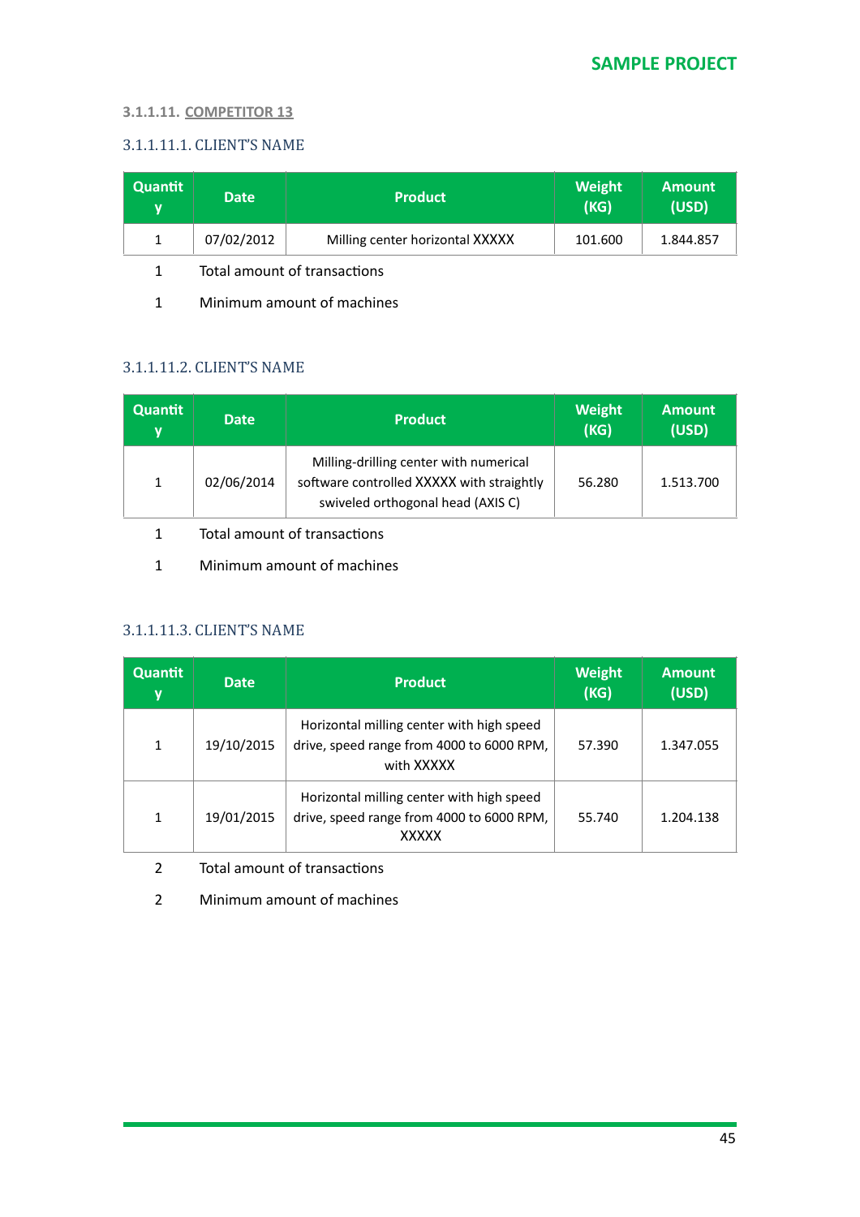### 3.1.1.11. COMPETITOR 13

#### 3.1.1.11.1. CLIENT'S NAME

| Quantity | Date | Product | Weight (KG) | Amount (USD) |
| --- | --- | --- | --- | --- |
| 1 | 07/02/2012 | Milling center horizontal XXXXX | 101.600 | 1.844.857 |

1 Total amount of transactions

1 Minimum amount of machines

#### 3.1.1.11.2. CLIENT'S NAME

| Quantity | Date | Product | Weight (KG) | Amount (USD) |
| --- | --- | --- | --- | --- |
| 1 | 02/06/2014 | Milling-drilling center with numerical software controlled XXXXX with straightly swiveled orthogonal head (AXIS C) | 56.280 | 1.513.700 |

1 Total amount of transactions

1 Minimum amount of machines

#### 3.1.1.11.3. CLIENT'S NAME

| Quantity | Date | Product | Weight (KG) | Amount (USD) |
| --- | --- | --- | --- | --- |
| 1 | 19/10/2015 | Horizontal milling center with high speed drive, speed range from 4000 to 6000 RPM, with XXXXX | 57.390 | 1.347.055 |
| 1 | 19/01/2015 | Horizontal milling center with high speed drive, speed range from 4000 to 6000 RPM, XXXXX | 55.740 | 1.204.138 |

2 Total amount of transactions

2 Minimum amount of machines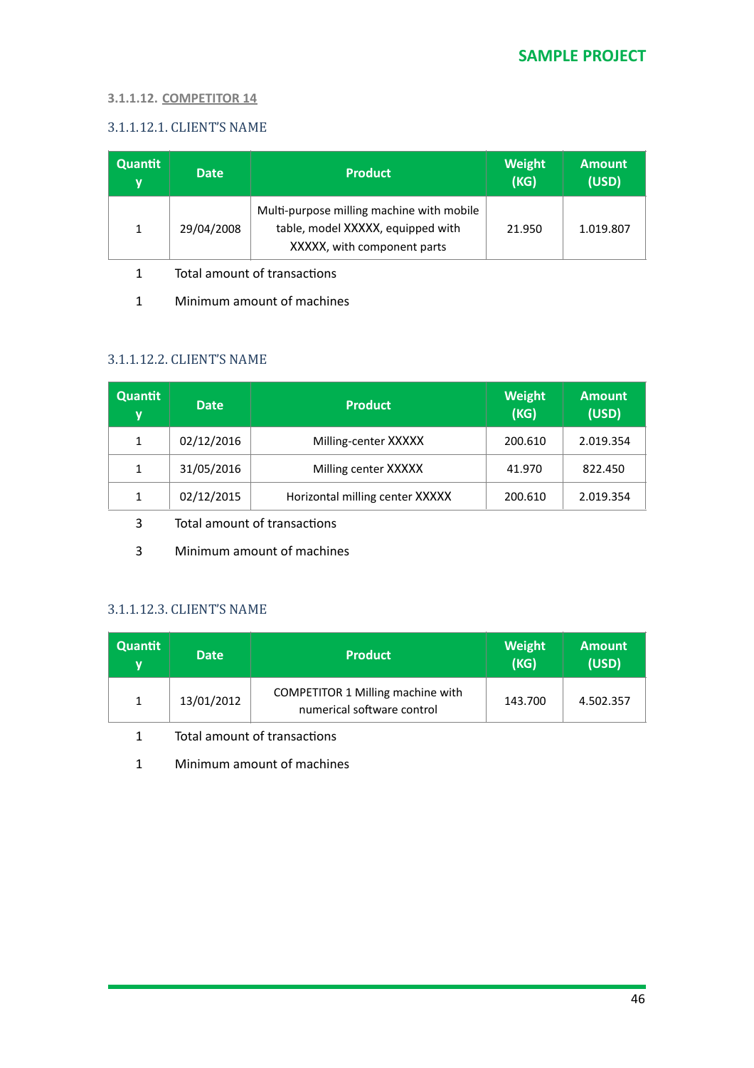#### 3.1.1.12. <u>COMPETITOR 14</u>

##### 3.1.1.12.1. CLIENT'S NAME

| Quantity | Date | Product | Weight (KG) | Amount (USD) |
|---|---|---|---|---|
| 1 | 29/04/2008 | Multi-purpose milling machine with mobile table, model XXXXX, equipped with XXXXX, with component parts | 21.950 | 1.019.807 |

1 Total amount of transactions

1 Minimum amount of machines

##### 3.1.1.12.2. CLIENT'S NAME

| Quantity | Date | Product | Weight (KG) | Amount (USD) |
|---|---|---|---|---|
| 1 | 02/12/2016 | Milling-center XXXXX | 200.610 | 2.019.354 |
| 1 | 31/05/2016 | Milling center XXXXX | 41.970 | 822.450 |
| 1 | 02/12/2015 | Horizontal milling center XXXXX | 200.610 | 2.019.354 |

3 Total amount of transactions

3 Minimum amount of machines

##### 3.1.1.12.3. CLIENT'S NAME

| Quantity | Date | Product | Weight (KG) | Amount (USD) |
|---|---|---|---|---|
| 1 | 13/01/2012 | COMPETITOR 1 Milling machine with numerical software control | 143.700 | 4.502.357 |

1 Total amount of transactions

1 Minimum amount of machines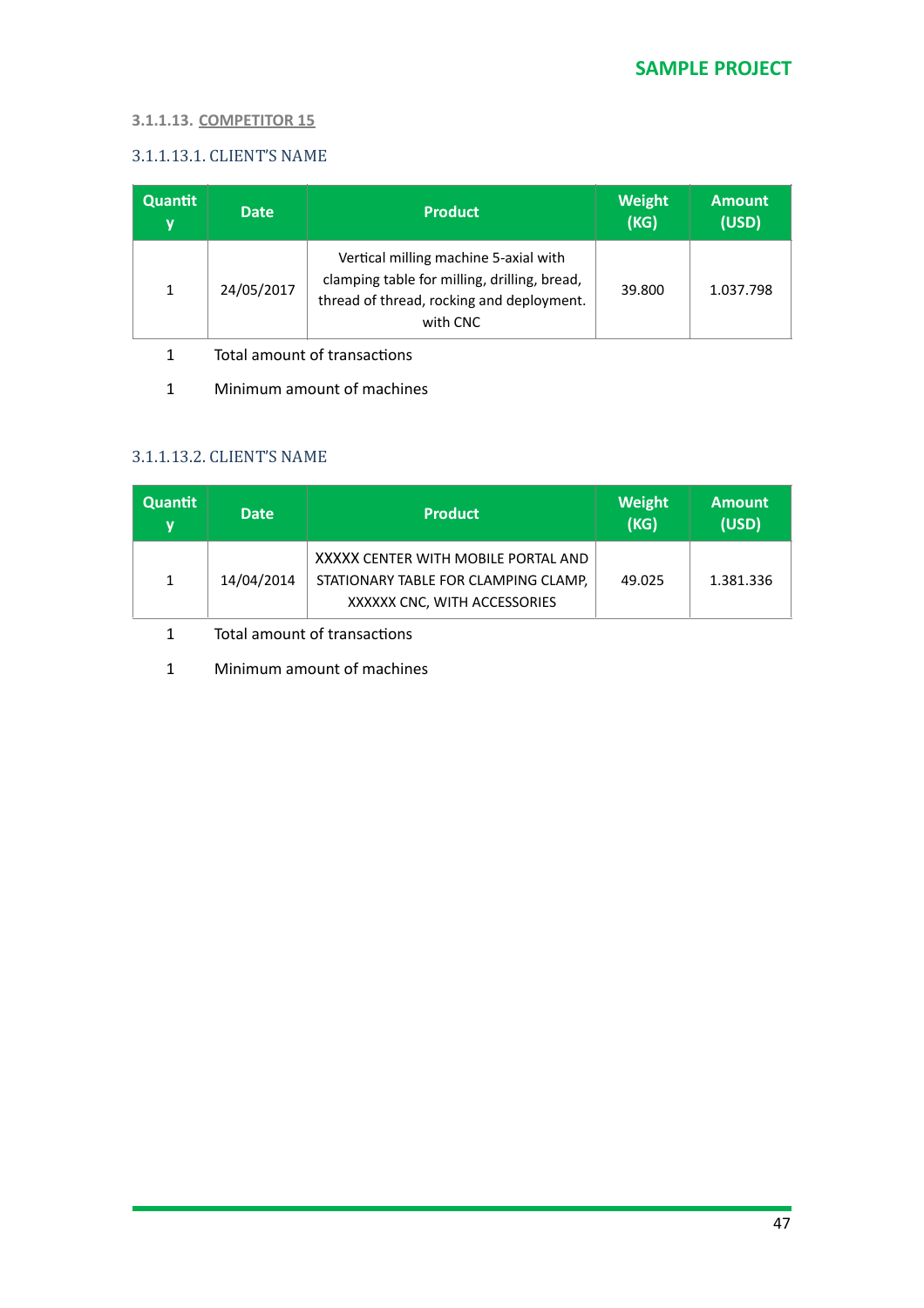### 3.1.1.13. COMPETITOR 15

#### 3.1.1.13.1. CLIENT'S NAME

| Quantity | Date | Product | Weight (KG) | Amount (USD) |
|---|---|---|---|---|
| 1 | 24/05/2017 | Vertical milling machine 5-axial with clamping table for milling, drilling, bread, thread of thread, rocking and deployment. with CNC | 39.800 | 1.037.798 |

1 Total amount of transactions

1 Minimum amount of machines

#### 3.1.1.13.2. CLIENT'S NAME

| Quantity | Date | Product | Weight (KG) | Amount (USD) |
|---|---|---|---|---|
| 1 | 14/04/2014 | XXXXX CENTER WITH MOBILE PORTAL AND STATIONARY TABLE FOR CLAMPING CLAMP, XXXXXX CNC, WITH ACCESSORIES | 49.025 | 1.381.336 |

1 Total amount of transactions

1 Minimum amount of machines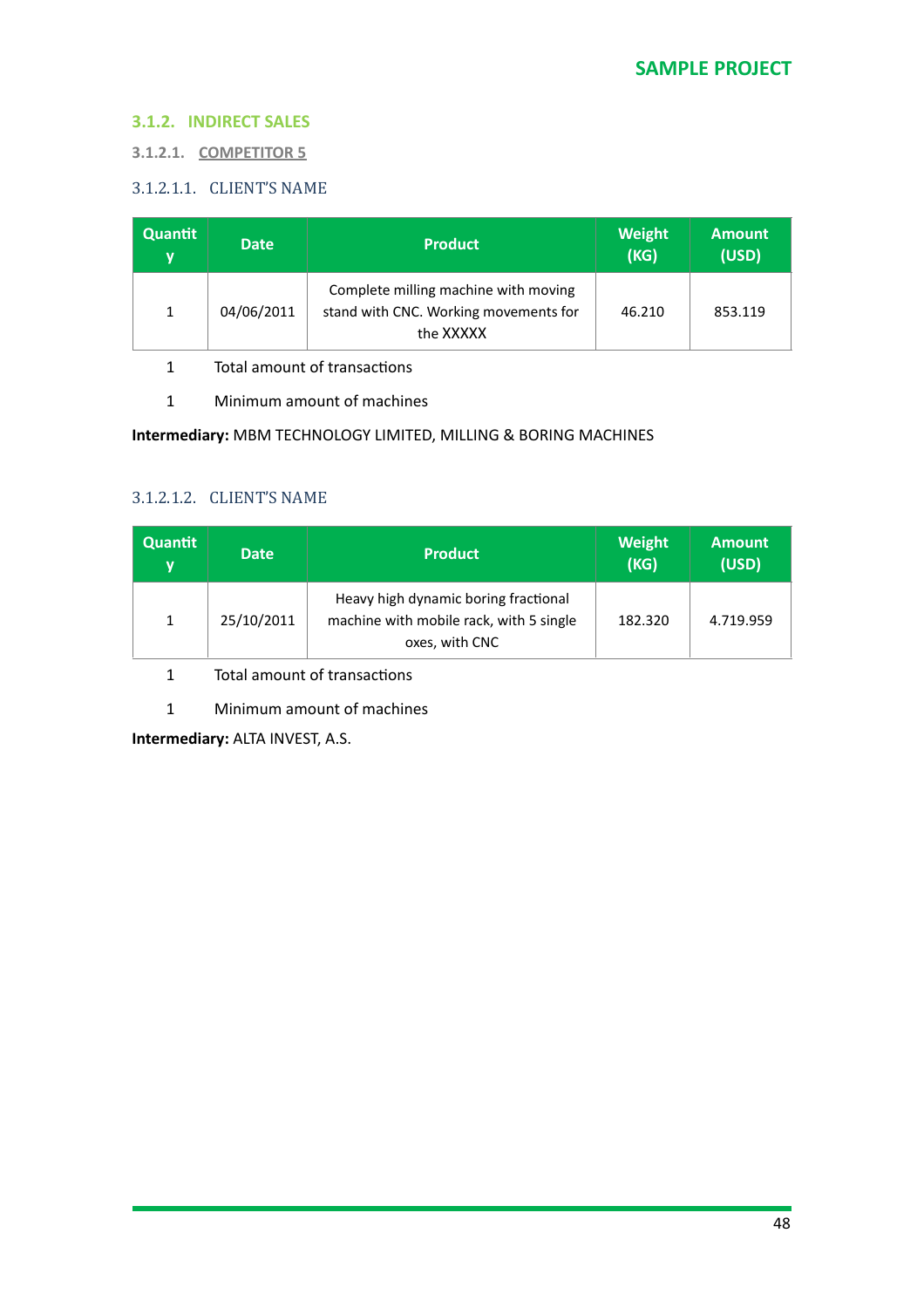### 3.1.2. INDIRECT SALES

#### 3.1.2.1. COMPETITOR 5

##### 3.1.2.1.1. CLIENT'S NAME

| Quantity | Date | Product | Weight (KG) | Amount (USD) |
|---|---|---|---|---|
| 1 | 04/06/2011 | Complete milling machine with moving stand with CNC. Working movements for the XXXXX | 46.210 | 853.119 |

1 Total amount of transactions

1 Minimum amount of machines

**Intermediary:** MBM TECHNOLOGY LIMITED, MILLING & BORING MACHINES

##### 3.1.2.1.2. CLIENT'S NAME

| Quantity | Date | Product | Weight (KG) | Amount (USD) |
|---|---|---|---|---|
| 1 | 25/10/2011 | Heavy high dynamic boring fractional machine with mobile rack, with 5 single oxes, with CNC | 182.320 | 4.719.959 |

1 Total amount of transactions

1 Minimum amount of machines

**Intermediary:** ALTA INVEST, A.S.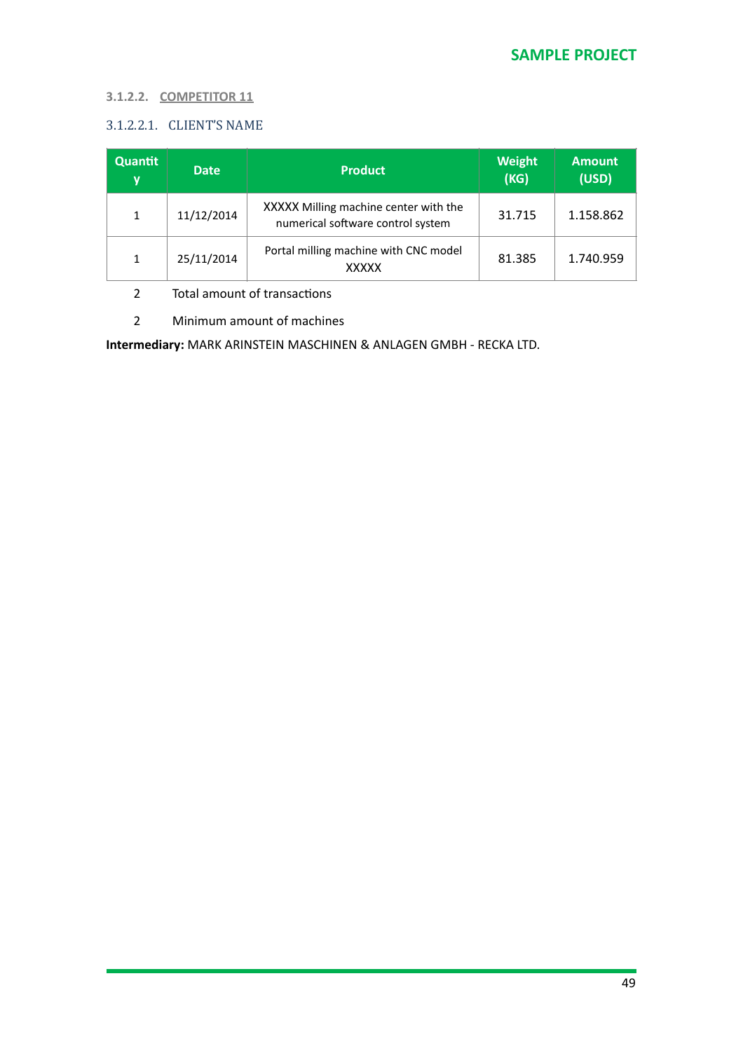#### 3.1.2.2. COMPETITOR 11

##### 3.1.2.2.1. CLIENT'S NAME

| Quantity | Date | Product | Weight (KG) | Amount (USD) |
|---|---|---|---|---|
| 1 | 11/12/2014 | XXXXX Milling machine center with the numerical software control system | 31.715 | 1.158.862 |
| 1 | 25/11/2014 | Portal milling machine with CNC model XXXXX | 81.385 | 1.740.959 |
| 2 | Total amount of transactions | | | |
| 2 | Minimum amount of machines | | | |

**Intermediary:** MARK ARINSTEIN MASCHINEN & ANLAGEN GMBH - RECKA LTD.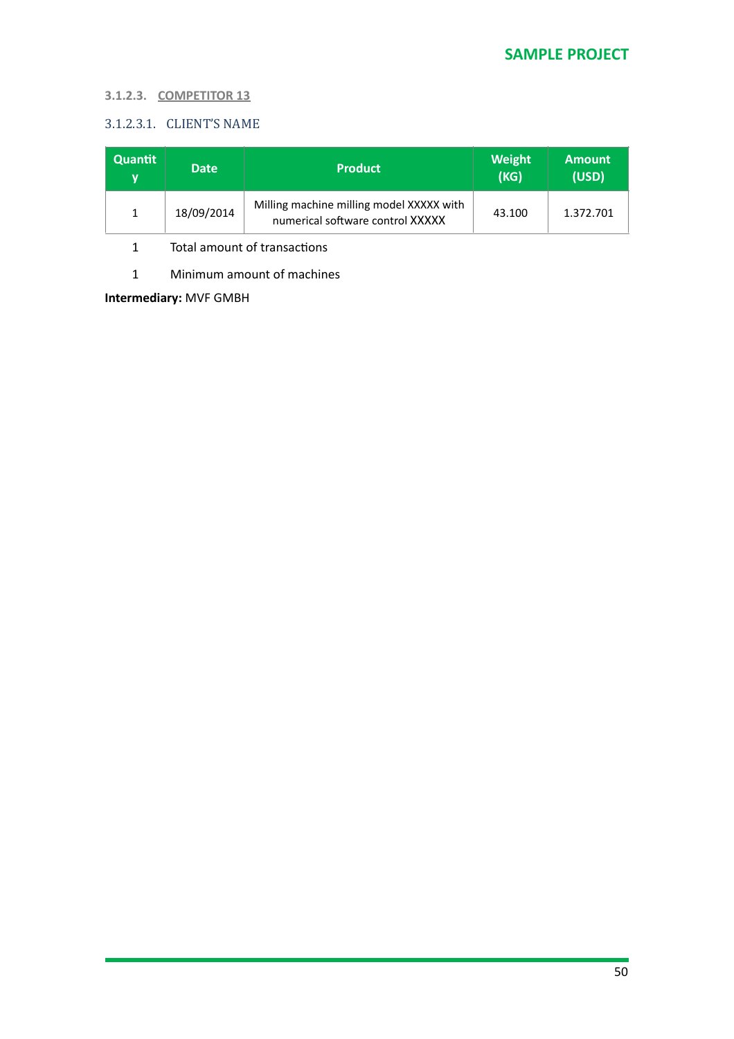#### 3.1.2.3. COMPETITOR 13

##### 3.1.2.3.1. CLIENT'S NAME

| Quantity | Date | Product | Weight (KG) | Amount (USD) |
|---|---|---|---|---|
| 1 | 18/09/2014 | Milling machine milling model XXXXX with numerical software control XXXXX | 43.100 | 1.372.701 |

1 Total amount of transactions

1 Minimum amount of machines

**Intermediary:** MVF GMBH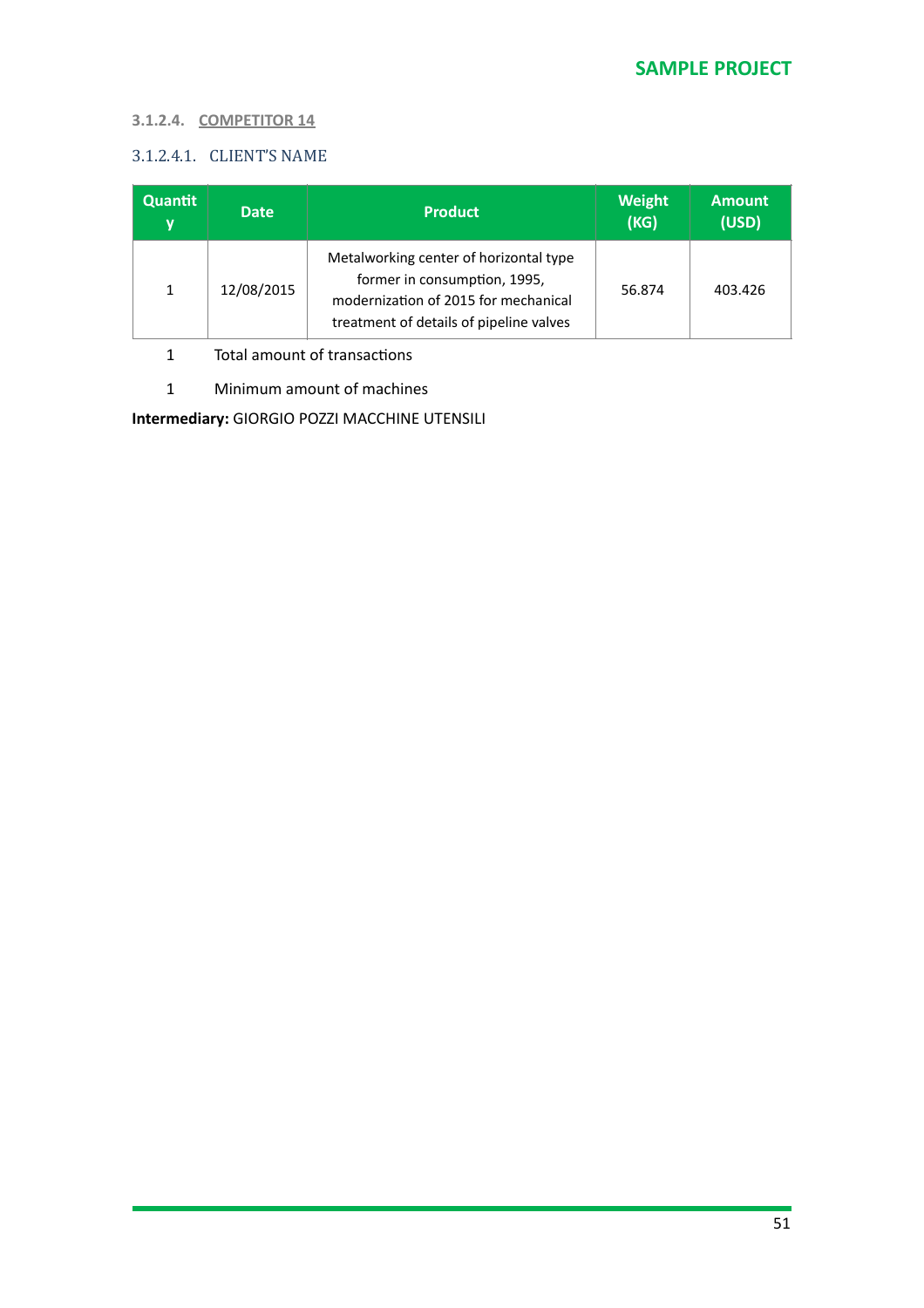#### 3.1.2.4. COMPETITOR 14

##### 3.1.2.4.1. CLIENT'S NAME

| Quantity | Date | Product | Weight (KG) | Amount (USD) |
|---|---|---|---|---|
| 1 | 12/08/2015 | Metalworking center of horizontal type former in consumption, 1995, modernization of 2015 for mechanical treatment of details of pipeline valves | 56.874 | 403.426 |
| 1 | Total amount of transactions | | | |
| 1 | Minimum amount of machines | | | |

**Intermediary:** GIORGIO POZZI MACCHINE UTENSILI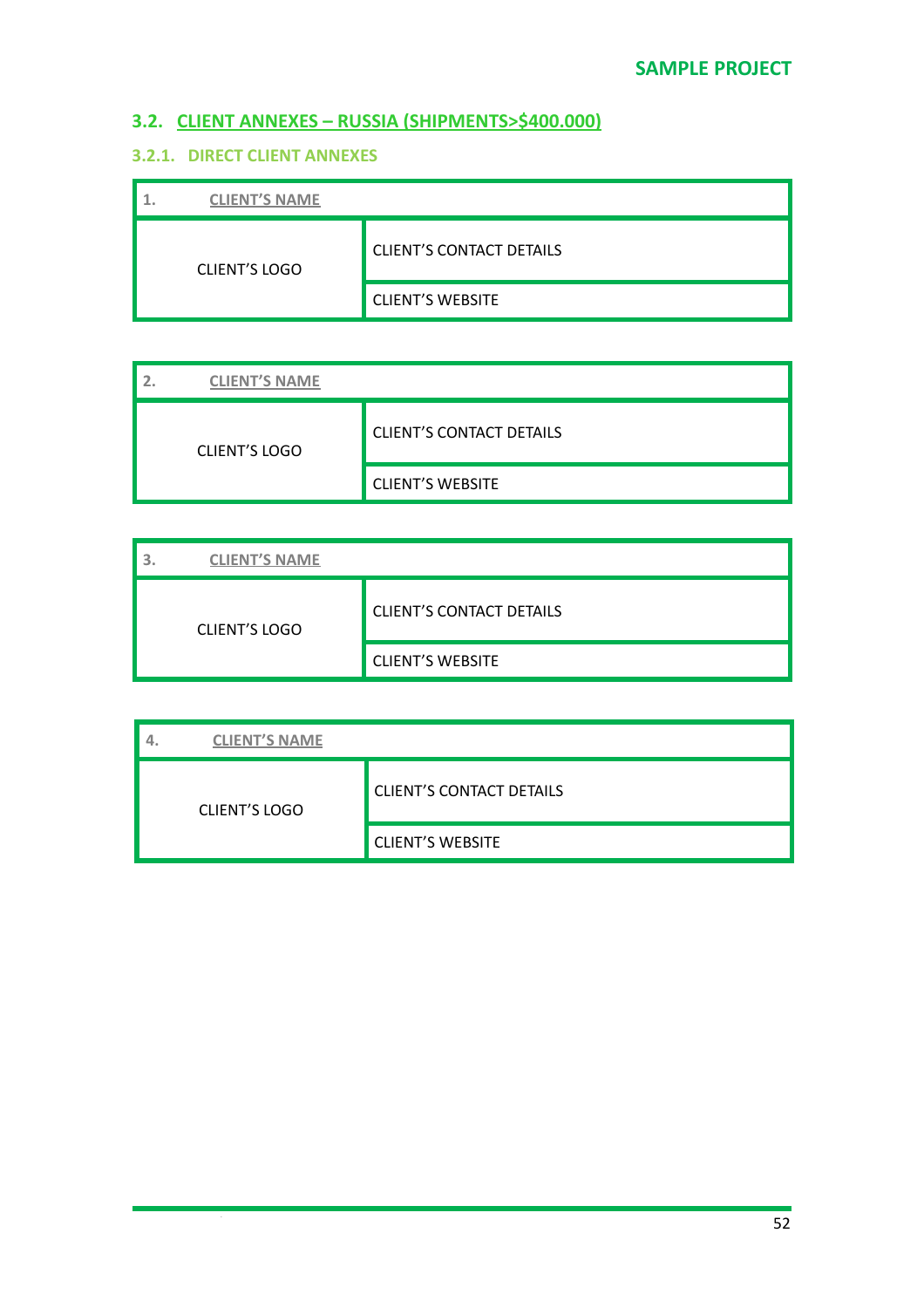## 3.2. CLIENT ANNEXES – RUSSIA (SHIPMENTS>$400.000)

### 3.2.1. DIRECT CLIENT ANNEXES

| 1. CLIENT'S NAME | |
|---|---|
| CLIENT'S LOGO | CLIENT'S CONTACT DETAILS |
| | CLIENT'S WEBSITE |

| 2. CLIENT'S NAME | |
|---|---|
| CLIENT'S LOGO | CLIENT'S CONTACT DETAILS |
| | CLIENT'S WEBSITE |

| 3. CLIENT'S NAME | |
|---|---|
| CLIENT'S LOGO | CLIENT'S CONTACT DETAILS |
| | CLIENT'S WEBSITE |

| 4. CLIENT'S NAME | |
|---|---|
| CLIENT'S LOGO | CLIENT'S CONTACT DETAILS |
| | CLIENT'S WEBSITE |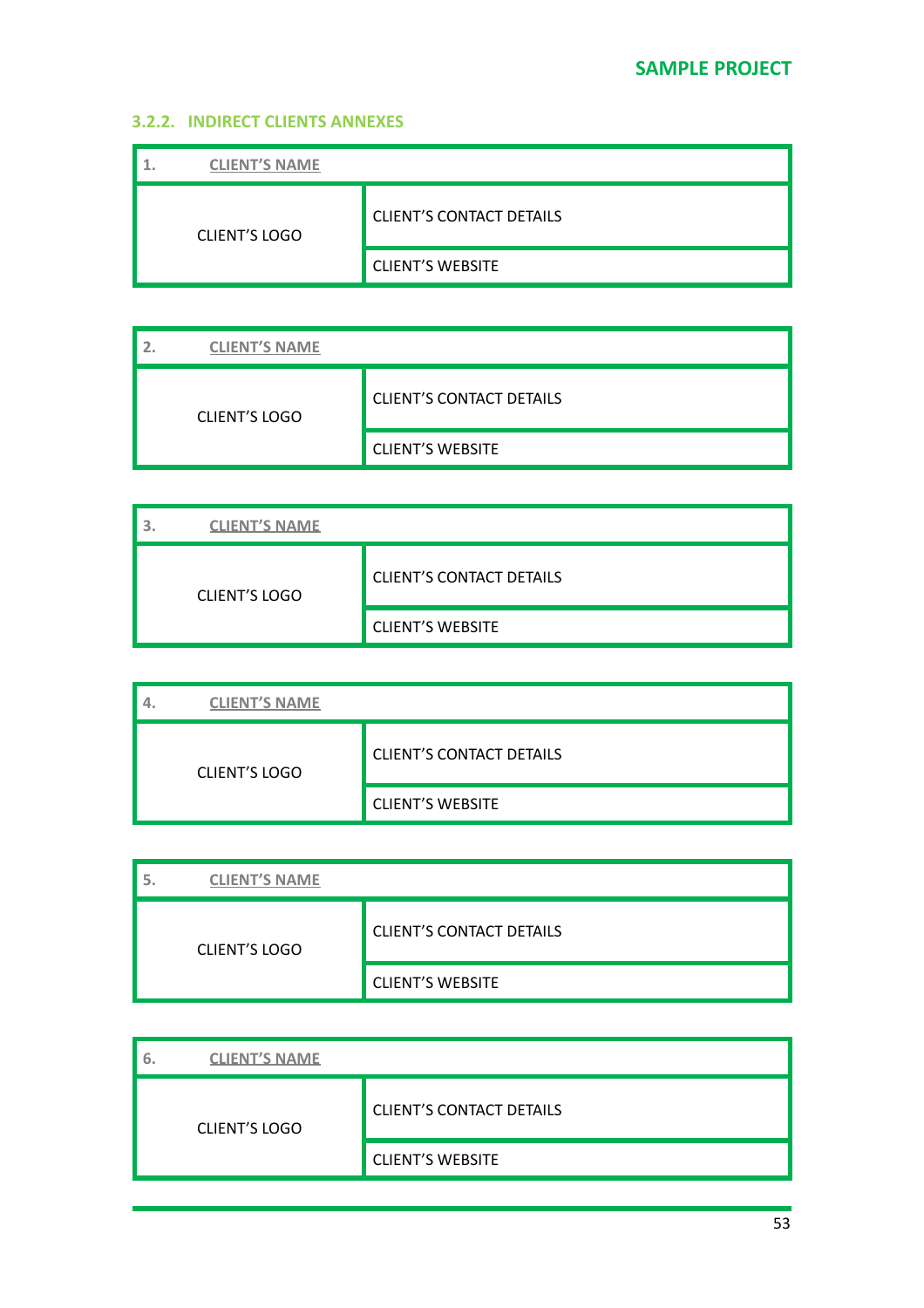### 3.2.2. INDIRECT CLIENTS ANNEXES

| 1. CLIENT'S NAME | |
|---|---|
| CLIENT'S LOGO | CLIENT'S CONTACT DETAILS |
| | CLIENT'S WEBSITE |

| 2. CLIENT'S NAME | |
|---|---|
| CLIENT'S LOGO | CLIENT'S CONTACT DETAILS |
| | CLIENT'S WEBSITE |

| 3. CLIENT'S NAME | |
|---|---|
| CLIENT'S LOGO | CLIENT'S CONTACT DETAILS |
| | CLIENT'S WEBSITE |

| 4. CLIENT'S NAME | |
|---|---|
| CLIENT'S LOGO | CLIENT'S CONTACT DETAILS |
| | CLIENT'S WEBSITE |

| 5. CLIENT'S NAME | |
|---|---|
| CLIENT'S LOGO | CLIENT'S CONTACT DETAILS |
| | CLIENT'S WEBSITE |

| 6. CLIENT'S NAME | |
|---|---|
| CLIENT'S LOGO | CLIENT'S CONTACT DETAILS |
| | CLIENT'S WEBSITE |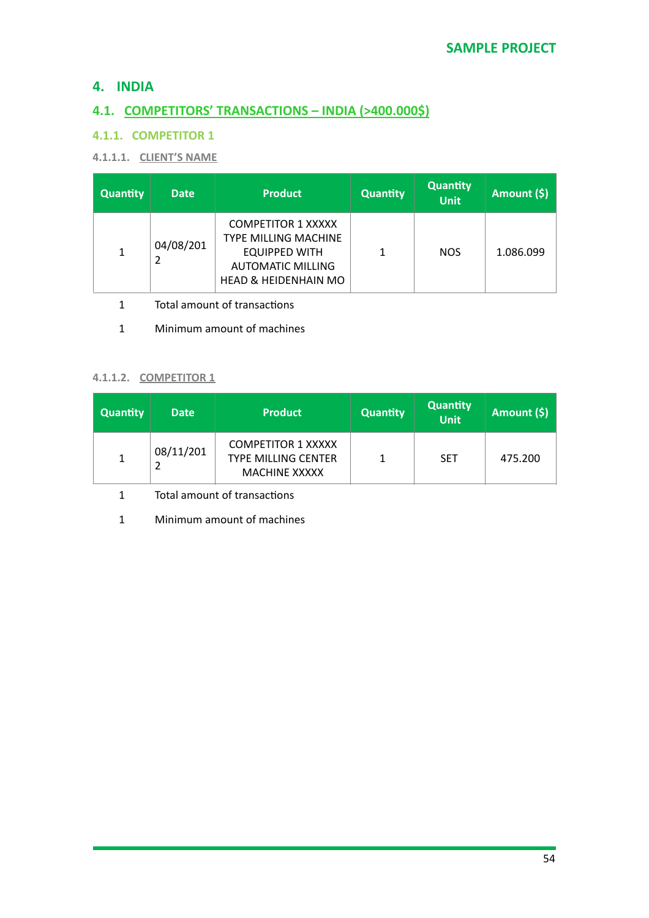# 4. INDIA

## 4.1. COMPETITORS' TRANSACTIONS – INDIA (>400.000$)

### 4.1.1. COMPETITOR 1

#### 4.1.1.1. CLIENT'S NAME

| Quantity | Date | Product | Quantity | Quantity Unit | Amount ($) |
|---|---|---|---|---|---|
| 1 | 04/08/2012 | COMPETITOR 1 XXXXX TYPE MILLING MACHINE EQUIPPED WITH AUTOMATIC MILLING HEAD & HEIDENHAIN MO | 1 | NOS | 1.086.099 |

1 Total amount of transactions

1 Minimum amount of machines

#### 4.1.1.2. COMPETITOR 1

| Quantity | Date | Product | Quantity | Quantity Unit | Amount ($) |
|---|---|---|---|---|---|
| 1 | 08/11/2012 | COMPETITOR 1 XXXXX TYPE MILLING CENTER MACHINE XXXXX | 1 | SET | 475.200 |

1 Total amount of transactions

1 Minimum amount of machines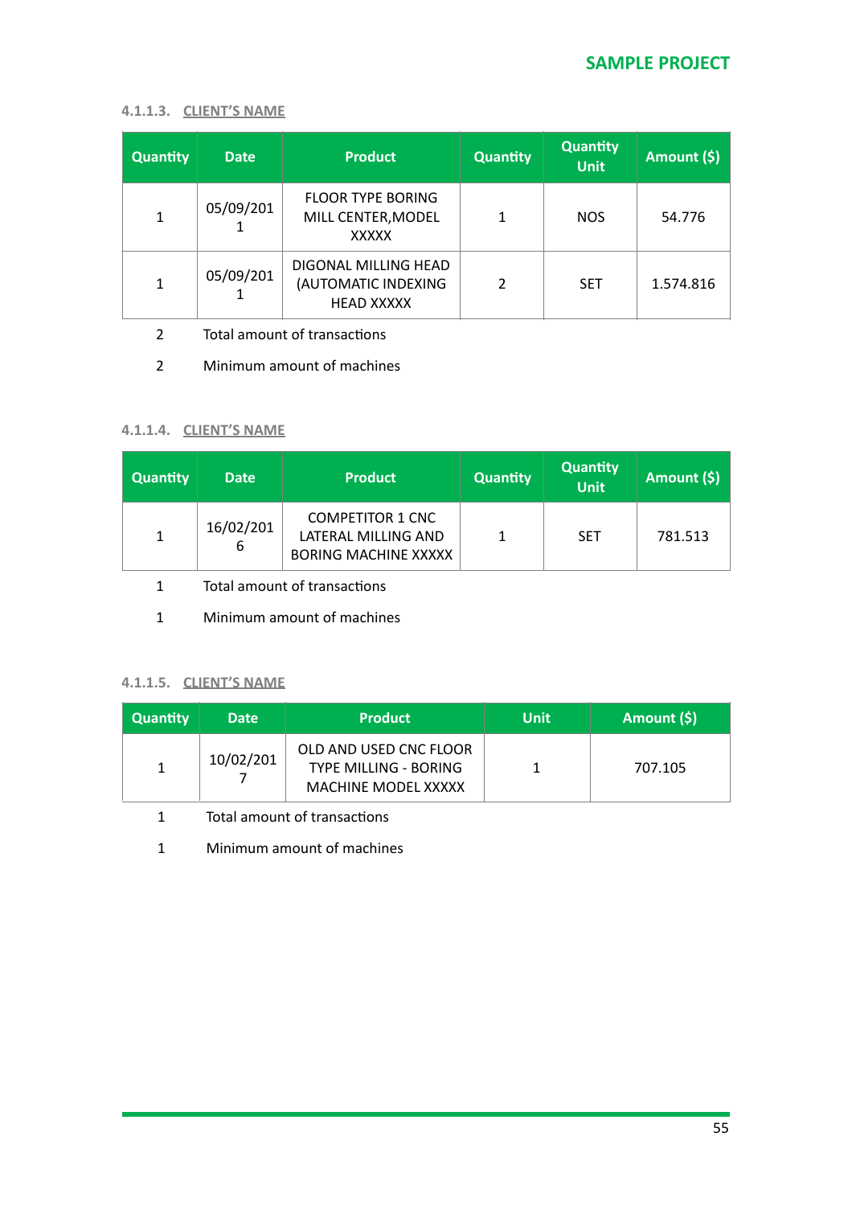#### 4.1.1.3. CLIENT'S NAME

| Quantity | Date | Product | Quantity | Quantity Unit | Amount ($) |
|---|---|---|---|---|---|
| 1 | 05/09/2011 | FLOOR TYPE BORING MILL CENTER,MODEL XXXXX | 1 | NOS | 54.776 |
| 1 | 05/09/2011 | DIGONAL MILLING HEAD (AUTOMATIC INDEXING HEAD XXXXX | 2 | SET | 1.574.816 |

2 Total amount of transactions

2 Minimum amount of machines

#### 4.1.1.4. CLIENT'S NAME

| Quantity | Date | Product | Quantity | Quantity Unit | Amount ($) |
|---|---|---|---|---|---|
| 1 | 16/02/2016 | COMPETITOR 1 CNC LATERAL MILLING AND BORING MACHINE XXXXX | 1 | SET | 781.513 |

1 Total amount of transactions

1 Minimum amount of machines

#### 4.1.1.5. CLIENT'S NAME

| Quantity | Date | Product | Unit | Amount ($) |
|---|---|---|---|---|
| 1 | 10/02/2017 | OLD AND USED CNC FLOOR TYPE MILLING - BORING MACHINE MODEL XXXXX | 1 | 707.105 |

1 Total amount of transactions

1 Minimum amount of machines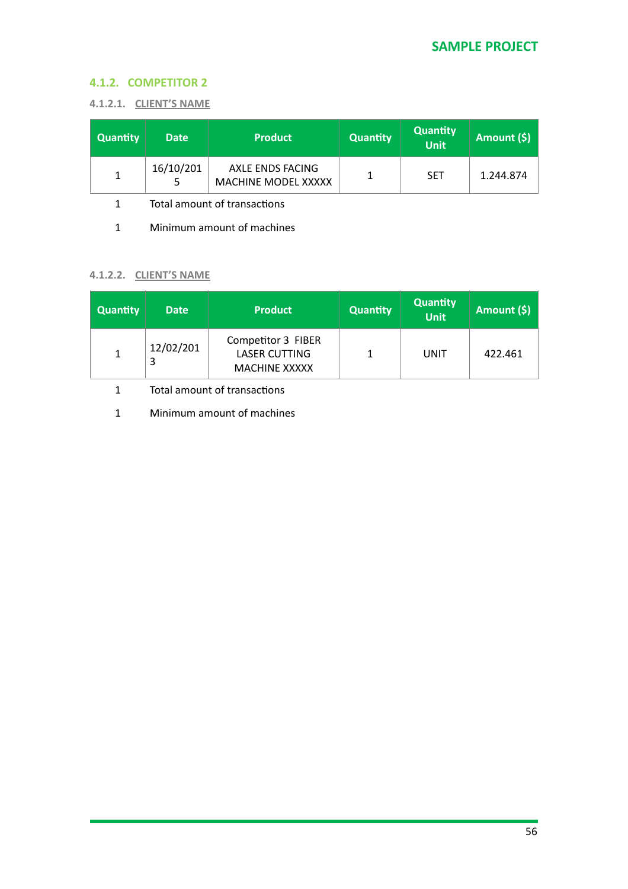### 4.1.2. COMPETITOR 2

#### 4.1.2.1. CLIENT'S NAME

| Quantity | Date | Product | Quantity | Quantity Unit | Amount ($) |
|---|---|---|---|---|---|
| 1 | 16/10/2015 | AXLE ENDS FACING MACHINE MODEL XXXXX | 1 | SET | 1.244.874 |

1 Total amount of transactions

1 Minimum amount of machines

#### 4.1.2.2. CLIENT'S NAME

| Quantity | Date | Product | Quantity | Quantity Unit | Amount ($) |
|---|---|---|---|---|---|
| 1 | 12/02/2013 | Competitor 3 FIBER LASER CUTTING MACHINE XXXXX | 1 | UNIT | 422.461 |

1 Total amount of transactions

1 Minimum amount of machines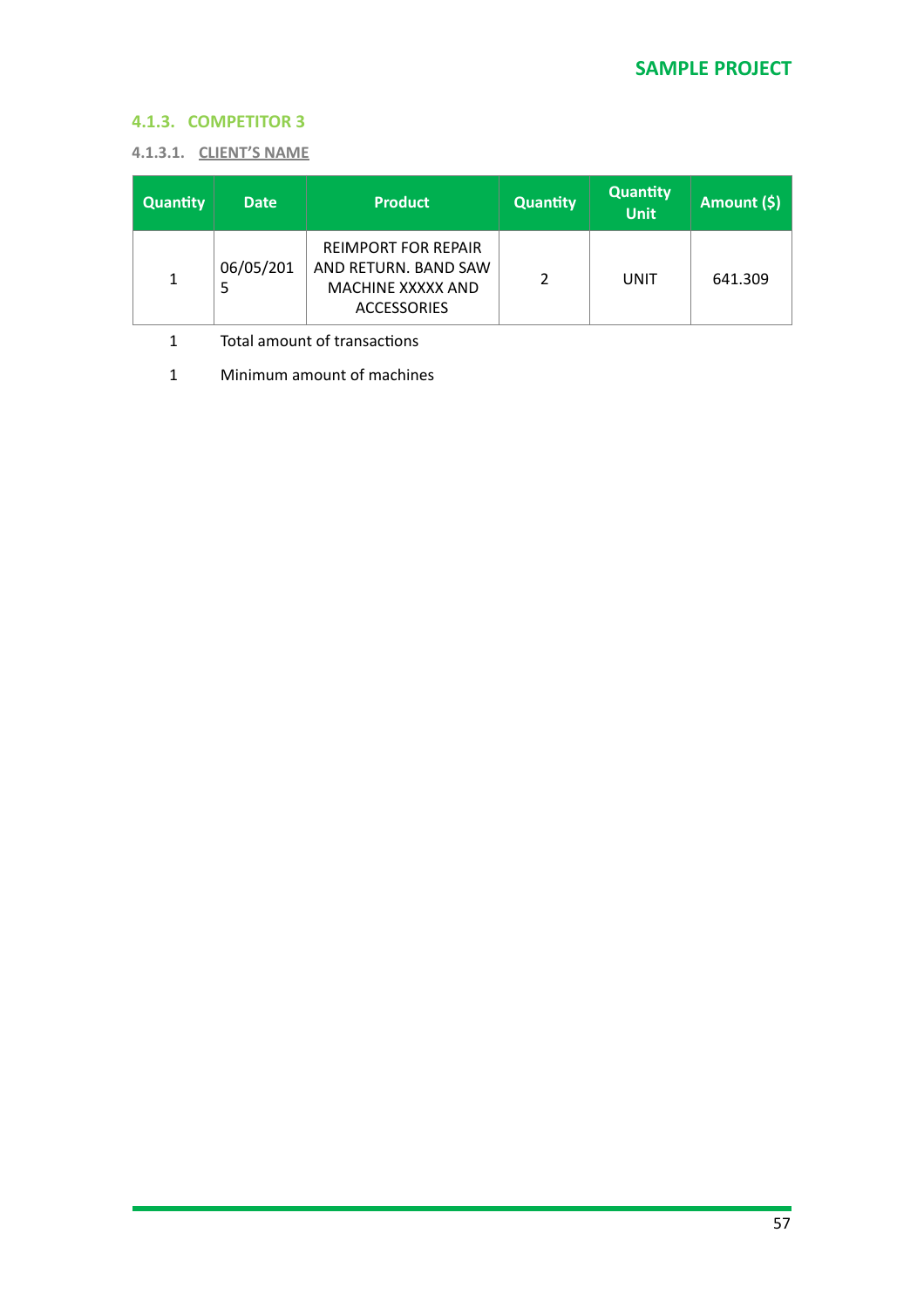### 4.1.3. COMPETITOR 3

#### 4.1.3.1. CLIENT'S NAME

| Quantity | Date | Product | Quantity | Quantity Unit | Amount ($) |
|---|---|---|---|---|---|
| 1 | 06/05/2015 | REIMPORT FOR REPAIR AND RETURN. BAND SAW MACHINE XXXXX AND ACCESSORIES | 2 | UNIT | 641.309 |

1 Total amount of transactions

1 Minimum amount of machines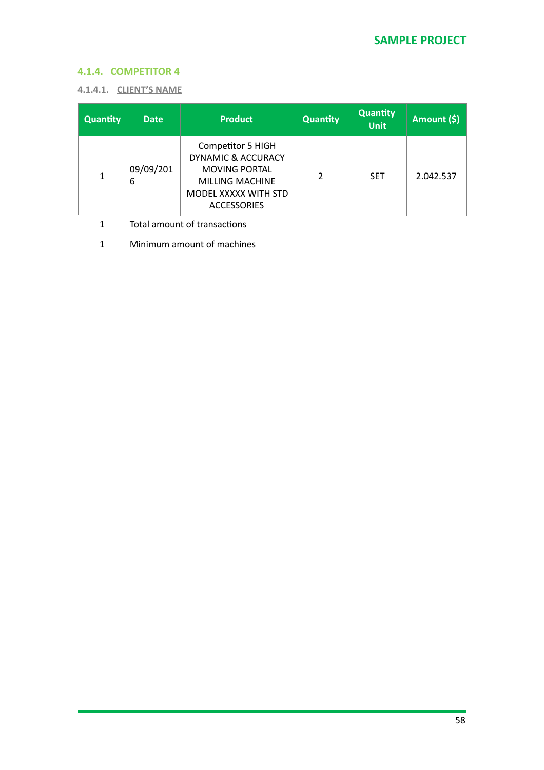### 4.1.4. COMPETITOR 4

#### 4.1.4.1. CLIENT'S NAME

| Quantity | Date | Product | Quantity | Quantity Unit | Amount ($) |
|---|---|---|---|---|---|
| 1 | 09/09/2016 | Competitor 5 HIGH DYNAMIC & ACCURACY MOVING PORTAL MILLING MACHINE MODEL XXXXX WITH STD ACCESSORIES | 2 | SET | 2.042.537 |
| 1 | Total amount of transactions | | | | |
| 1 | Minimum amount of machines | | | | |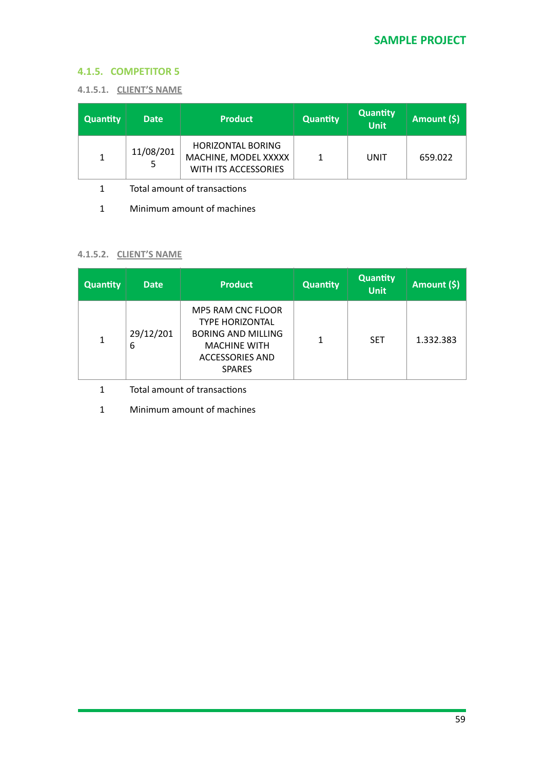### 4.1.5. COMPETITOR 5

#### 4.1.5.1. CLIENT'S NAME

| Quantity | Date | Product | Quantity | Quantity Unit | Amount ($) |
|---|---|---|---|---|---|
| 1 | 11/08/2015 | HORIZONTAL BORING MACHINE, MODEL XXXXX WITH ITS ACCESSORIES | 1 | UNIT | 659.022 |

1 Total amount of transactions

1 Minimum amount of machines

#### 4.1.5.2. CLIENT'S NAME

| Quantity | Date | Product | Quantity | Quantity Unit | Amount ($) |
|---|---|---|---|---|---|
| 1 | 29/12/2016 | MP5 RAM CNC FLOOR TYPE HORIZONTAL BORING AND MILLING MACHINE WITH ACCESSORIES AND SPARES | 1 | SET | 1.332.383 |

1 Total amount of transactions

1 Minimum amount of machines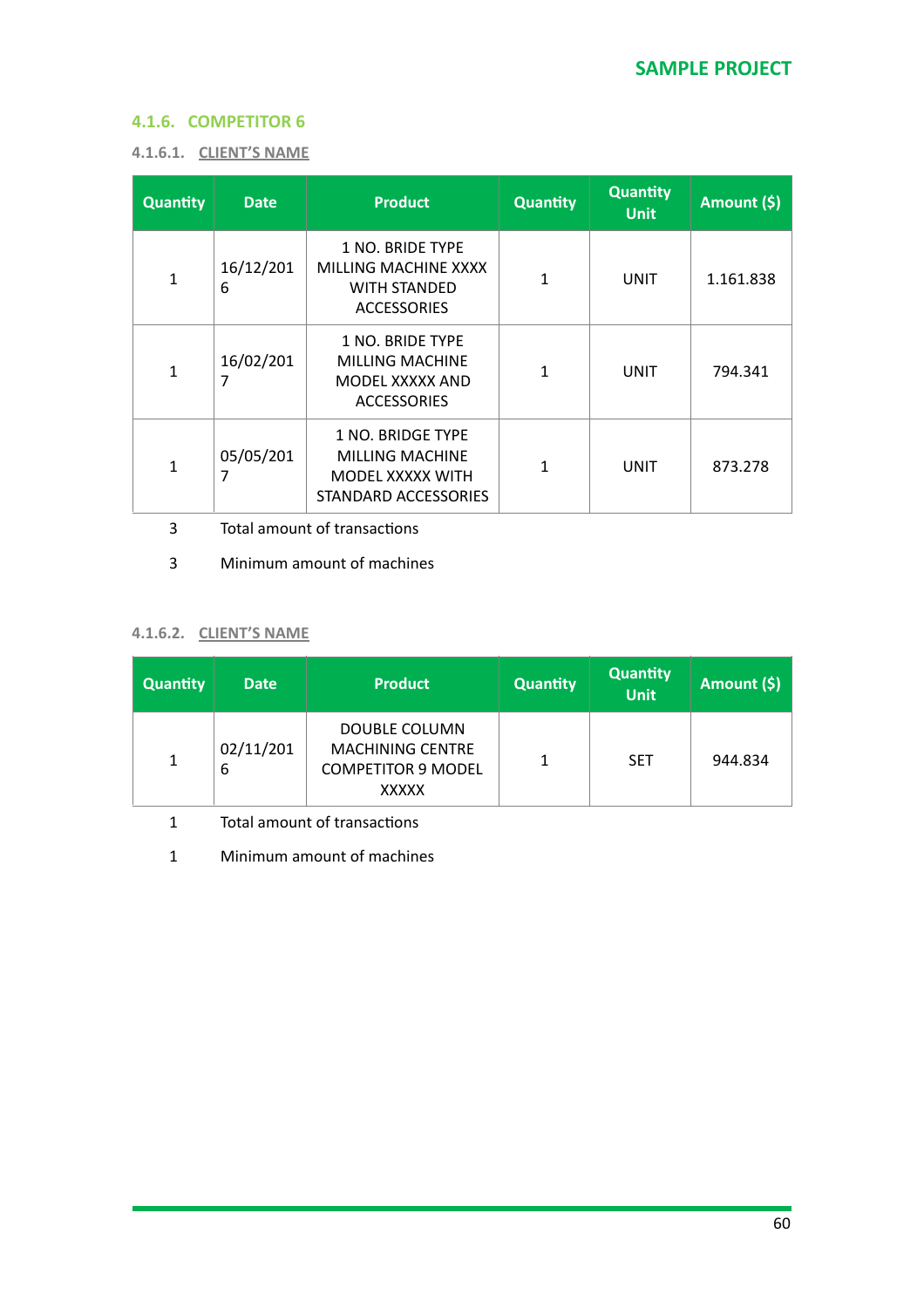### 4.1.6. COMPETITOR 6

#### 4.1.6.1. CLIENT'S NAME

| Quantity | Date | Product | Quantity | Quantity Unit | Amount ($) |
|---|---|---|---|---|---|
| 1 | 16/12/2016 | 1 NO. BRIDE TYPE MILLING MACHINE XXXX WITH STANDED ACCESSORIES | 1 | UNIT | 1.161.838 |
| 1 | 16/02/2017 | 1 NO. BRIDE TYPE MILLING MACHINE MODEL XXXXX AND ACCESSORIES | 1 | UNIT | 794.341 |
| 1 | 05/05/2017 | 1 NO. BRIDGE TYPE MILLING MACHINE MODEL XXXXX WITH STANDARD ACCESSORIES | 1 | UNIT | 873.278 |
| 3 | Total amount of transactions | | | | |
| 3 | Minimum amount of machines | | | | |

#### 4.1.6.2. CLIENT'S NAME

| Quantity | Date | Product | Quantity | Quantity Unit | Amount ($) |
|---|---|---|---|---|---|
| 1 | 02/11/2016 | DOUBLE COLUMN MACHINING CENTRE COMPETITOR 9 MODEL XXXXX | 1 | SET | 944.834 |
| 1 | Total amount of transactions | | | | |
| 1 | Minimum amount of machines | | | | |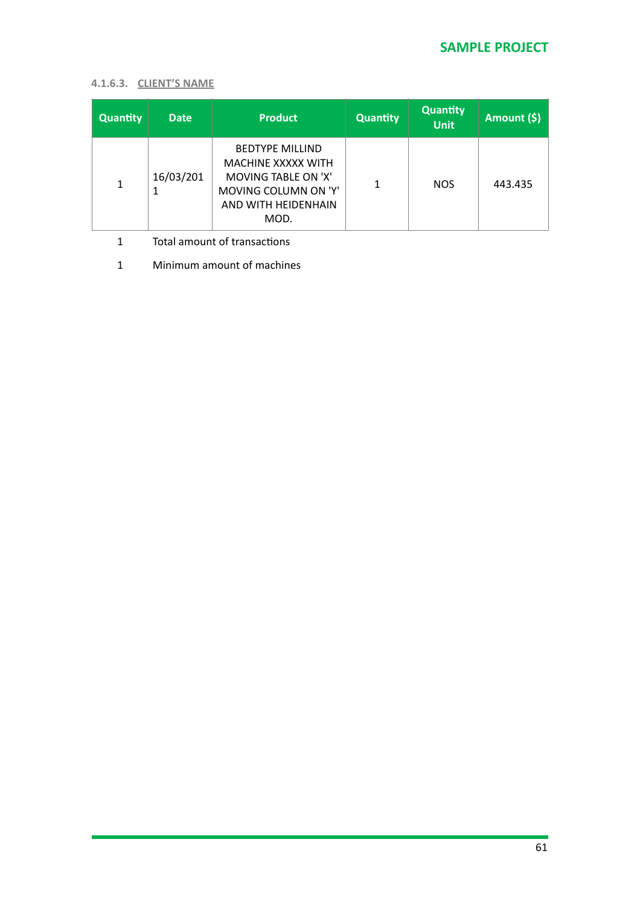#### 4.1.6.3. CLIENT'S NAME

| Quantity | Date | Product | Quantity | Quantity Unit | Amount ($) |
| --- | --- | --- | --- | --- | --- |
| 1 | 16/03/2011 | BEDTYPE MILLIND MACHINE XXXXX WITH MOVING TABLE ON 'X' MOVING COLUMN ON 'Y' AND WITH HEIDENHAIN MOD. | 1 | NOS | 443.435 |
| 1 | Total amount of transactions | | | | |
| 1 | Minimum amount of machines | | | | |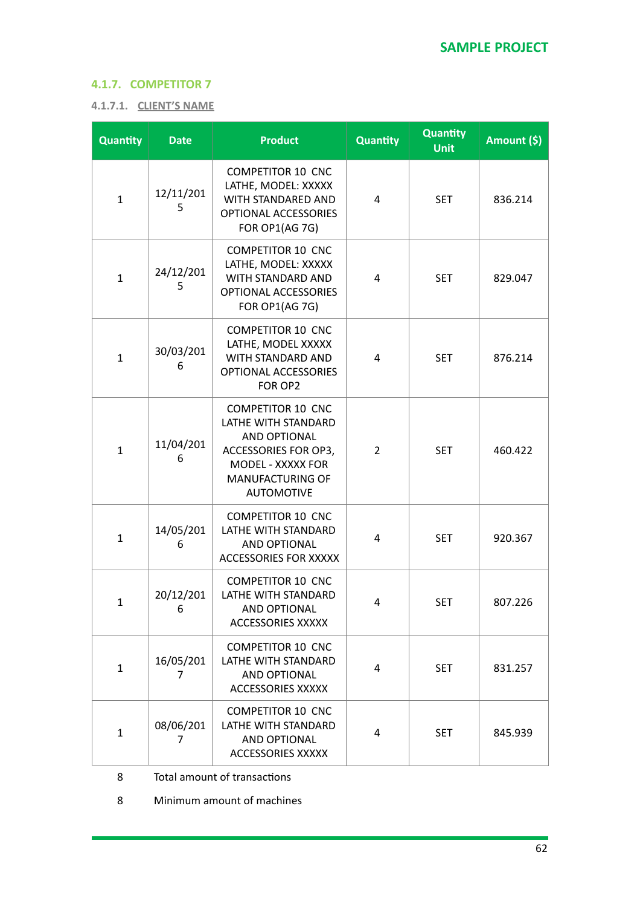#### 4.1.7. COMPETITOR 7

##### 4.1.7.1. CLIENT'S NAME

| Quantity | Date | Product | Quantity | Quantity Unit | Amount ($) |
|---|---|---|---|---|---|
| 1 | 12/11/2015 | COMPETITOR 10 CNC LATHE, MODEL: XXXXX WITH STANDARED AND OPTIONAL ACCESSORIES FOR OP1(AG 7G) | 4 | SET | 836.214 |
| 1 | 24/12/2015 | COMPETITOR 10 CNC LATHE, MODEL: XXXXX WITH STANDARD AND OPTIONAL ACCESSORIES FOR OP1(AG 7G) | 4 | SET | 829.047 |
| 1 | 30/03/2016 | COMPETITOR 10 CNC LATHE, MODEL XXXXX WITH STANDARD AND OPTIONAL ACCESSORIES FOR OP2 | 4 | SET | 876.214 |
| 1 | 11/04/2016 | COMPETITOR 10 CNC LATHE WITH STANDARD AND OPTIONAL ACCESSORIES FOR OP3, MODEL - XXXXX FOR MANUFACTURING OF AUTOMOTIVE | 2 | SET | 460.422 |
| 1 | 14/05/2016 | COMPETITOR 10 CNC LATHE WITH STANDARD AND OPTIONAL ACCESSORIES FOR XXXXX | 4 | SET | 920.367 |
| 1 | 20/12/2016 | COMPETITOR 10 CNC LATHE WITH STANDARD AND OPTIONAL ACCESSORIES XXXXX | 4 | SET | 807.226 |
| 1 | 16/05/2017 | COMPETITOR 10 CNC LATHE WITH STANDARD AND OPTIONAL ACCESSORIES XXXXX | 4 | SET | 831.257 |
| 1 | 08/06/2017 | COMPETITOR 10 CNC LATHE WITH STANDARD AND OPTIONAL ACCESSORIES XXXXX | 4 | SET | 845.939 |
| 8 | Total amount of transactions | | | | |
| 8 | Minimum amount of machines | | | | |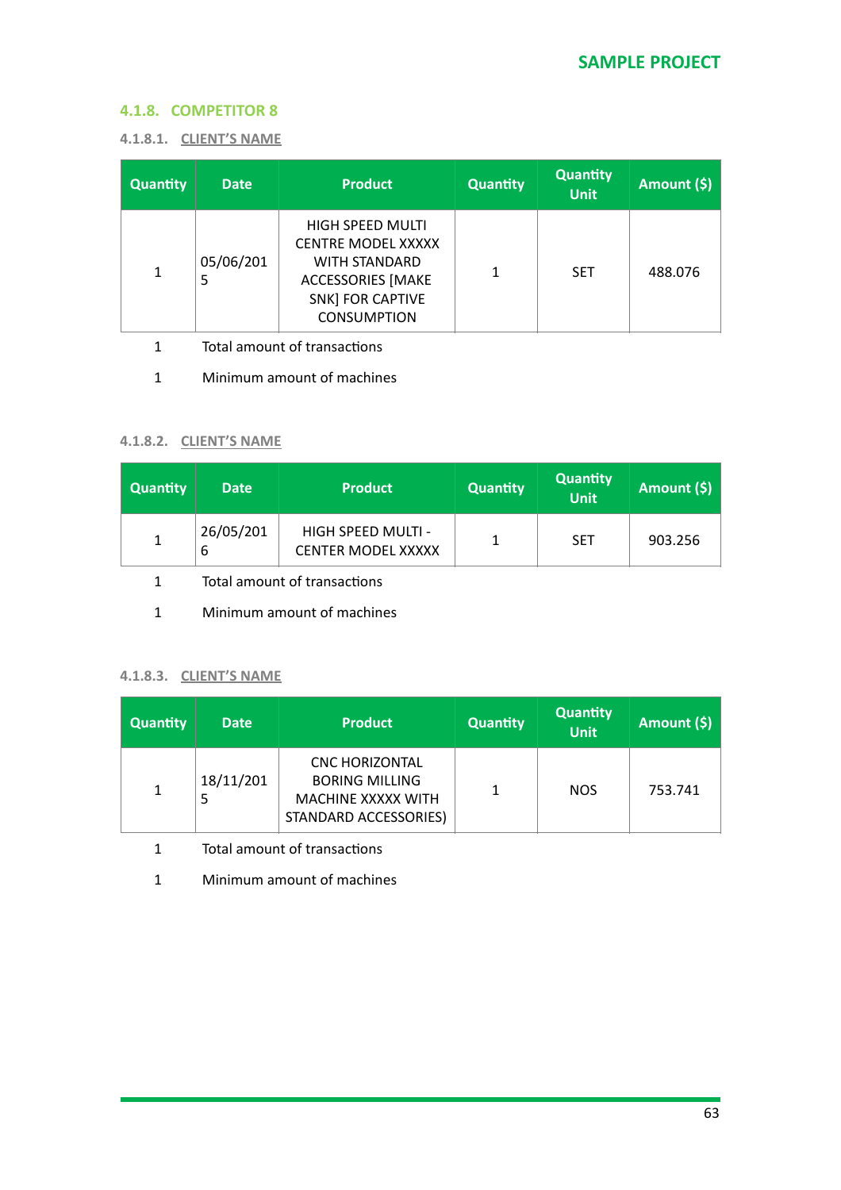### 4.1.8. COMPETITOR 8

#### 4.1.8.1. CLIENT'S NAME

| Quantity | Date | Product | Quantity | Quantity Unit | Amount ($) |
|---|---|---|---|---|---|
| 1 | 05/06/2015 | HIGH SPEED MULTI CENTRE MODEL XXXXX WITH STANDARD ACCESSORIES [MAKE SNK] FOR CAPTIVE CONSUMPTION | 1 | SET | 488.076 |

1 Total amount of transactions

1 Minimum amount of machines

#### 4.1.8.2. CLIENT'S NAME

| Quantity | Date | Product | Quantity | Quantity Unit | Amount ($) |
|---|---|---|---|---|---|
| 1 | 26/05/2016 | HIGH SPEED MULTI - CENTER MODEL XXXXX | 1 | SET | 903.256 |

1 Total amount of transactions

1 Minimum amount of machines

#### 4.1.8.3. CLIENT'S NAME

| Quantity | Date | Product | Quantity | Quantity Unit | Amount ($) |
|---|---|---|---|---|---|
| 1 | 18/11/2015 | CNC HORIZONTAL BORING MILLING MACHINE XXXXX WITH STANDARD ACCESSORIES) | 1 | NOS | 753.741 |

1 Total amount of transactions

1 Minimum amount of machines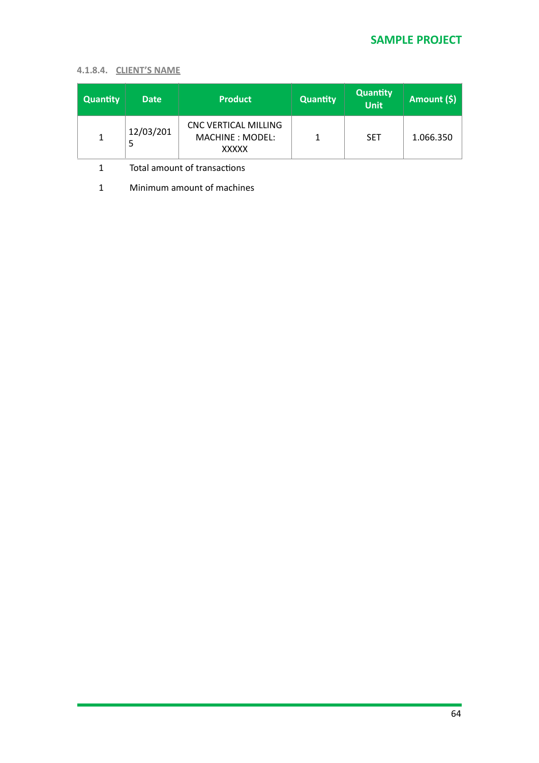#### 4.1.8.4. CLIENT'S NAME

| Quantity | Date | Product | Quantity | Quantity Unit | Amount ($) |
|---|---|---|---|---|---|
| 1 | 12/03/2015 | CNC VERTICAL MILLING MACHINE : MODEL: XXXXX | 1 | SET | 1.066.350 |

1 Total amount of transactions

1 Minimum amount of machines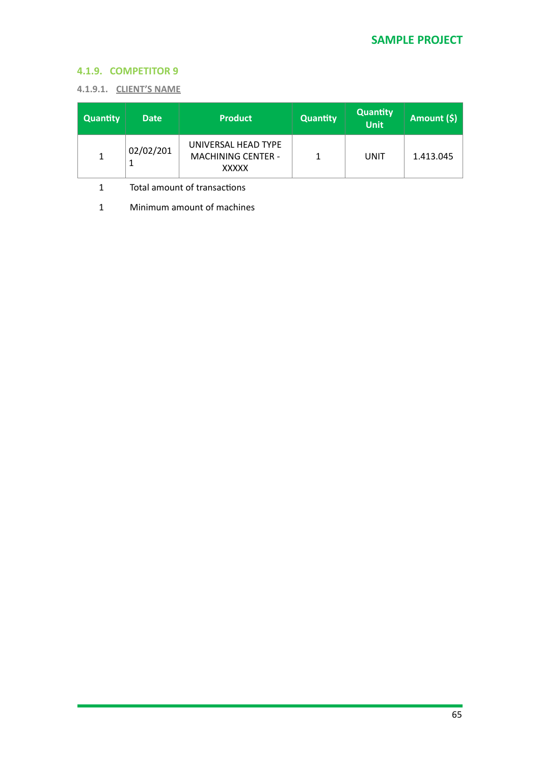#### 4.1.9. COMPETITOR 9

##### 4.1.9.1. CLIENT'S NAME

| Quantity | Date | Product | Quantity | Quantity Unit | Amount ($) |
|---|---|---|---|---|---|
| 1 | 02/02/2011 | UNIVERSAL HEAD TYPE MACHINING CENTER - XXXXX | 1 | UNIT | 1.413.045 |

1 Total amount of transactions

1 Minimum amount of machines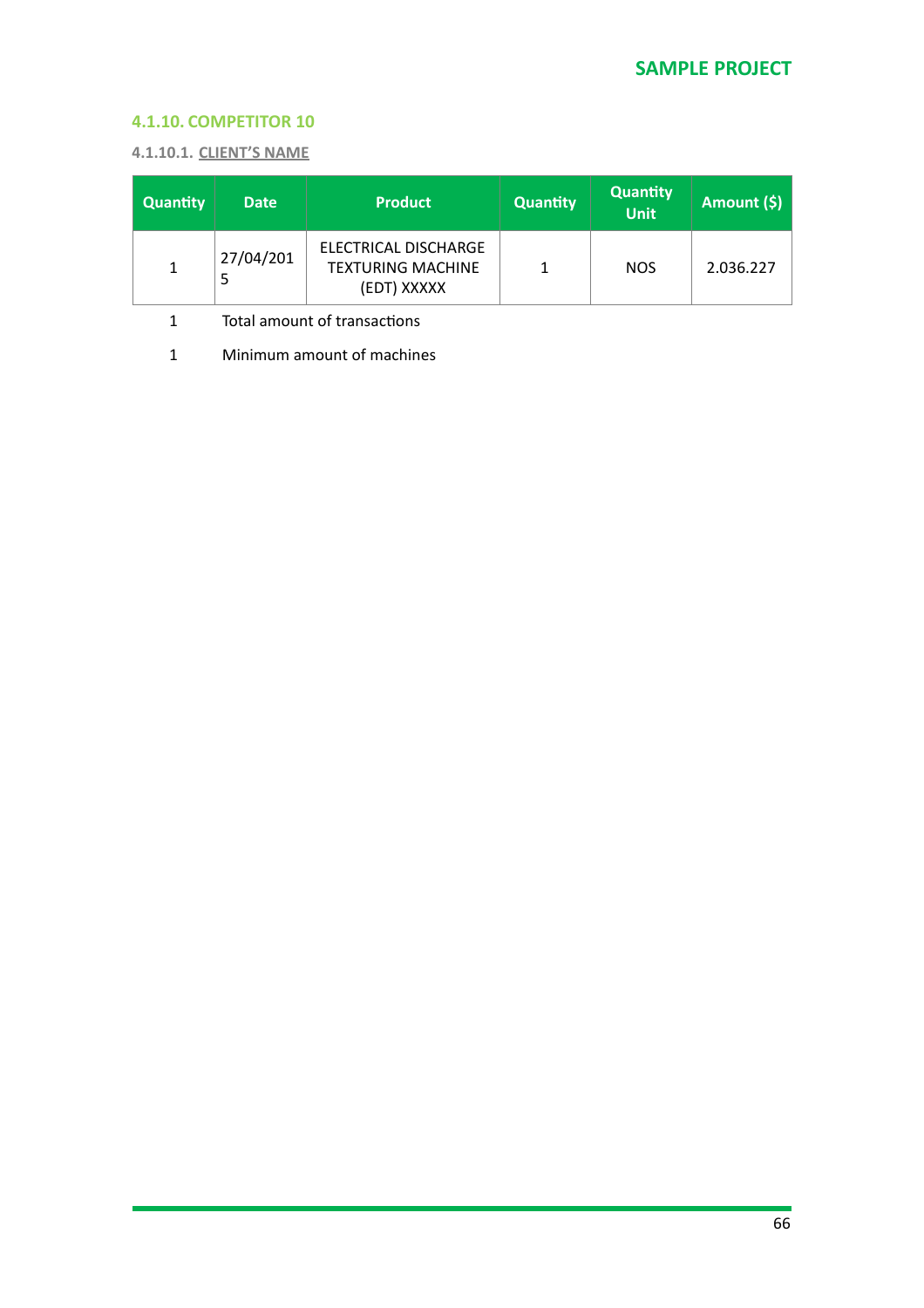### 4.1.10. COMPETITOR 10

#### 4.1.10.1. CLIENT'S NAME

| Quantity | Date | Product | Quantity | Quantity Unit | Amount ($) |
|---|---|---|---|---|---|
| 1 | 27/04/2015 | ELECTRICAL DISCHARGE TEXTURING MACHINE (EDT) XXXXX | 1 | NOS | 2.036.227 |

1 Total amount of transactions

1 Minimum amount of machines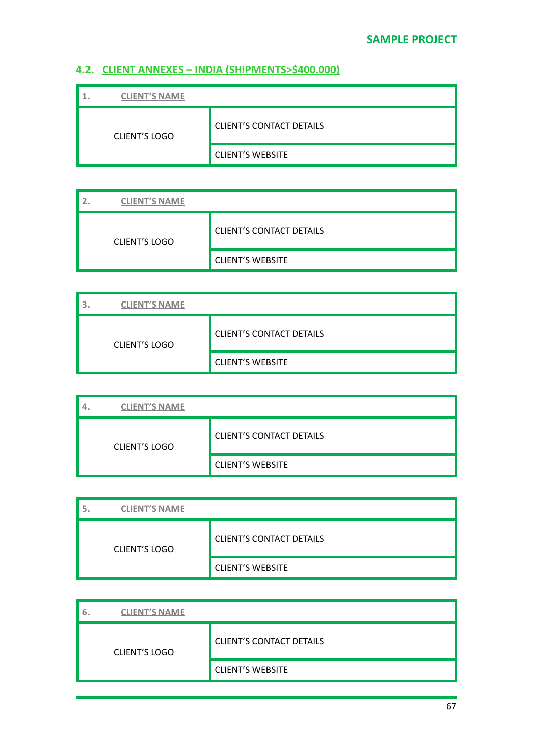## 4.2. CLIENT ANNEXES – INDIA (SHIPMENTS>$400.000)

| 1. CLIENT'S NAME | |
|---|---|
| CLIENT'S LOGO | CLIENT'S CONTACT DETAILS |
| | CLIENT'S WEBSITE |

| 2. CLIENT'S NAME | |
|---|---|
| CLIENT'S LOGO | CLIENT'S CONTACT DETAILS |
| | CLIENT'S WEBSITE |

| 3. CLIENT'S NAME | |
|---|---|
| CLIENT'S LOGO | CLIENT'S CONTACT DETAILS |
| | CLIENT'S WEBSITE |

| 4. CLIENT'S NAME | |
|---|---|
| CLIENT'S LOGO | CLIENT'S CONTACT DETAILS |
| | CLIENT'S WEBSITE |

| 5. CLIENT'S NAME | |
|---|---|
| CLIENT'S LOGO | CLIENT'S CONTACT DETAILS |
| | CLIENT'S WEBSITE |

| 6. CLIENT'S NAME | |
|---|---|
| CLIENT'S LOGO | CLIENT'S CONTACT DETAILS |
| | CLIENT'S WEBSITE |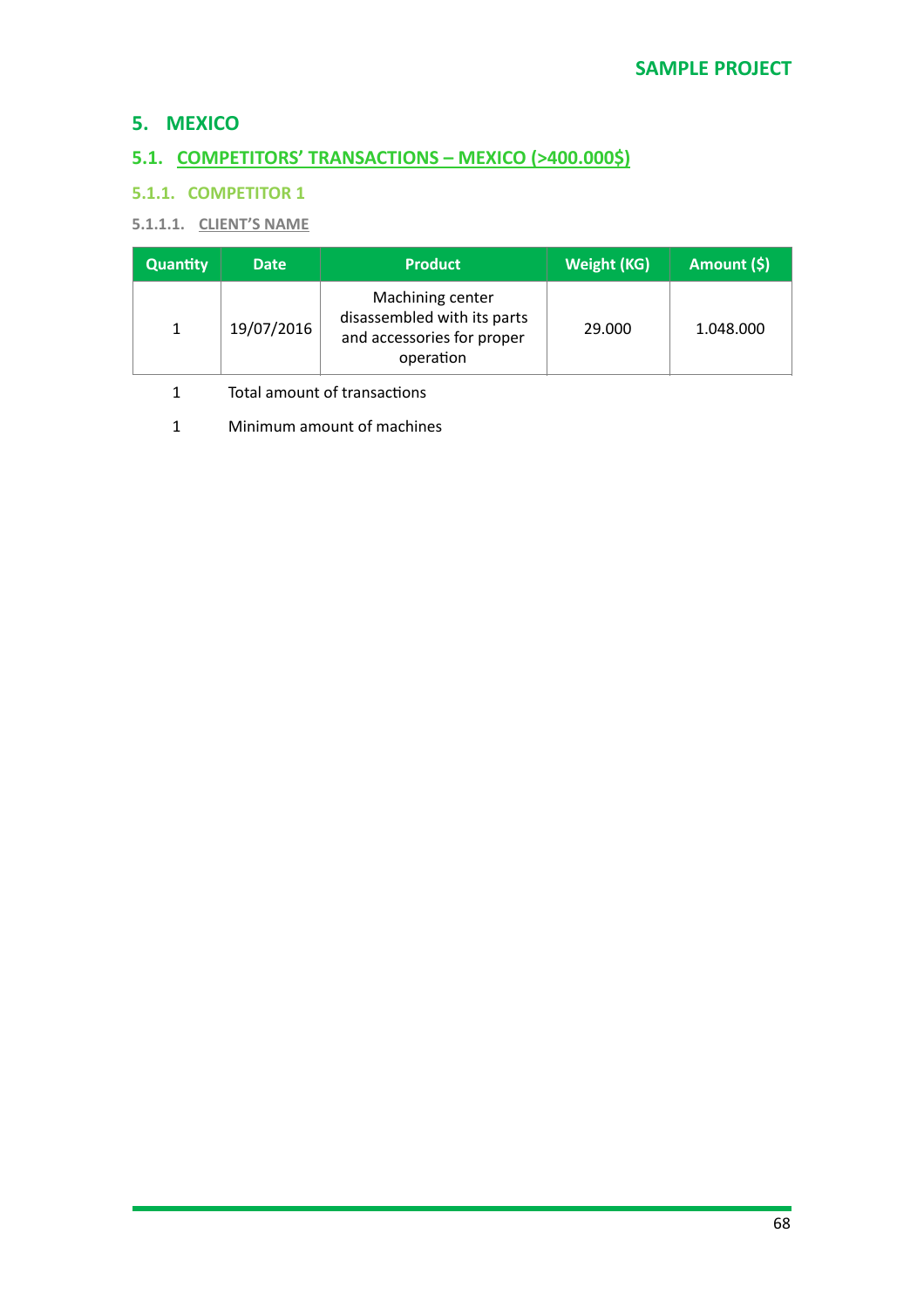# 5. MEXICO

## 5.1. COMPETITORS' TRANSACTIONS – MEXICO (>400.000$)

### 5.1.1. COMPETITOR 1

#### 5.1.1.1. CLIENT'S NAME

| Quantity | Date | Product | Weight (KG) | Amount ($) |
|---|---|---|---|---|
| 1 | 19/07/2016 | Machining center disassembled with its parts and accessories for proper operation | 29.000 | 1.048.000 |

1 Total amount of transactions

1 Minimum amount of machines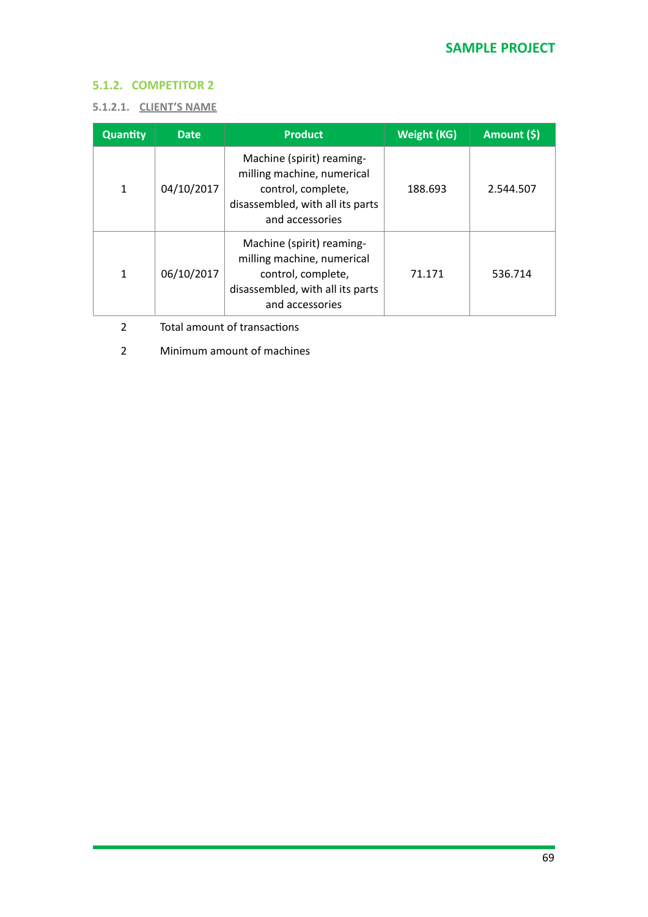### 5.1.2. COMPETITOR 2

#### 5.1.2.1. CLIENT'S NAME

| Quantity | Date | Product | Weight (KG) | Amount ($) |
|---|---|---|---|---|
| 1 | 04/10/2017 | Machine (spirit) reaming-milling machine, numerical control, complete, disassembled, with all its parts and accessories | 188.693 | 2.544.507 |
| 1 | 06/10/2017 | Machine (spirit) reaming-milling machine, numerical control, complete, disassembled, with all its parts and accessories | 71.171 | 536.714 |

2 Total amount of transactions

2 Minimum amount of machines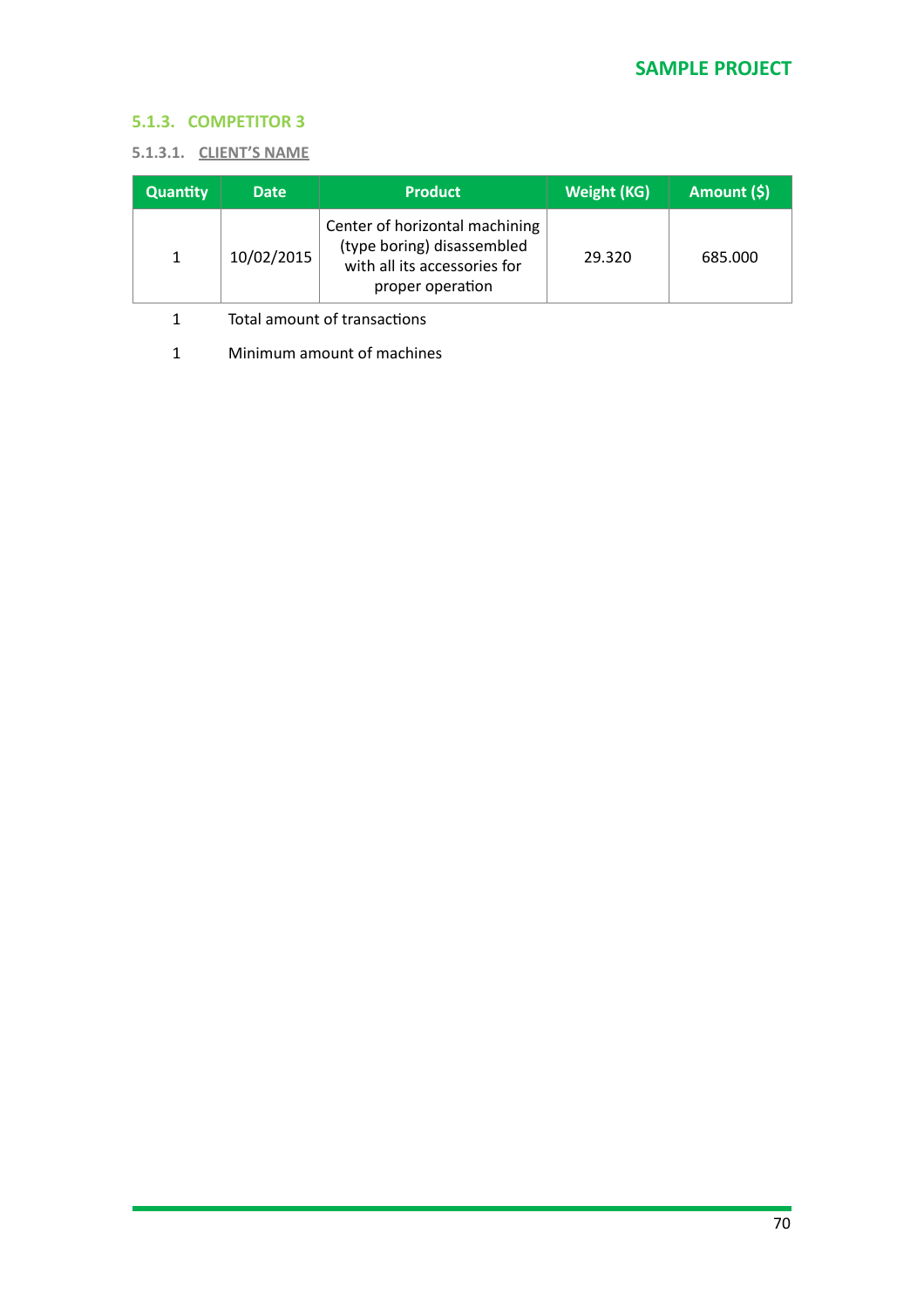### 5.1.3. COMPETITOR 3

#### 5.1.3.1. CLIENT'S NAME

| Quantity | Date | Product | Weight (KG) | Amount ($) |
|---|---|---|---|---|
| 1 | 10/02/2015 | Center of horizontal machining (type boring) disassembled with all its accessories for proper operation | 29.320 | 685.000 |

1 Total amount of transactions

1 Minimum amount of machines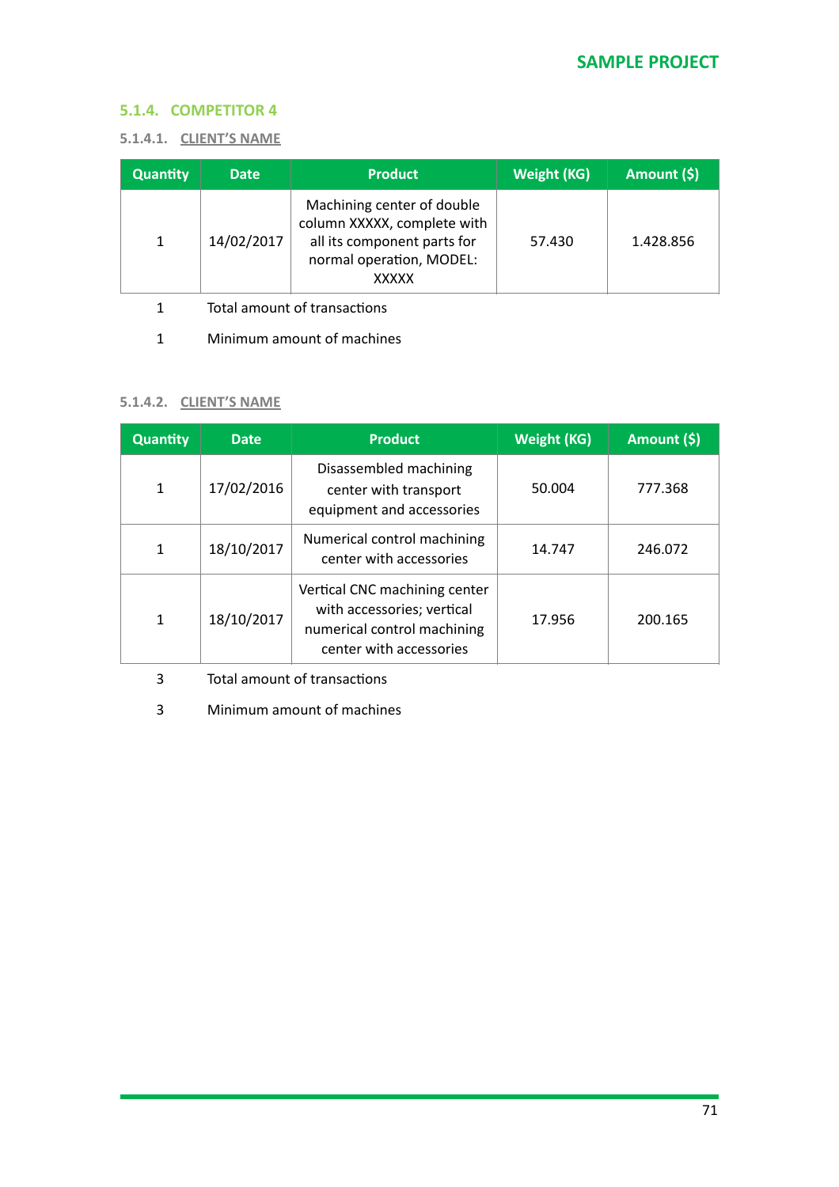### 5.1.4. COMPETITOR 4

#### 5.1.4.1. CLIENT'S NAME

| Quantity | Date | Product | Weight (KG) | Amount ($) |
|---|---|---|---|---|
| 1 | 14/02/2017 | Machining center of double column XXXXX, complete with all its component parts for normal operation, MODEL: XXXXX | 57.430 | 1.428.856 |

| | |
|---|---|
| 1 | Total amount of transactions |
| 1 | Minimum amount of machines |

#### 5.1.4.2. CLIENT'S NAME

| Quantity | Date | Product | Weight (KG) | Amount ($) |
|---|---|---|---|---|
| 1 | 17/02/2016 | Disassembled machining center with transport equipment and accessories | 50.004 | 777.368 |
| 1 | 18/10/2017 | Numerical control machining center with accessories | 14.747 | 246.072 |
| 1 | 18/10/2017 | Vertical CNC machining center with accessories; vertical numerical control machining center with accessories | 17.956 | 200.165 |

| | |
|---|---|
| 3 | Total amount of transactions |
| 3 | Minimum amount of machines |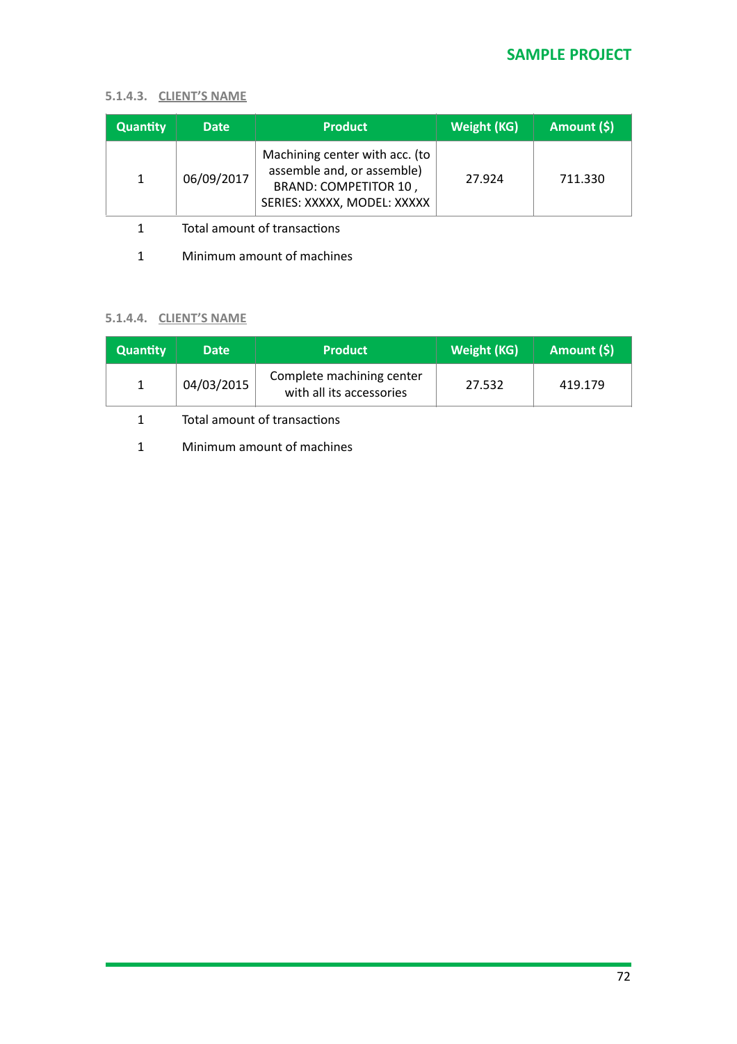#### 5.1.4.3. CLIENT'S NAME

| Quantity | Date | Product | Weight (KG) | Amount ($) |
|---|---|---|---|---|
| 1 | 06/09/2017 | Machining center with acc. (to assemble and, or assemble) BRAND: COMPETITOR 10 , SERIES: XXXXX, MODEL: XXXXX | 27.924 | 711.330 |

1 Total amount of transactions

1 Minimum amount of machines

#### 5.1.4.4. CLIENT'S NAME

| Quantity | Date | Product | Weight (KG) | Amount ($) |
|---|---|---|---|---|
| 1 | 04/03/2015 | Complete machining center with all its accessories | 27.532 | 419.179 |

1 Total amount of transactions

1 Minimum amount of machines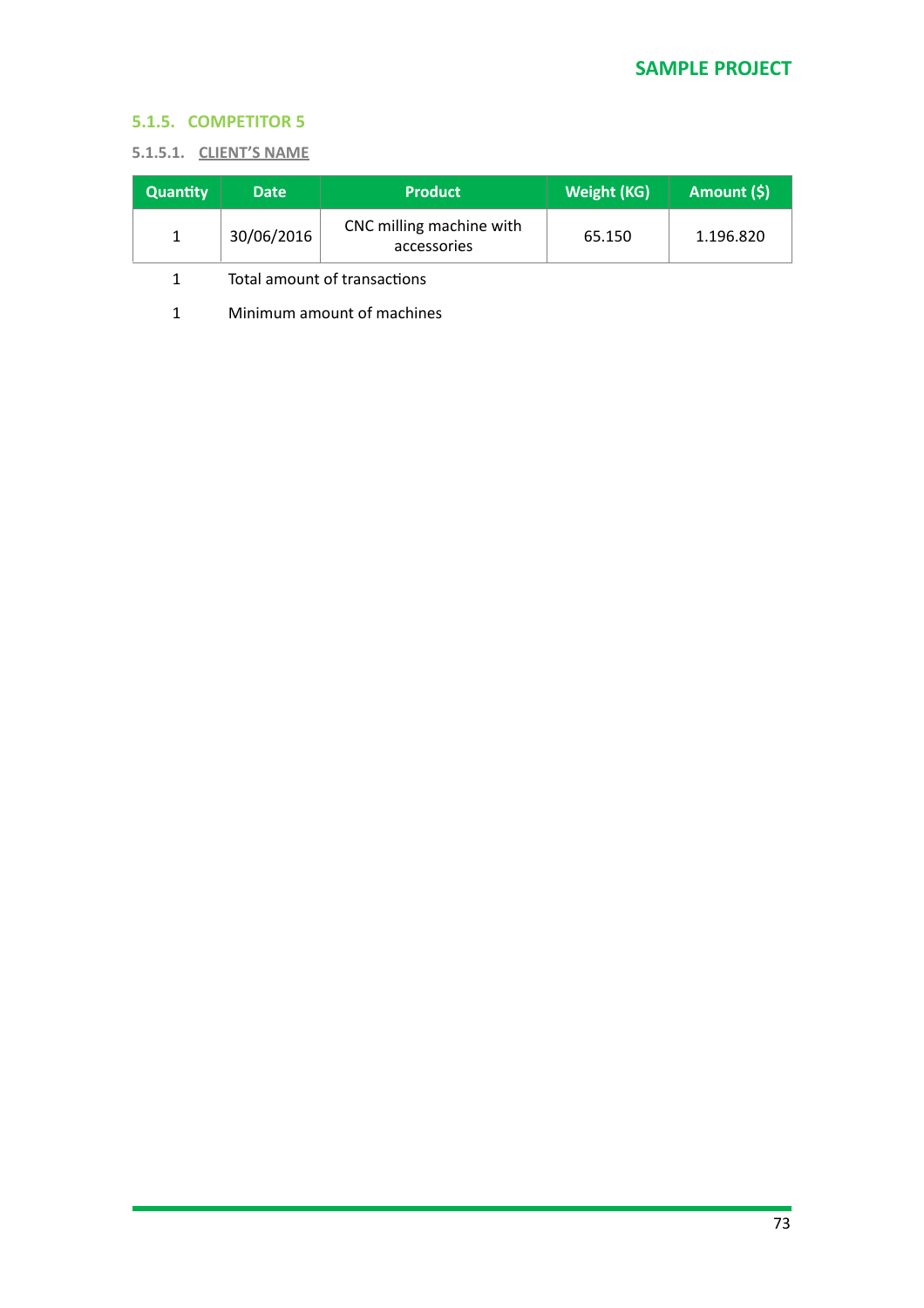### 5.1.5. COMPETITOR 5

#### 5.1.5.1. CLIENT'S NAME

| Quantity | Date | Product | Weight (KG) | Amount ($) |
|---|---|---|---|---|
| 1 | 30/06/2016 | CNC milling machine with accessories | 65.150 | 1.196.820 |

1 Total amount of transactions

1 Minimum amount of machines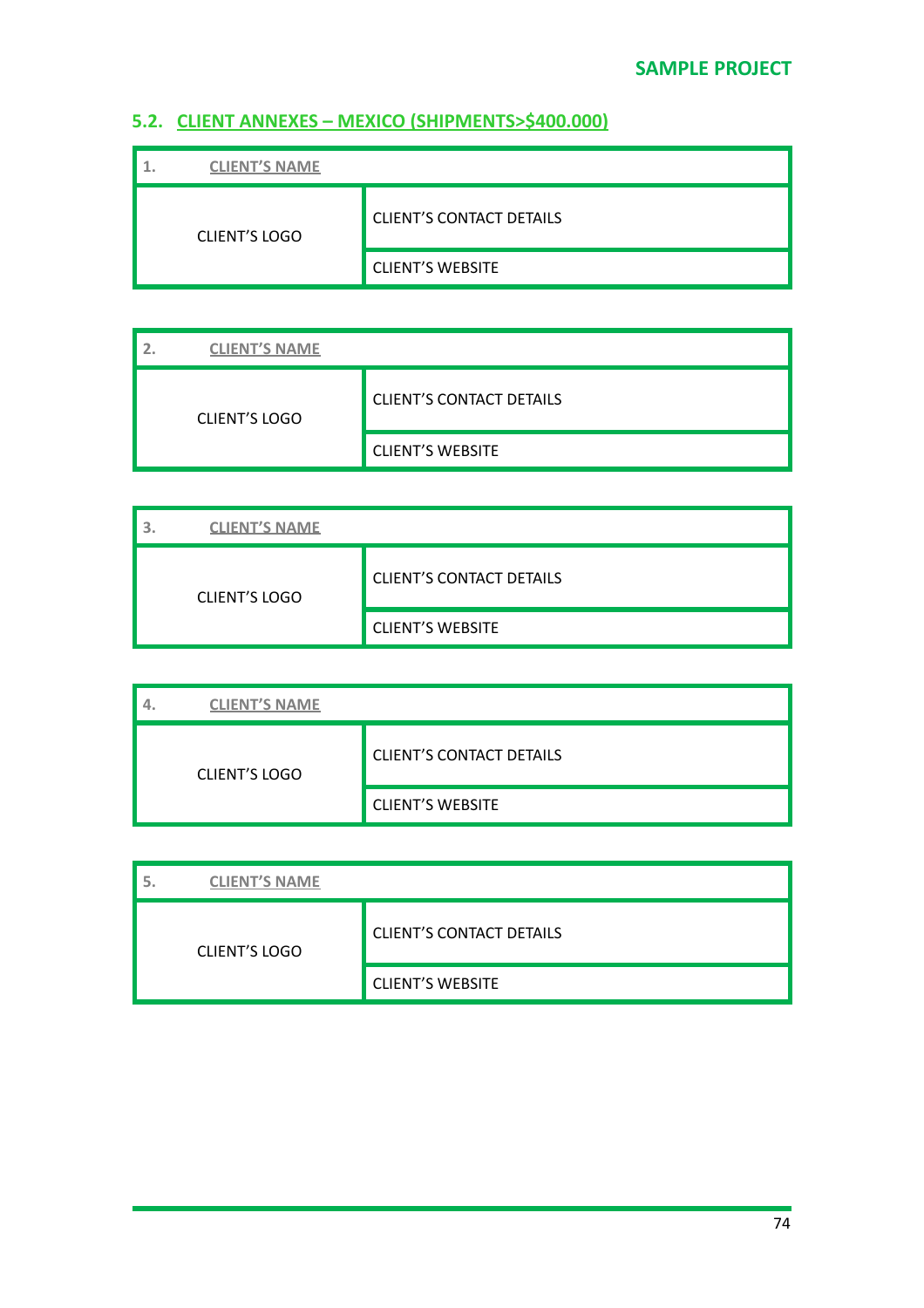## 5.2. CLIENT ANNEXES – MEXICO (SHIPMENTS>$400.000)

| 1. CLIENT'S NAME | |
|---|---|
| CLIENT'S LOGO | CLIENT'S CONTACT DETAILS |
| | CLIENT'S WEBSITE |

| 2. CLIENT'S NAME | |
|---|---|
| CLIENT'S LOGO | CLIENT'S CONTACT DETAILS |
| | CLIENT'S WEBSITE |

| 3. CLIENT'S NAME | |
|---|---|
| CLIENT'S LOGO | CLIENT'S CONTACT DETAILS |
| | CLIENT'S WEBSITE |

| 4. CLIENT'S NAME | |
|---|---|
| CLIENT'S LOGO | CLIENT'S CONTACT DETAILS |
| | CLIENT'S WEBSITE |

| 5. CLIENT'S NAME | |
|---|---|
| CLIENT'S LOGO | CLIENT'S CONTACT DETAILS |
| | CLIENT'S WEBSITE |